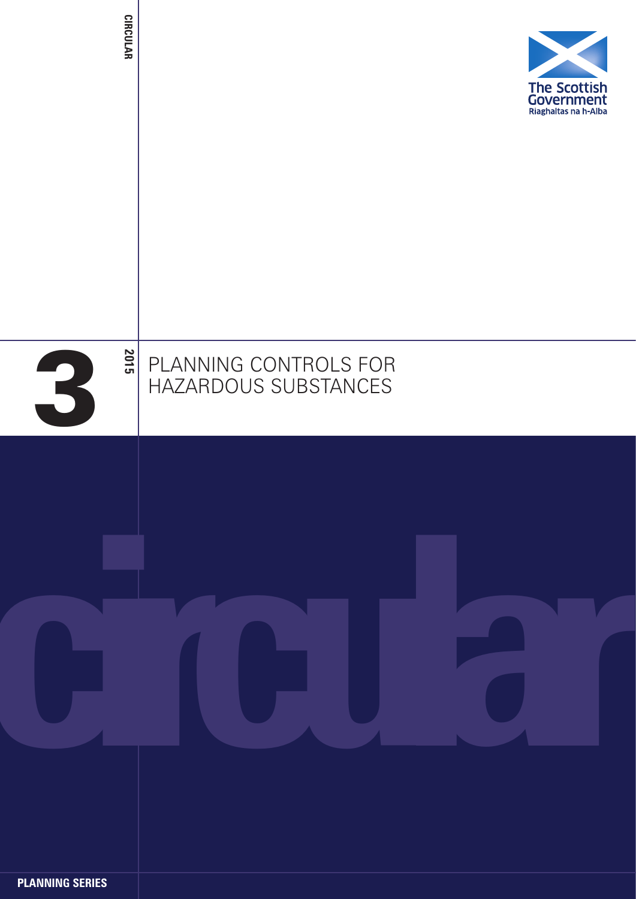CIRCULAR

The Scottish Government
Riaghaltas na h-Alba

# 3 2015

# PLANNING CONTROLS FOR HAZARDOUS SUBSTANCES

circular

**PLANNING SERIES**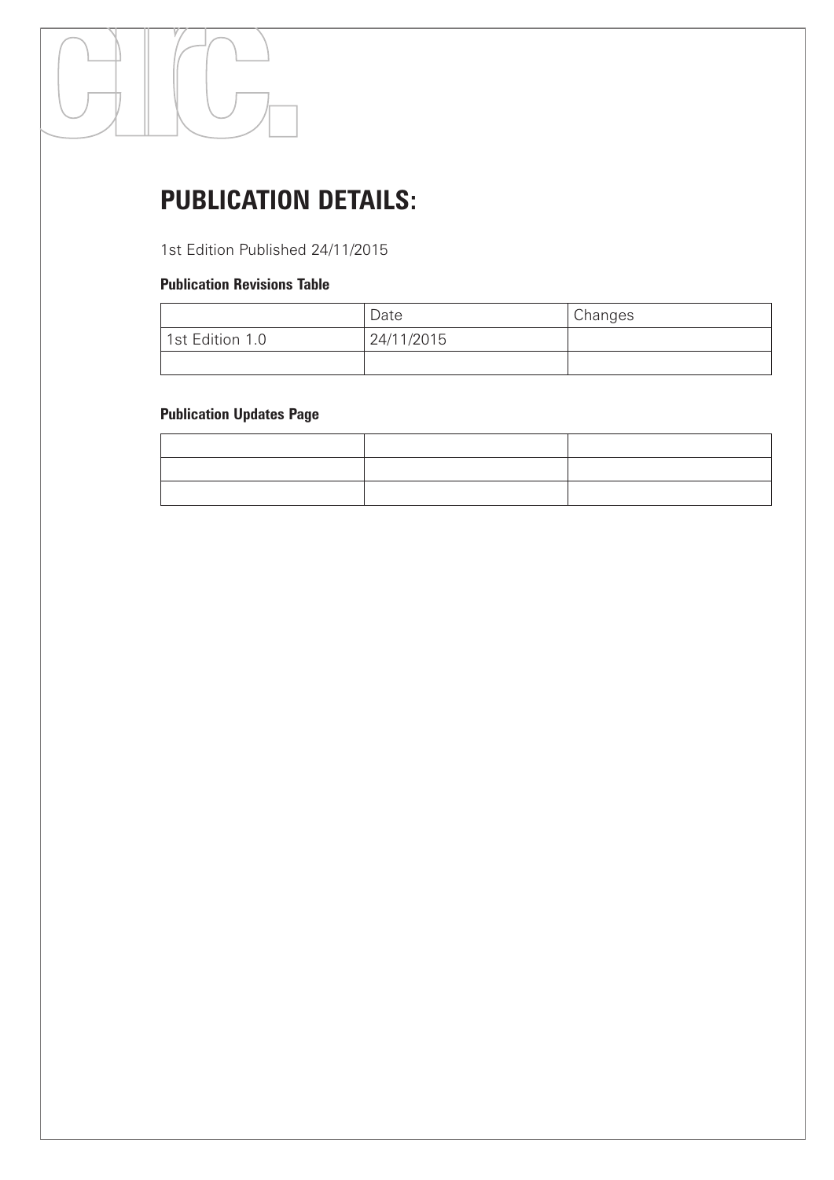# PUBLICATION DETAILS:

1st Edition Published 24/11/2015

**Publication Revisions Table**

| | Date | Changes |
|---|---|---|
| 1st Edition 1.0 | 24/11/2015 | |
| | | |

**Publication Updates Page**

| | | |
|---|---|---|
| | | |
| | | |
| | | |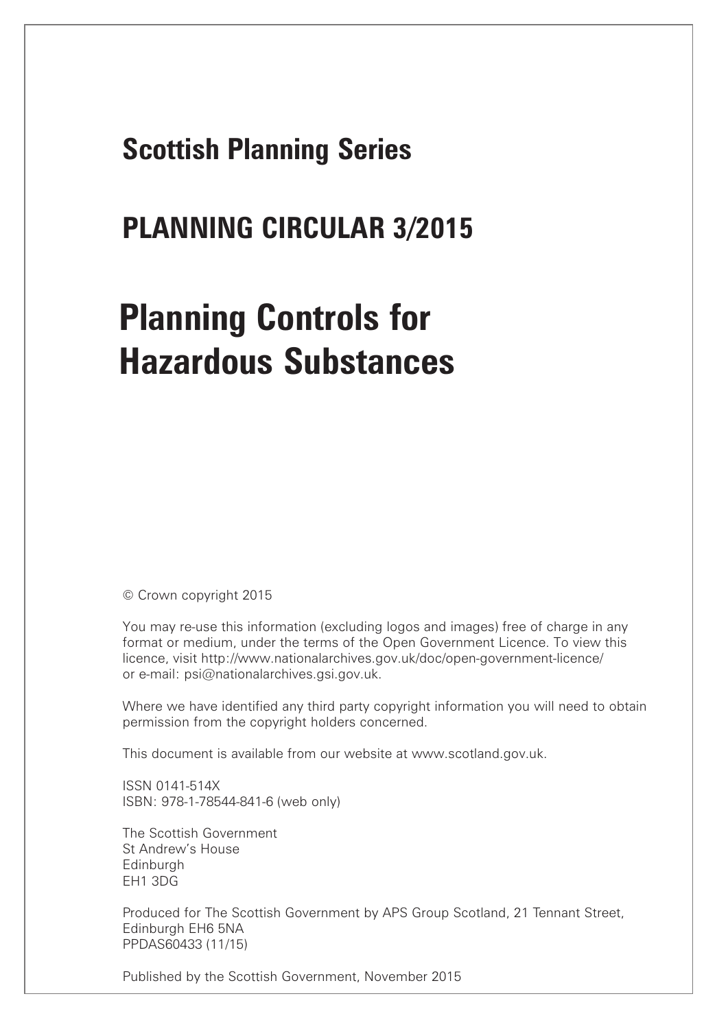## Scottish Planning Series

## PLANNING CIRCULAR 3/2015

# Planning Controls for Hazardous Substances

© Crown copyright 2015

You may re-use this information (excluding logos and images) free of charge in any format or medium, under the terms of the Open Government Licence. To view this licence, visit http://www.nationalarchives.gov.uk/doc/open-government-licence/ or e-mail: psi@nationalarchives.gsi.gov.uk.

Where we have identified any third party copyright information you will need to obtain permission from the copyright holders concerned.

This document is available from our website at www.scotland.gov.uk.

ISSN 0141-514X
ISBN: 978-1-78544-841-6 (web only)

The Scottish Government
St Andrew's House
Edinburgh
EH1 3DG

Produced for The Scottish Government by APS Group Scotland, 21 Tennant Street, Edinburgh EH6 5NA
PPDAS60433 (11/15)

Published by the Scottish Government, November 2015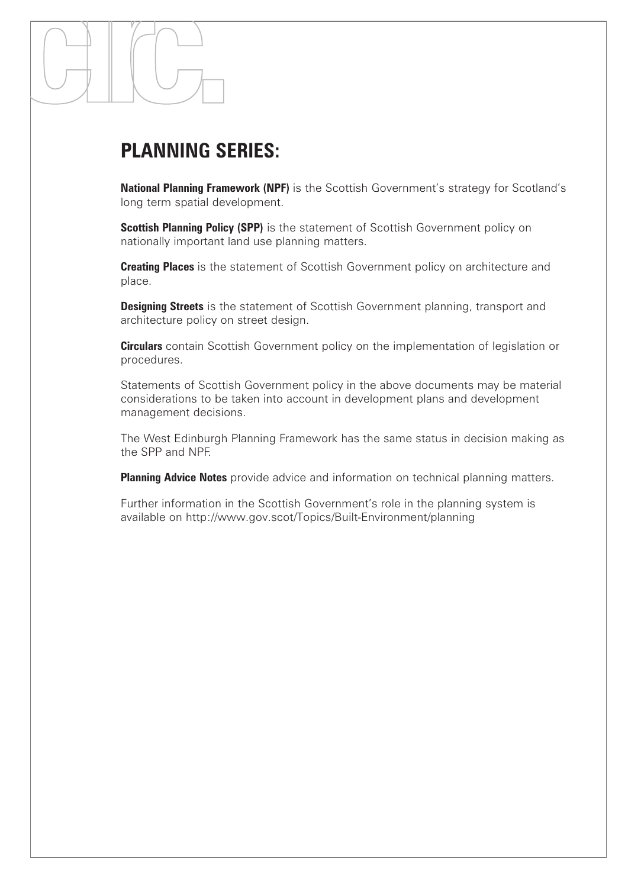## PLANNING SERIES:

**National Planning Framework (NPF)** is the Scottish Government's strategy for Scotland's long term spatial development.

**Scottish Planning Policy (SPP)** is the statement of Scottish Government policy on nationally important land use planning matters.

**Creating Places** is the statement of Scottish Government policy on architecture and place.

**Designing Streets** is the statement of Scottish Government planning, transport and architecture policy on street design.

**Circulars** contain Scottish Government policy on the implementation of legislation or procedures.

Statements of Scottish Government policy in the above documents may be material considerations to be taken into account in development plans and development management decisions.

The West Edinburgh Planning Framework has the same status in decision making as the SPP and NPF.

**Planning Advice Notes** provide advice and information on technical planning matters.

Further information in the Scottish Government's role in the planning system is available on http://www.gov.scot/Topics/Built-Environment/planning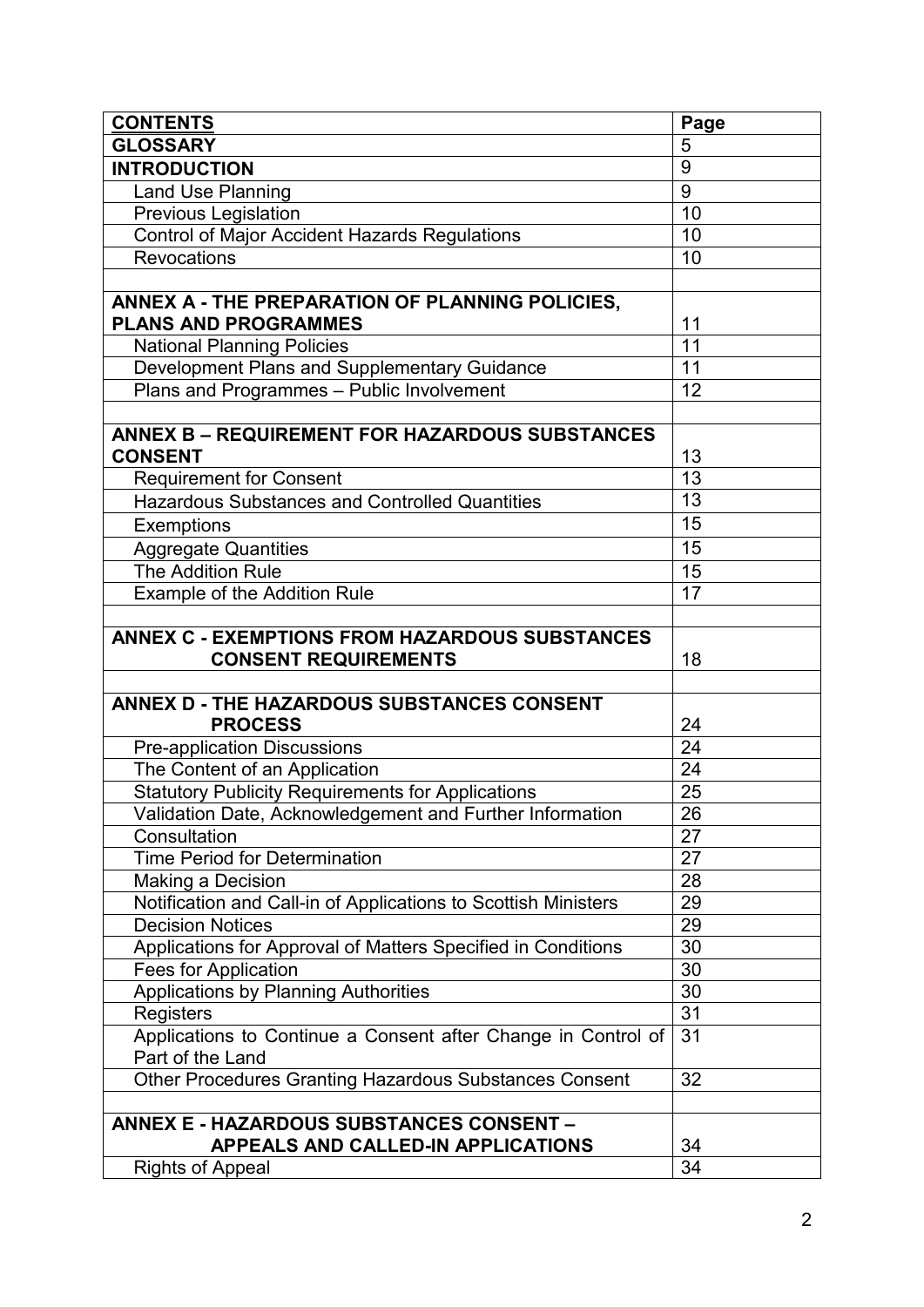| CONTENTS | Page |
| --- | --- |
| **GLOSSARY** | 5 |
| **INTRODUCTION** | 9 |
| Land Use Planning | 9 |
| Previous Legislation | 10 |
| Control of Major Accident Hazards Regulations | 10 |
| Revocations | 10 |
| | |
| **ANNEX A - THE PREPARATION OF PLANNING POLICIES, PLANS AND PROGRAMMES** | 11 |
| National Planning Policies | 11 |
| Development Plans and Supplementary Guidance | 11 |
| Plans and Programmes – Public Involvement | 12 |
| | |
| **ANNEX B – REQUIREMENT FOR HAZARDOUS SUBSTANCES CONSENT** | 13 |
| Requirement for Consent | 13 |
| Hazardous Substances and Controlled Quantities | 13 |
| Exemptions | 15 |
| Aggregate Quantities | 15 |
| The Addition Rule | 15 |
| Example of the Addition Rule | 17 |
| | |
| **ANNEX C - EXEMPTIONS FROM HAZARDOUS SUBSTANCES CONSENT REQUIREMENTS** | 18 |
| | |
| **ANNEX D - THE HAZARDOUS SUBSTANCES CONSENT PROCESS** | 24 |
| Pre-application Discussions | 24 |
| The Content of an Application | 24 |
| Statutory Publicity Requirements for Applications | 25 |
| Validation Date, Acknowledgement and Further Information | 26 |
| Consultation | 27 |
| Time Period for Determination | 27 |
| Making a Decision | 28 |
| Notification and Call-in of Applications to Scottish Ministers | 29 |
| Decision Notices | 29 |
| Applications for Approval of Matters Specified in Conditions | 30 |
| Fees for Application | 30 |
| Applications by Planning Authorities | 30 |
| Registers | 31 |
| Applications to Continue a Consent after Change in Control of Part of the Land | 31 |
| Other Procedures Granting Hazardous Substances Consent | 32 |
| | |
| **ANNEX E - HAZARDOUS SUBSTANCES CONSENT – APPEALS AND CALLED-IN APPLICATIONS** | 34 |
| Rights of Appeal | 34 |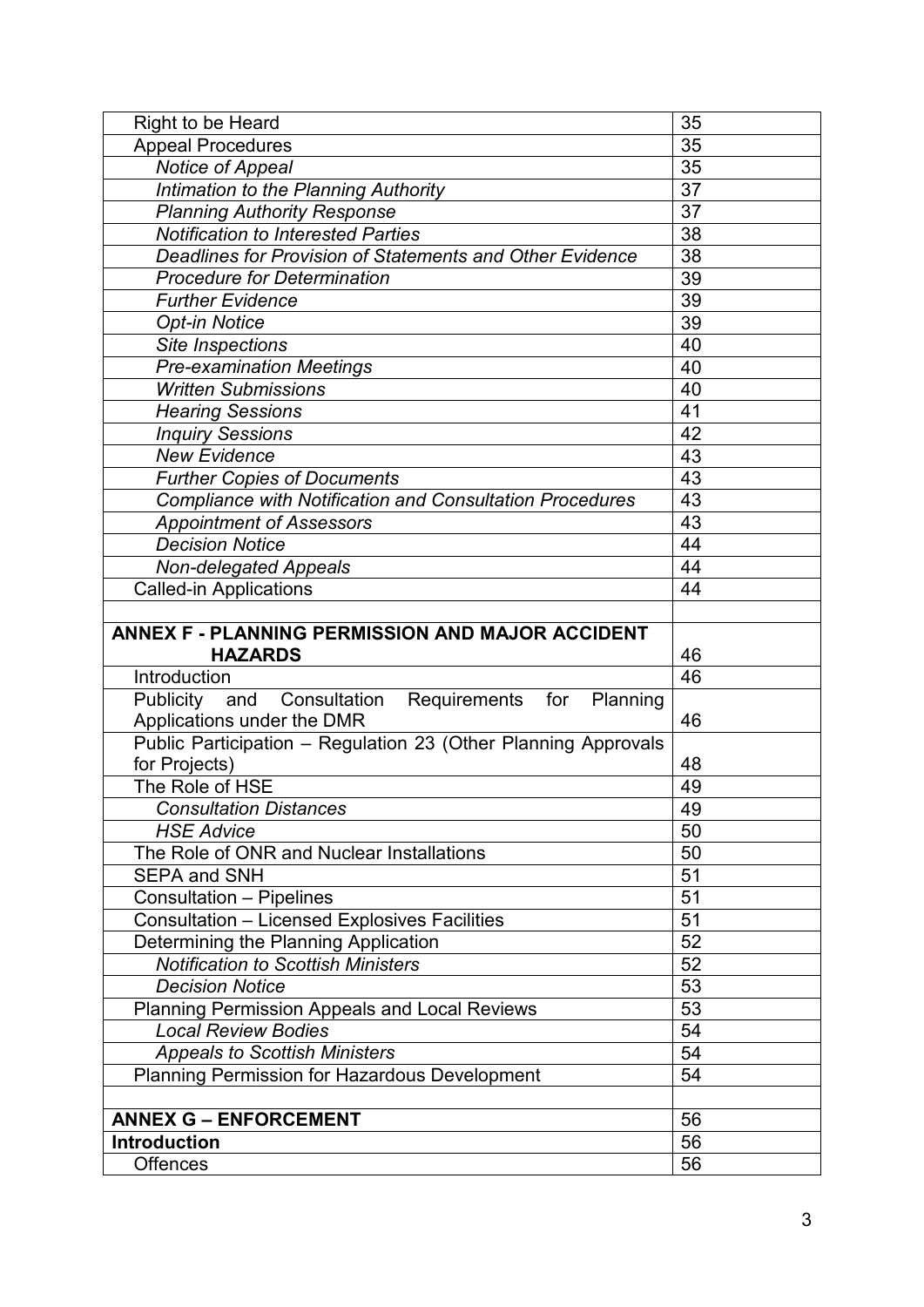| | |
|---|---|
| Right to be Heard | 35 |
| Appeal Procedures | 35 |
| *Notice of Appeal* | 35 |
| *Intimation to the Planning Authority* | 37 |
| *Planning Authority Response* | 37 |
| *Notification to Interested Parties* | 38 |
| *Deadlines for Provision of Statements and Other Evidence* | 38 |
| *Procedure for Determination* | 39 |
| *Further Evidence* | 39 |
| *Opt-in Notice* | 39 |
| *Site Inspections* | 40 |
| *Pre-examination Meetings* | 40 |
| *Written Submissions* | 40 |
| *Hearing Sessions* | 41 |
| *Inquiry Sessions* | 42 |
| *New Evidence* | 43 |
| *Further Copies of Documents* | 43 |
| *Compliance with Notification and Consultation Procedures* | 43 |
| *Appointment of Assessors* | 43 |
| *Decision Notice* | 44 |
| *Non-delegated Appeals* | 44 |
| Called-in Applications | 44 |
| | |
| **ANNEX F - PLANNING PERMISSION AND MAJOR ACCIDENT HAZARDS** | 46 |
| Introduction | 46 |
| Publicity and Consultation Requirements for Planning Applications under the DMR | 46 |
| Public Participation – Regulation 23 (Other Planning Approvals for Projects) | 48 |
| The Role of HSE | 49 |
| *Consultation Distances* | 49 |
| *HSE Advice* | 50 |
| The Role of ONR and Nuclear Installations | 50 |
| SEPA and SNH | 51 |
| Consultation – Pipelines | 51 |
| Consultation – Licensed Explosives Facilities | 51 |
| Determining the Planning Application | 52 |
| *Notification to Scottish Ministers* | 52 |
| *Decision Notice* | 53 |
| Planning Permission Appeals and Local Reviews | 53 |
| *Local Review Bodies* | 54 |
| *Appeals to Scottish Ministers* | 54 |
| Planning Permission for Hazardous Development | 54 |
| | |
| **ANNEX G – ENFORCEMENT** | 56 |
| **Introduction** | 56 |
| Offences | 56 |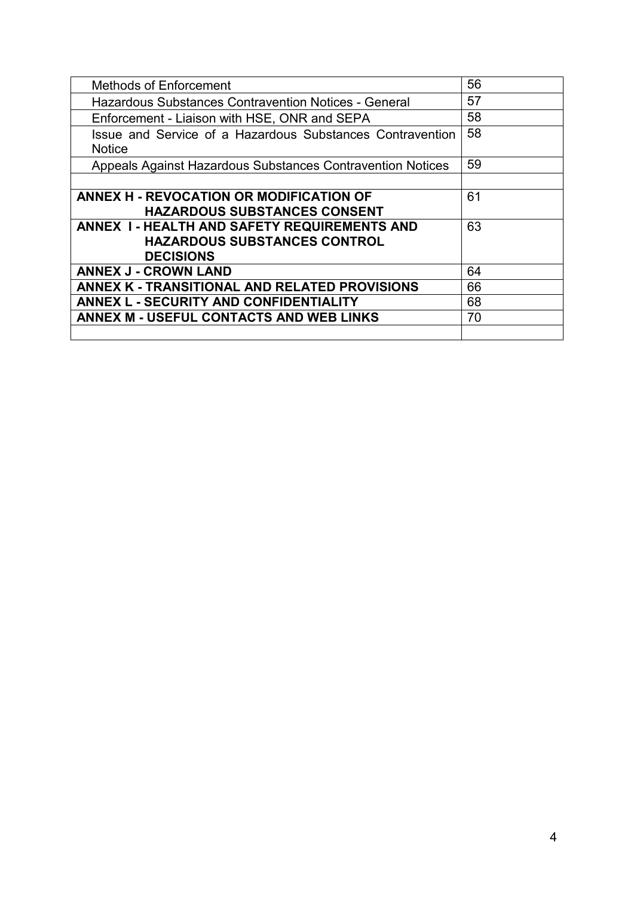| | |
|---|---|
| Methods of Enforcement | 56 |
| Hazardous Substances Contravention Notices - General | 57 |
| Enforcement - Liaison with HSE, ONR and SEPA | 58 |
| Issue and Service of a Hazardous Substances Contravention Notice | 58 |
| Appeals Against Hazardous Substances Contravention Notices | 59 |
| | |
| **ANNEX H - REVOCATION OR MODIFICATION OF HAZARDOUS SUBSTANCES CONSENT** | 61 |
| **ANNEX I - HEALTH AND SAFETY REQUIREMENTS AND HAZARDOUS SUBSTANCES CONTROL DECISIONS** | 63 |
| **ANNEX J - CROWN LAND** | 64 |
| **ANNEX K - TRANSITIONAL AND RELATED PROVISIONS** | 66 |
| **ANNEX L - SECURITY AND CONFIDENTIALITY** | 68 |
| **ANNEX M - USEFUL CONTACTS AND WEB LINKS** | 70 |
| | |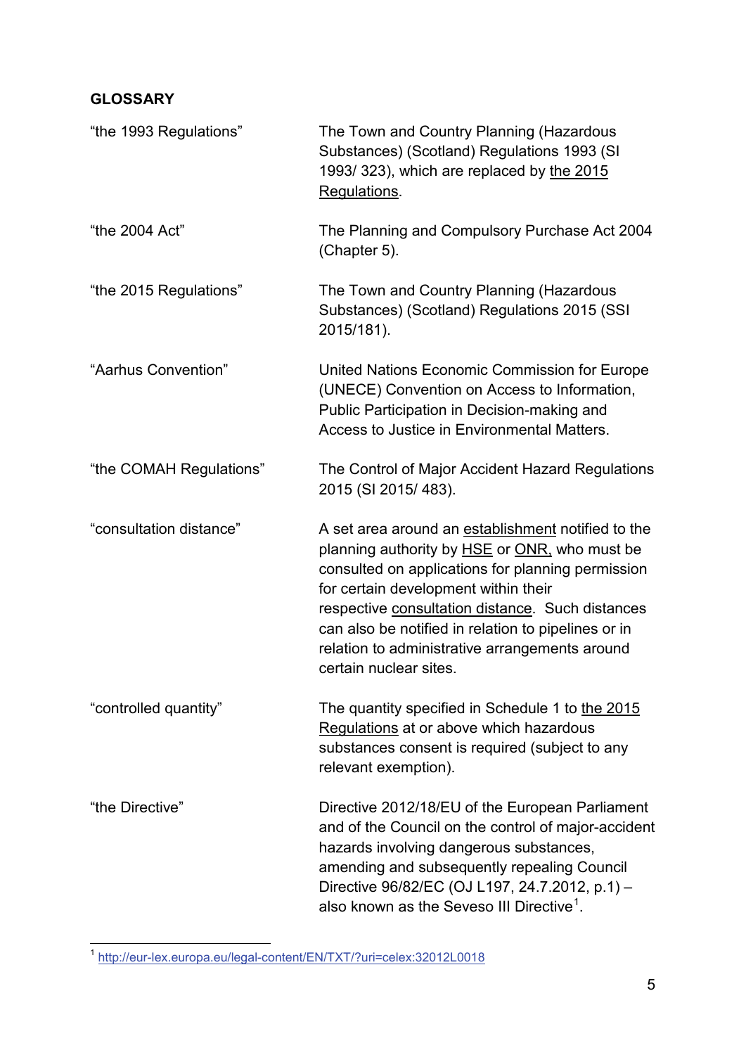## GLOSSARY

| | |
|---|---|
| "the 1993 Regulations" | The Town and Country Planning (Hazardous Substances) (Scotland) Regulations 1993 (SI 1993/ 323), which are replaced by the 2015 Regulations. |
| "the 2004 Act" | The Planning and Compulsory Purchase Act 2004 (Chapter 5). |
| "the 2015 Regulations" | The Town and Country Planning (Hazardous Substances) (Scotland) Regulations 2015 (SSI 2015/181). |
| "Aarhus Convention" | United Nations Economic Commission for Europe (UNECE) Convention on Access to Information, Public Participation in Decision-making and Access to Justice in Environmental Matters. |
| "the COMAH Regulations" | The Control of Major Accident Hazard Regulations 2015 (SI 2015/ 483). |
| "consultation distance" | A set area around an establishment notified to the planning authority by HSE or ONR, who must be consulted on applications for planning permission for certain development within their respective consultation distance. Such distances can also be notified in relation to pipelines or in relation to administrative arrangements around certain nuclear sites. |
| "controlled quantity" | The quantity specified in Schedule 1 to the 2015 Regulations at or above which hazardous substances consent is required (subject to any relevant exemption). |
| "the Directive" | Directive 2012/18/EU of the European Parliament and of the Council on the control of major-accident hazards involving dangerous substances, amending and subsequently repealing Council Directive 96/82/EC (OJ L197, 24.7.2012, p.1) – also known as the Seveso III Directive[1]. |

[1] http://eur-lex.europa.eu/legal-content/EN/TXT/?uri=celex:32012L0018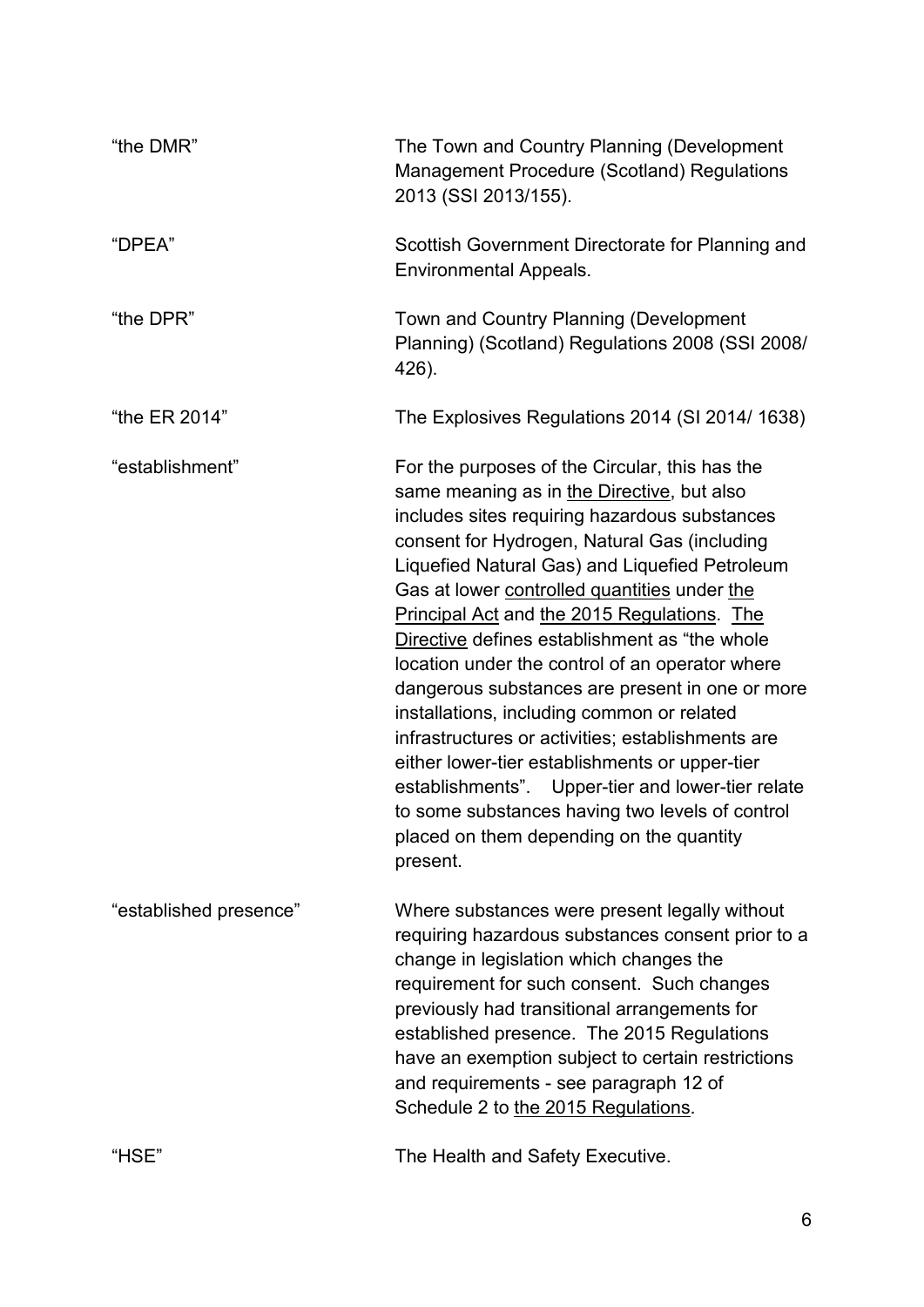| | |
|---|---|
| "the DMR" | The Town and Country Planning (Development Management Procedure (Scotland) Regulations 2013 (SSI 2013/155). |
| "DPEA" | Scottish Government Directorate for Planning and Environmental Appeals. |
| "the DPR" | Town and Country Planning (Development Planning) (Scotland) Regulations 2008 (SSI 2008/ 426). |
| "the ER 2014" | The Explosives Regulations 2014 (SI 2014/ 1638) |
| "establishment" | For the purposes of the Circular, this has the same meaning as in the Directive, but also includes sites requiring hazardous substances consent for Hydrogen, Natural Gas (including Liquefied Natural Gas) and Liquefied Petroleum Gas at lower controlled quantities under the Principal Act and the 2015 Regulations. The Directive defines establishment as "the whole location under the control of an operator where dangerous substances are present in one or more installations, including common or related infrastructures or activities; establishments are either lower-tier establishments or upper-tier establishments". Upper-tier and lower-tier relate to some substances having two levels of control placed on them depending on the quantity present. |
| "established presence" | Where substances were present legally without requiring hazardous substances consent prior to a change in legislation which changes the requirement for such consent. Such changes previously had transitional arrangements for established presence. The 2015 Regulations have an exemption subject to certain restrictions and requirements - see paragraph 12 of Schedule 2 to the 2015 Regulations. |
| "HSE" | The Health and Safety Executive. |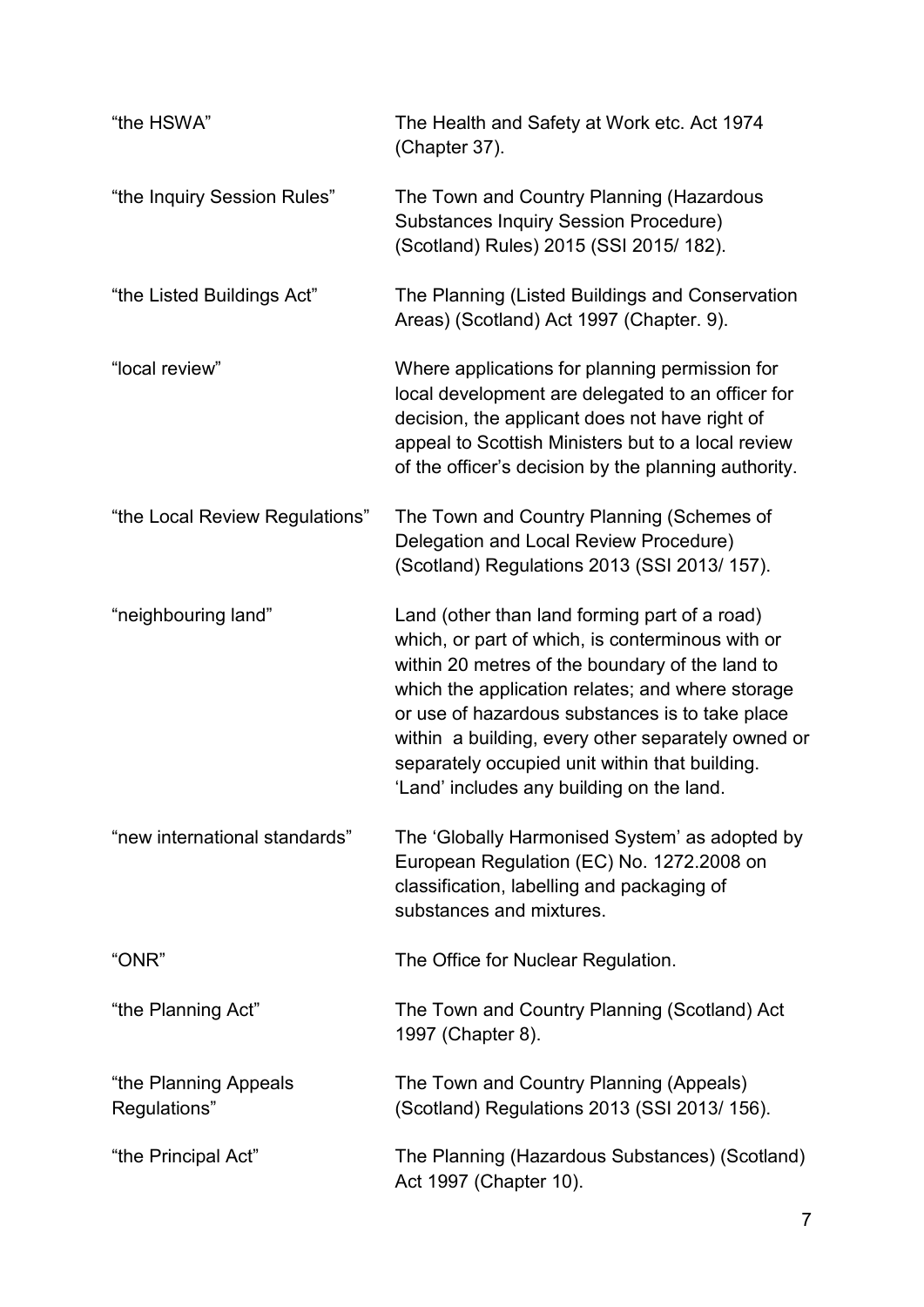| | |
|---|---|
| "the HSWA" | The Health and Safety at Work etc. Act 1974 (Chapter 37). |
| "the Inquiry Session Rules" | The Town and Country Planning (Hazardous Substances Inquiry Session Procedure) (Scotland) Rules) 2015 (SSI 2015/ 182). |
| "the Listed Buildings Act" | The Planning (Listed Buildings and Conservation Areas) (Scotland) Act 1997 (Chapter. 9). |
| "local review" | Where applications for planning permission for local development are delegated to an officer for decision, the applicant does not have right of appeal to Scottish Ministers but to a local review of the officer's decision by the planning authority. |
| "the Local Review Regulations" | The Town and Country Planning (Schemes of Delegation and Local Review Procedure) (Scotland) Regulations 2013 (SSI 2013/ 157). |
| "neighbouring land" | Land (other than land forming part of a road) which, or part of which, is conterminous with or within 20 metres of the boundary of the land to which the application relates; and where storage or use of hazardous substances is to take place within a building, every other separately owned or separately occupied unit within that building. 'Land' includes any building on the land. |
| "new international standards" | The 'Globally Harmonised System' as adopted by European Regulation (EC) No. 1272.2008 on classification, labelling and packaging of substances and mixtures. |
| "ONR" | The Office for Nuclear Regulation. |
| "the Planning Act" | The Town and Country Planning (Scotland) Act 1997 (Chapter 8). |
| "the Planning Appeals Regulations" | The Town and Country Planning (Appeals) (Scotland) Regulations 2013 (SSI 2013/ 156). |
| "the Principal Act" | The Planning (Hazardous Substances) (Scotland) Act 1997 (Chapter 10). |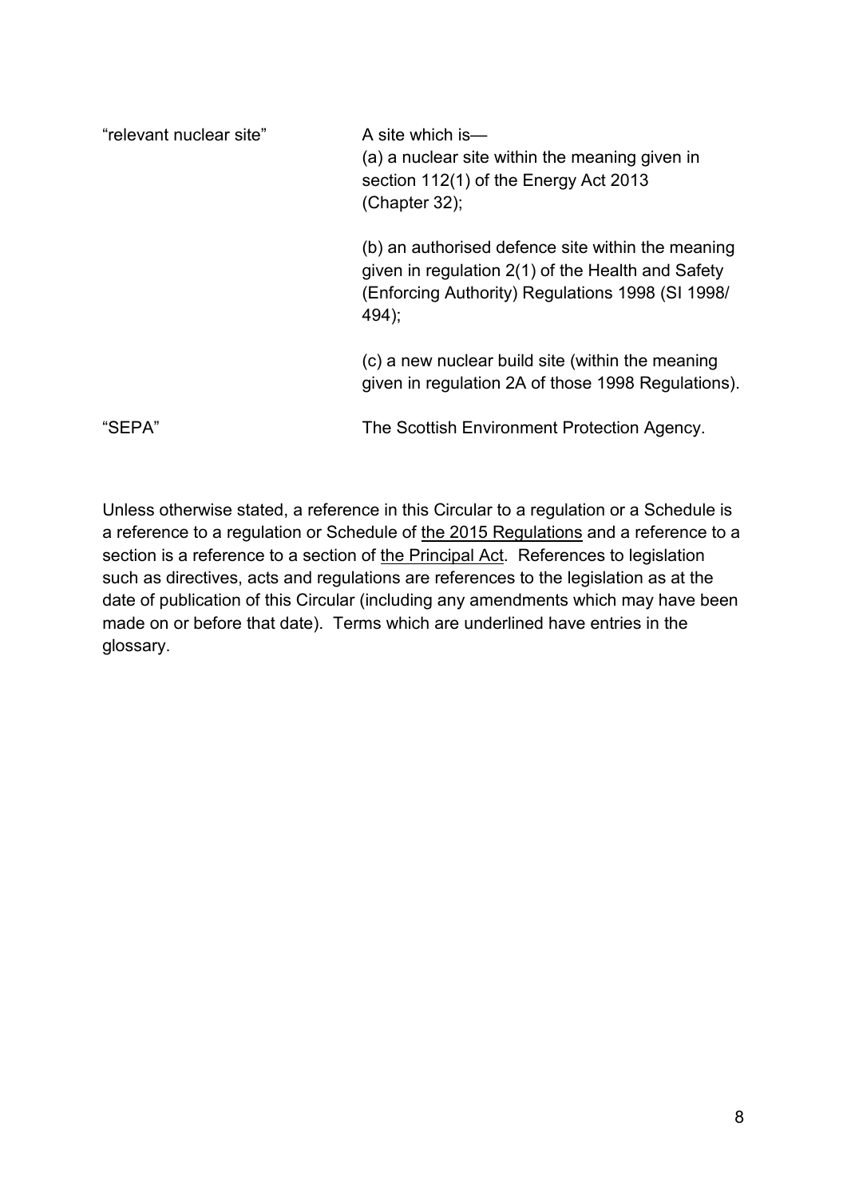| | |
|---|---|
| "relevant nuclear site" | A site which is—<br>(a) a nuclear site within the meaning given in section 112(1) of the Energy Act 2013 (Chapter 32);<br><br>(b) an authorised defence site within the meaning given in regulation 2(1) of the Health and Safety (Enforcing Authority) Regulations 1998 (SI 1998/ 494);<br><br>(c) a new nuclear build site (within the meaning given in regulation 2A of those 1998 Regulations). |
| "SEPA" | The Scottish Environment Protection Agency. |

Unless otherwise stated, a reference in this Circular to a regulation or a Schedule is a reference to a regulation or Schedule of the 2015 Regulations and a reference to a section is a reference to a section of the Principal Act. References to legislation such as directives, acts and regulations are references to the legislation as at the date of publication of this Circular (including any amendments which may have been made on or before that date). Terms which are underlined have entries in the glossary.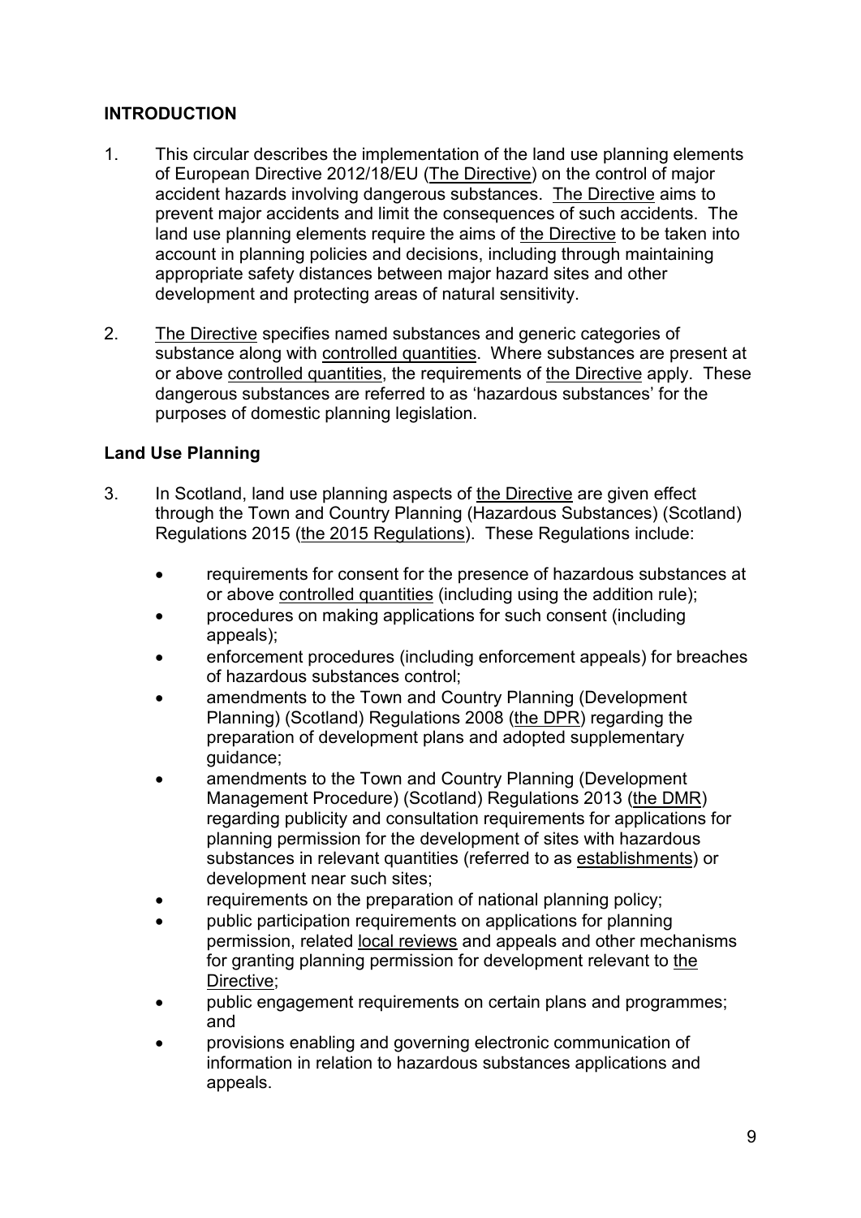## INTRODUCTION

1. This circular describes the implementation of the land use planning elements of European Directive 2012/18/EU (The Directive) on the control of major accident hazards involving dangerous substances. The Directive aims to prevent major accidents and limit the consequences of such accidents. The land use planning elements require the aims of the Directive to be taken into account in planning policies and decisions, including through maintaining appropriate safety distances between major hazard sites and other development and protecting areas of natural sensitivity.

2. The Directive specifies named substances and generic categories of substance along with controlled quantities. Where substances are present at or above controlled quantities, the requirements of the Directive apply. These dangerous substances are referred to as 'hazardous substances' for the purposes of domestic planning legislation.

### Land Use Planning

3. In Scotland, land use planning aspects of the Directive are given effect through the Town and Country Planning (Hazardous Substances) (Scotland) Regulations 2015 (the 2015 Regulations). These Regulations include:

   - requirements for consent for the presence of hazardous substances at or above controlled quantities (including using the addition rule);
   - procedures on making applications for such consent (including appeals);
   - enforcement procedures (including enforcement appeals) for breaches of hazardous substances control;
   - amendments to the Town and Country Planning (Development Planning) (Scotland) Regulations 2008 (the DPR) regarding the preparation of development plans and adopted supplementary guidance;
   - amendments to the Town and Country Planning (Development Management Procedure) (Scotland) Regulations 2013 (the DMR) regarding publicity and consultation requirements for applications for planning permission for the development of sites with hazardous substances in relevant quantities (referred to as establishments) or development near such sites;
   - requirements on the preparation of national planning policy;
   - public participation requirements on applications for planning permission, related local reviews and appeals and other mechanisms for granting planning permission for development relevant to the Directive;
   - public engagement requirements on certain plans and programmes; and
   - provisions enabling and governing electronic communication of information in relation to hazardous substances applications and appeals.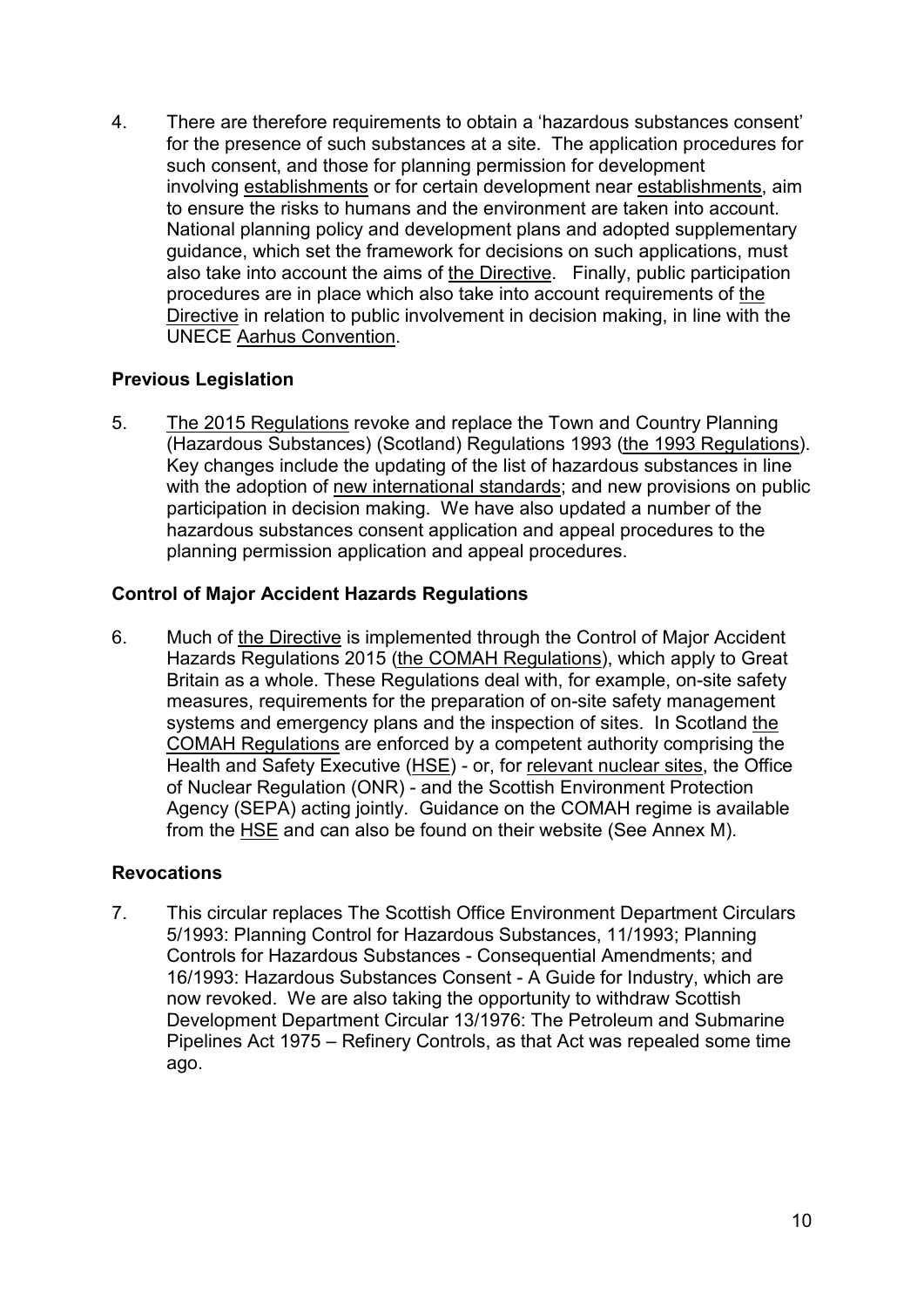4. There are therefore requirements to obtain a 'hazardous substances consent' for the presence of such substances at a site. The application procedures for such consent, and those for planning permission for development involving establishments or for certain development near establishments, aim to ensure the risks to humans and the environment are taken into account. National planning policy and development plans and adopted supplementary guidance, which set the framework for decisions on such applications, must also take into account the aims of the Directive. Finally, public participation procedures are in place which also take into account requirements of the Directive in relation to public involvement in decision making, in line with the UNECE Aarhus Convention.

### Previous Legislation

5. The 2015 Regulations revoke and replace the Town and Country Planning (Hazardous Substances) (Scotland) Regulations 1993 (the 1993 Regulations). Key changes include the updating of the list of hazardous substances in line with the adoption of new international standards; and new provisions on public participation in decision making. We have also updated a number of the hazardous substances consent application and appeal procedures to the planning permission application and appeal procedures.

### Control of Major Accident Hazards Regulations

6. Much of the Directive is implemented through the Control of Major Accident Hazards Regulations 2015 (the COMAH Regulations), which apply to Great Britain as a whole. These Regulations deal with, for example, on-site safety measures, requirements for the preparation of on-site safety management systems and emergency plans and the inspection of sites. In Scotland the COMAH Regulations are enforced by a competent authority comprising the Health and Safety Executive (HSE) - or, for relevant nuclear sites, the Office of Nuclear Regulation (ONR) - and the Scottish Environment Protection Agency (SEPA) acting jointly. Guidance on the COMAH regime is available from the HSE and can also be found on their website (See Annex M).

### Revocations

7. This circular replaces The Scottish Office Environment Department Circulars 5/1993: Planning Control for Hazardous Substances, 11/1993; Planning Controls for Hazardous Substances - Consequential Amendments; and 16/1993: Hazardous Substances Consent - A Guide for Industry, which are now revoked. We are also taking the opportunity to withdraw Scottish Development Department Circular 13/1976: The Petroleum and Submarine Pipelines Act 1975 – Refinery Controls, as that Act was repealed some time ago.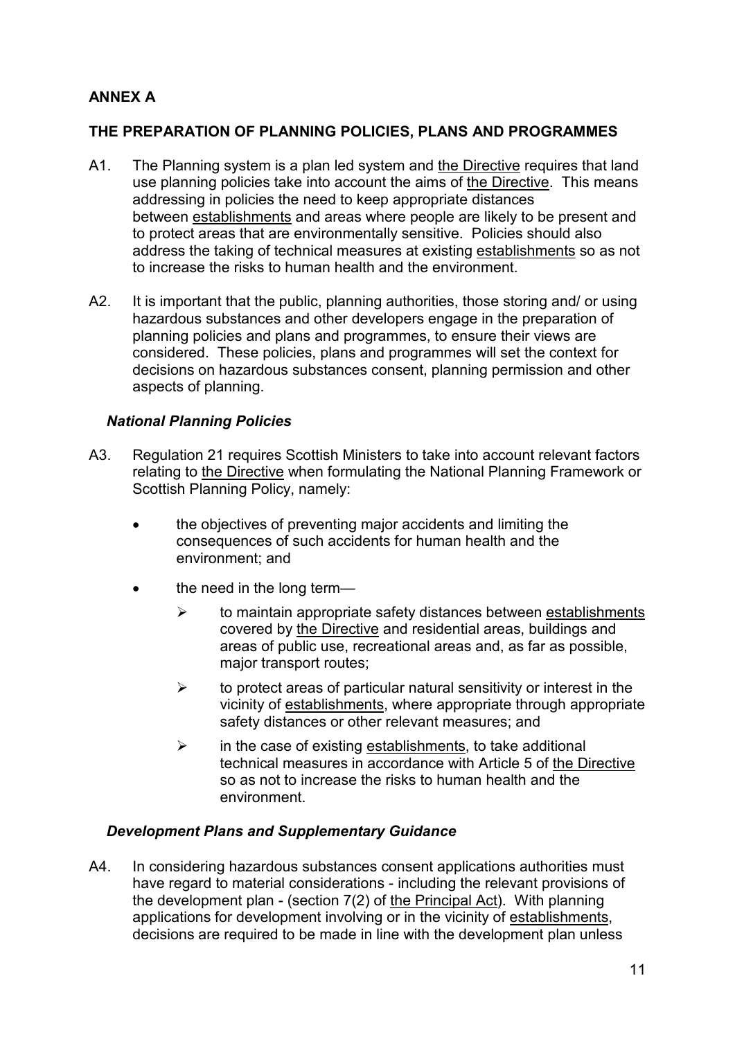## ANNEX A

## THE PREPARATION OF PLANNING POLICIES, PLANS AND PROGRAMMES

A1. The Planning system is a plan led system and the Directive requires that land use planning policies take into account the aims of the Directive. This means addressing in policies the need to keep appropriate distances between establishments and areas where people are likely to be present and to protect areas that are environmentally sensitive. Policies should also address the taking of technical measures at existing establishments so as not to increase the risks to human health and the environment.

A2. It is important that the public, planning authorities, those storing and/ or using hazardous substances and other developers engage in the preparation of planning policies and plans and programmes, to ensure their views are considered. These policies, plans and programmes will set the context for decisions on hazardous substances consent, planning permission and other aspects of planning.

### *National Planning Policies*

A3. Regulation 21 requires Scottish Ministers to take into account relevant factors relating to the Directive when formulating the National Planning Framework or Scottish Planning Policy, namely:

- the objectives of preventing major accidents and limiting the consequences of such accidents for human health and the environment; and
- the need in the long term—
  - to maintain appropriate safety distances between establishments covered by the Directive and residential areas, buildings and areas of public use, recreational areas and, as far as possible, major transport routes;
  - to protect areas of particular natural sensitivity or interest in the vicinity of establishments, where appropriate through appropriate safety distances or other relevant measures; and
  - in the case of existing establishments, to take additional technical measures in accordance with Article 5 of the Directive so as not to increase the risks to human health and the environment.

### *Development Plans and Supplementary Guidance*

A4. In considering hazardous substances consent applications authorities must have regard to material considerations - including the relevant provisions of the development plan - (section 7(2) of the Principal Act). With planning applications for development involving or in the vicinity of establishments, decisions are required to be made in line with the development plan unless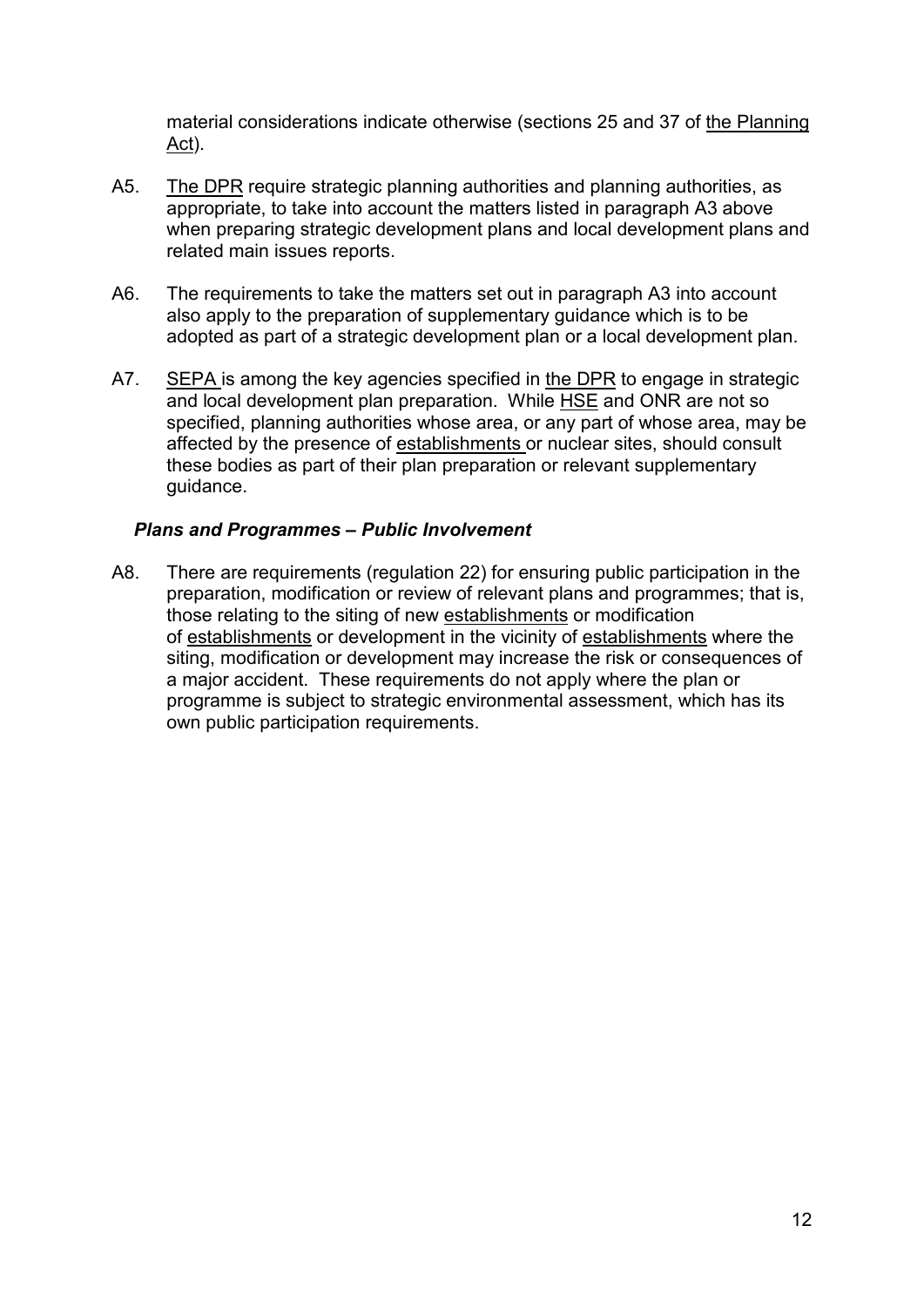material considerations indicate otherwise (sections 25 and 37 of the Planning Act).

A5. The DPR require strategic planning authorities and planning authorities, as appropriate, to take into account the matters listed in paragraph A3 above when preparing strategic development plans and local development plans and related main issues reports.

A6. The requirements to take the matters set out in paragraph A3 into account also apply to the preparation of supplementary guidance which is to be adopted as part of a strategic development plan or a local development plan.

A7. SEPA is among the key agencies specified in the DPR to engage in strategic and local development plan preparation. While HSE and ONR are not so specified, planning authorities whose area, or any part of whose area, may be affected by the presence of establishments or nuclear sites, should consult these bodies as part of their plan preparation or relevant supplementary guidance.

### *Plans and Programmes – Public Involvement*

A8. There are requirements (regulation 22) for ensuring public participation in the preparation, modification or review of relevant plans and programmes; that is, those relating to the siting of new establishments or modification of establishments or development in the vicinity of establishments where the siting, modification or development may increase the risk or consequences of a major accident. These requirements do not apply where the plan or programme is subject to strategic environmental assessment, which has its own public participation requirements.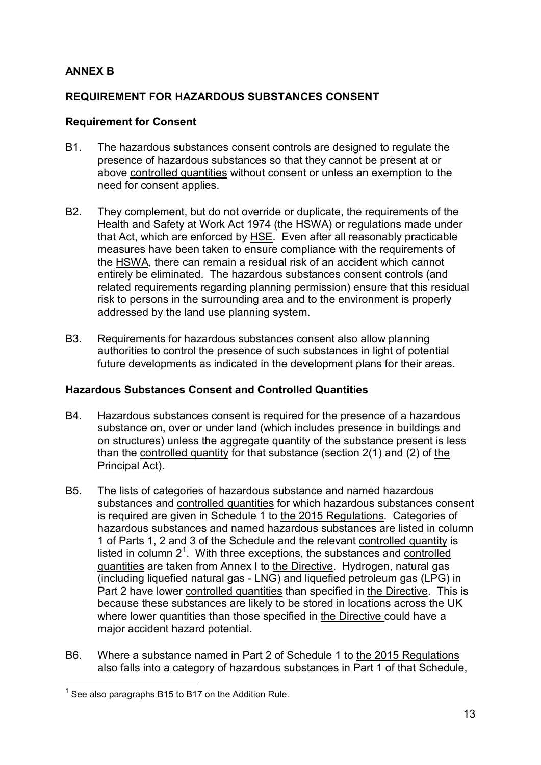## ANNEX B

## REQUIREMENT FOR HAZARDOUS SUBSTANCES CONSENT

### Requirement for Consent

B1. The hazardous substances consent controls are designed to regulate the presence of hazardous substances so that they cannot be present at or above controlled quantities without consent or unless an exemption to the need for consent applies.

B2. They complement, but do not override or duplicate, the requirements of the Health and Safety at Work Act 1974 (the HSWA) or regulations made under that Act, which are enforced by HSE. Even after all reasonably practicable measures have been taken to ensure compliance with the requirements of the HSWA, there can remain a residual risk of an accident which cannot entirely be eliminated. The hazardous substances consent controls (and related requirements regarding planning permission) ensure that this residual risk to persons in the surrounding area and to the environment is properly addressed by the land use planning system.

B3. Requirements for hazardous substances consent also allow planning authorities to control the presence of such substances in light of potential future developments as indicated in the development plans for their areas.

### Hazardous Substances Consent and Controlled Quantities

B4. Hazardous substances consent is required for the presence of a hazardous substance on, over or under land (which includes presence in buildings and on structures) unless the aggregate quantity of the substance present is less than the controlled quantity for that substance (section 2(1) and (2) of the Principal Act).

B5. The lists of categories of hazardous substance and named hazardous substances and controlled quantities for which hazardous substances consent is required are given in Schedule 1 to the 2015 Regulations. Categories of hazardous substances and named hazardous substances are listed in column 1 of Parts 1, 2 and 3 of the Schedule and the relevant controlled quantity is listed in column 2[1]. With three exceptions, the substances and controlled quantities are taken from Annex I to the Directive. Hydrogen, natural gas (including liquefied natural gas - LNG) and liquefied petroleum gas (LPG) in Part 2 have lower controlled quantities than specified in the Directive. This is because these substances are likely to be stored in locations across the UK where lower quantities than those specified in the Directive could have a major accident hazard potential.

B6. Where a substance named in Part 2 of Schedule 1 to the 2015 Regulations also falls into a category of hazardous substances in Part 1 of that Schedule,

[1] See also paragraphs B15 to B17 on the Addition Rule.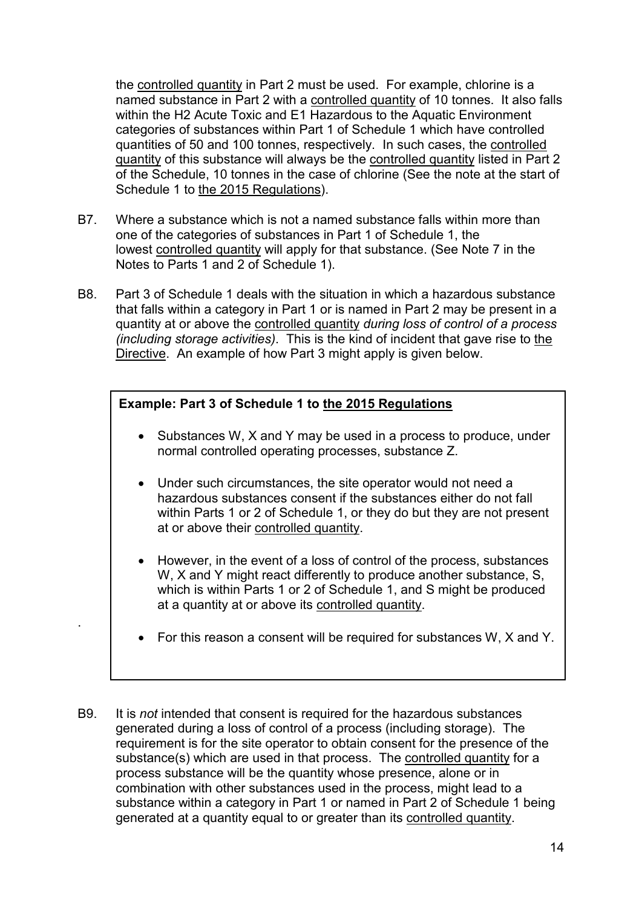the controlled quantity in Part 2 must be used. For example, chlorine is a named substance in Part 2 with a controlled quantity of 10 tonnes. It also falls within the H2 Acute Toxic and E1 Hazardous to the Aquatic Environment categories of substances within Part 1 of Schedule 1 which have controlled quantities of 50 and 100 tonnes, respectively. In such cases, the controlled quantity of this substance will always be the controlled quantity listed in Part 2 of the Schedule, 10 tonnes in the case of chlorine (See the note at the start of Schedule 1 to the 2015 Regulations).

B7. Where a substance which is not a named substance falls within more than one of the categories of substances in Part 1 of Schedule 1, the lowest controlled quantity will apply for that substance. (See Note 7 in the Notes to Parts 1 and 2 of Schedule 1).

B8. Part 3 of Schedule 1 deals with the situation in which a hazardous substance that falls within a category in Part 1 or is named in Part 2 may be present in a quantity at or above the controlled quantity *during loss of control of a process (including storage activities)*. This is the kind of incident that gave rise to the Directive. An example of how Part 3 might apply is given below.

**Example: Part 3 of Schedule 1 to the 2015 Regulations**

- Substances W, X and Y may be used in a process to produce, under normal controlled operating processes, substance Z.
- Under such circumstances, the site operator would not need a hazardous substances consent if the substances either do not fall within Parts 1 or 2 of Schedule 1, or they do but they are not present at or above their controlled quantity.
- However, in the event of a loss of control of the process, substances W, X and Y might react differently to produce another substance, S, which is within Parts 1 or 2 of Schedule 1, and S might be produced at a quantity at or above its controlled quantity.
- For this reason a consent will be required for substances W, X and Y.

B9. It is *not* intended that consent is required for the hazardous substances generated during a loss of control of a process (including storage). The requirement is for the site operator to obtain consent for the presence of the substance(s) which are used in that process. The controlled quantity for a process substance will be the quantity whose presence, alone or in combination with other substances used in the process, might lead to a substance within a category in Part 1 or named in Part 2 of Schedule 1 being generated at a quantity equal to or greater than its controlled quantity.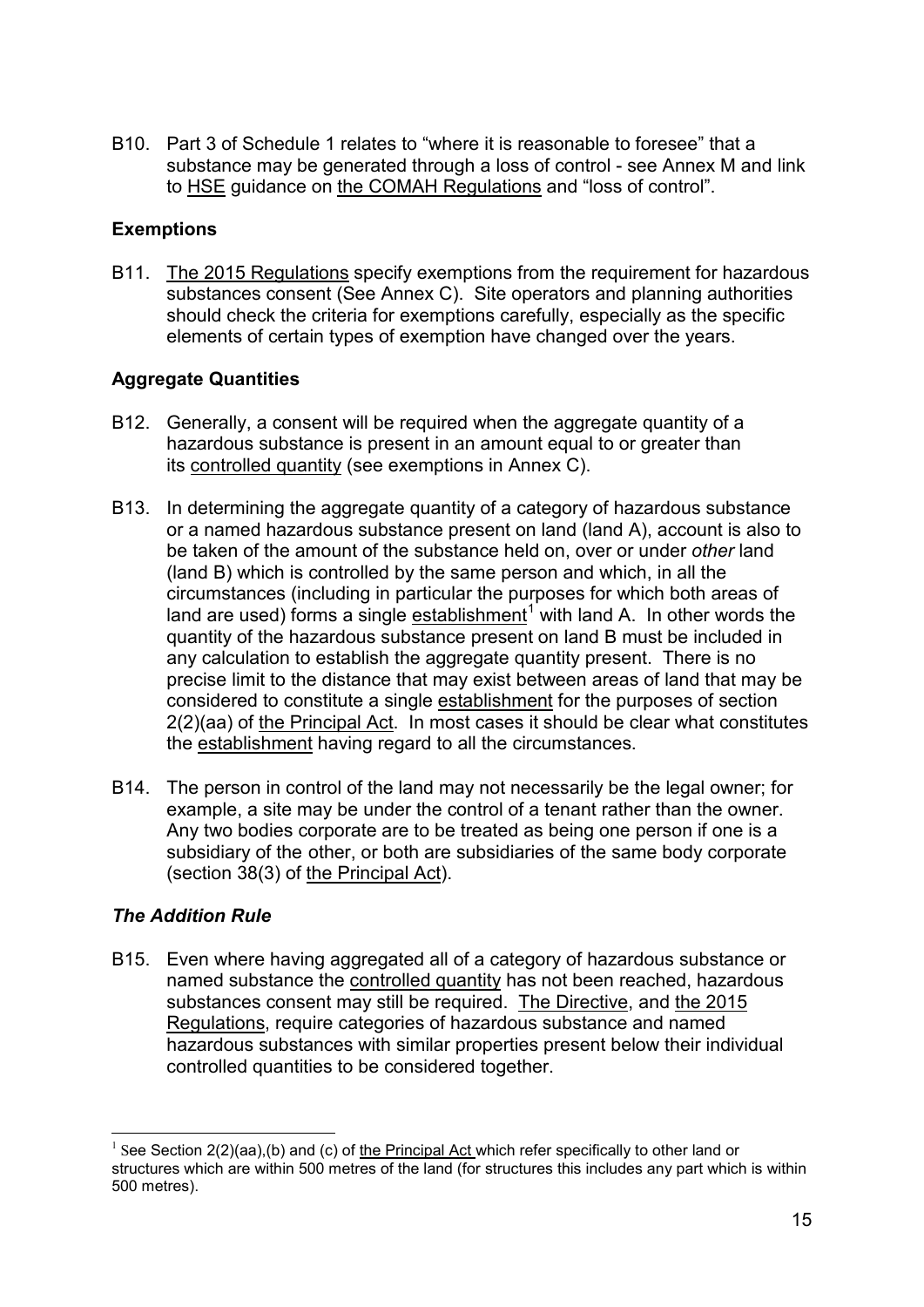B10. Part 3 of Schedule 1 relates to "where it is reasonable to foresee" that a substance may be generated through a loss of control - see Annex M and link to HSE guidance on the COMAH Regulations and "loss of control".

### Exemptions

B11. The 2015 Regulations specify exemptions from the requirement for hazardous substances consent (See Annex C). Site operators and planning authorities should check the criteria for exemptions carefully, especially as the specific elements of certain types of exemption have changed over the years.

### Aggregate Quantities

B12. Generally, a consent will be required when the aggregate quantity of a hazardous substance is present in an amount equal to or greater than its controlled quantity (see exemptions in Annex C).

B13. In determining the aggregate quantity of a category of hazardous substance or a named hazardous substance present on land (land A), account is also to be taken of the amount of the substance held on, over or under *other* land (land B) which is controlled by the same person and which, in all the circumstances (including in particular the purposes for which both areas of land are used) forms a single establishment[1] with land A. In other words the quantity of the hazardous substance present on land B must be included in any calculation to establish the aggregate quantity present. There is no precise limit to the distance that may exist between areas of land that may be considered to constitute a single establishment for the purposes of section 2(2)(aa) of the Principal Act. In most cases it should be clear what constitutes the establishment having regard to all the circumstances.

B14. The person in control of the land may not necessarily be the legal owner; for example, a site may be under the control of a tenant rather than the owner. Any two bodies corporate are to be treated as being one person if one is a subsidiary of the other, or both are subsidiaries of the same body corporate (section 38(3) of the Principal Act).

### *The Addition Rule*

B15. Even where having aggregated all of a category of hazardous substance or named substance the controlled quantity has not been reached, hazardous substances consent may still be required. The Directive, and the 2015 Regulations, require categories of hazardous substance and named hazardous substances with similar properties present below their individual controlled quantities to be considered together.

---

[1] See Section 2(2)(aa),(b) and (c) of the Principal Act which refer specifically to other land or structures which are within 500 metres of the land (for structures this includes any part which is within 500 metres).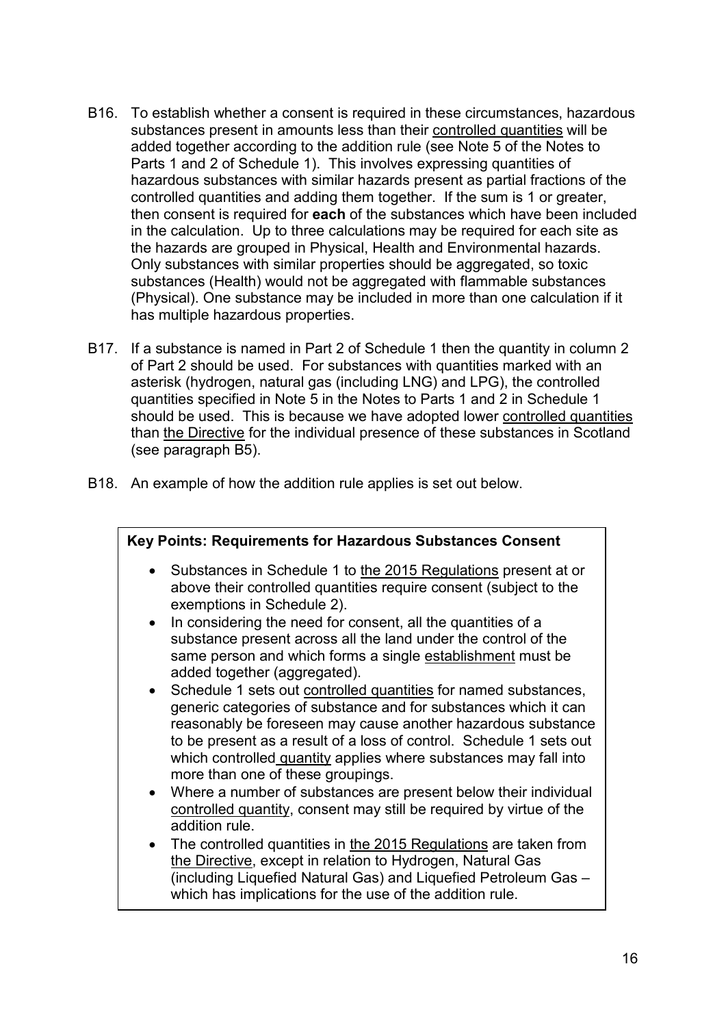B16. To establish whether a consent is required in these circumstances, hazardous substances present in amounts less than their controlled quantities will be added together according to the addition rule (see Note 5 of the Notes to Parts 1 and 2 of Schedule 1). This involves expressing quantities of hazardous substances with similar hazards present as partial fractions of the controlled quantities and adding them together. If the sum is 1 or greater, then consent is required for **each** of the substances which have been included in the calculation. Up to three calculations may be required for each site as the hazards are grouped in Physical, Health and Environmental hazards. Only substances with similar properties should be aggregated, so toxic substances (Health) would not be aggregated with flammable substances (Physical). One substance may be included in more than one calculation if it has multiple hazardous properties.

B17. If a substance is named in Part 2 of Schedule 1 then the quantity in column 2 of Part 2 should be used. For substances with quantities marked with an asterisk (hydrogen, natural gas (including LNG) and LPG), the controlled quantities specified in Note 5 in the Notes to Parts 1 and 2 in Schedule 1 should be used. This is because we have adopted lower controlled quantities than the Directive for the individual presence of these substances in Scotland (see paragraph B5).

B18. An example of how the addition rule applies is set out below.

**Key Points: Requirements for Hazardous Substances Consent**

- Substances in Schedule 1 to the 2015 Regulations present at or above their controlled quantities require consent (subject to the exemptions in Schedule 2).
- In considering the need for consent, all the quantities of a substance present across all the land under the control of the same person and which forms a single establishment must be added together (aggregated).
- Schedule 1 sets out controlled quantities for named substances, generic categories of substance and for substances which it can reasonably be foreseen may cause another hazardous substance to be present as a result of a loss of control. Schedule 1 sets out which controlled quantity applies where substances may fall into more than one of these groupings.
- Where a number of substances are present below their individual controlled quantity, consent may still be required by virtue of the addition rule.
- The controlled quantities in the 2015 Regulations are taken from the Directive, except in relation to Hydrogen, Natural Gas (including Liquefied Natural Gas) and Liquefied Petroleum Gas – which has implications for the use of the addition rule.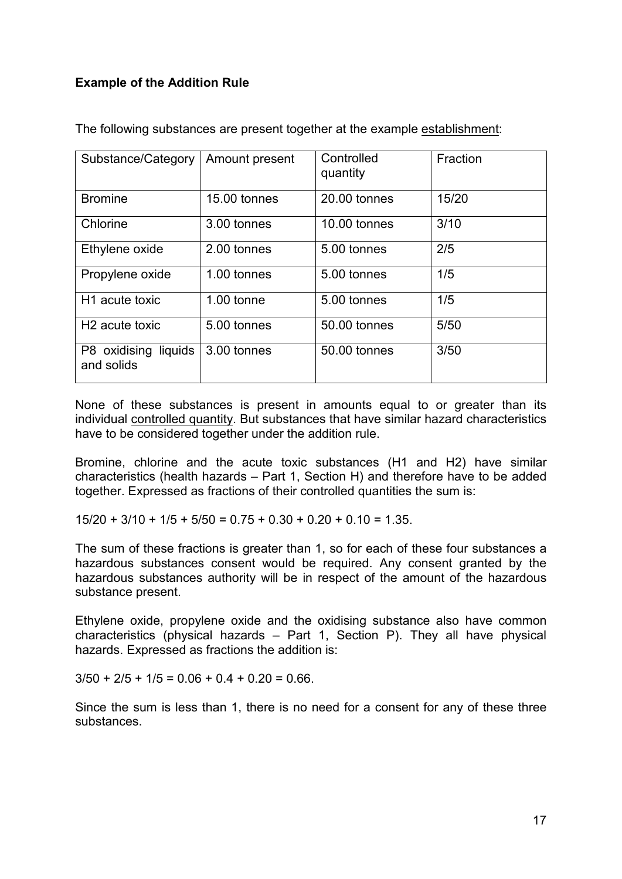**Example of the Addition Rule**

The following substances are present together at the example establishment:

| Substance/Category | Amount present | Controlled quantity | Fraction |
|---|---|---|---|
| Bromine | 15.00 tonnes | 20.00 tonnes | 15/20 |
| Chlorine | 3.00 tonnes | 10.00 tonnes | 3/10 |
| Ethylene oxide | 2.00 tonnes | 5.00 tonnes | 2/5 |
| Propylene oxide | 1.00 tonnes | 5.00 tonnes | 1/5 |
| H1 acute toxic | 1.00 tonne | 5.00 tonnes | 1/5 |
| H2 acute toxic | 5.00 tonnes | 50.00 tonnes | 5/50 |
| P8 oxidising liquids and solids | 3.00 tonnes | 50.00 tonnes | 3/50 |

None of these substances is present in amounts equal to or greater than its individual controlled quantity. But substances that have similar hazard characteristics have to be considered together under the addition rule.

Bromine, chlorine and the acute toxic substances (H1 and H2) have similar characteristics (health hazards – Part 1, Section H) and therefore have to be added together. Expressed as fractions of their controlled quantities the sum is:

15/20 + 3/10 + 1/5 + 5/50 = 0.75 + 0.30 + 0.20 + 0.10 = 1.35.

The sum of these fractions is greater than 1, so for each of these four substances a hazardous substances consent would be required. Any consent granted by the hazardous substances authority will be in respect of the amount of the hazardous substance present.

Ethylene oxide, propylene oxide and the oxidising substance also have common characteristics (physical hazards – Part 1, Section P). They all have physical hazards. Expressed as fractions the addition is:

3/50 + 2/5 + 1/5 = 0.06 + 0.4 + 0.20 = 0.66.

Since the sum is less than 1, there is no need for a consent for any of these three substances.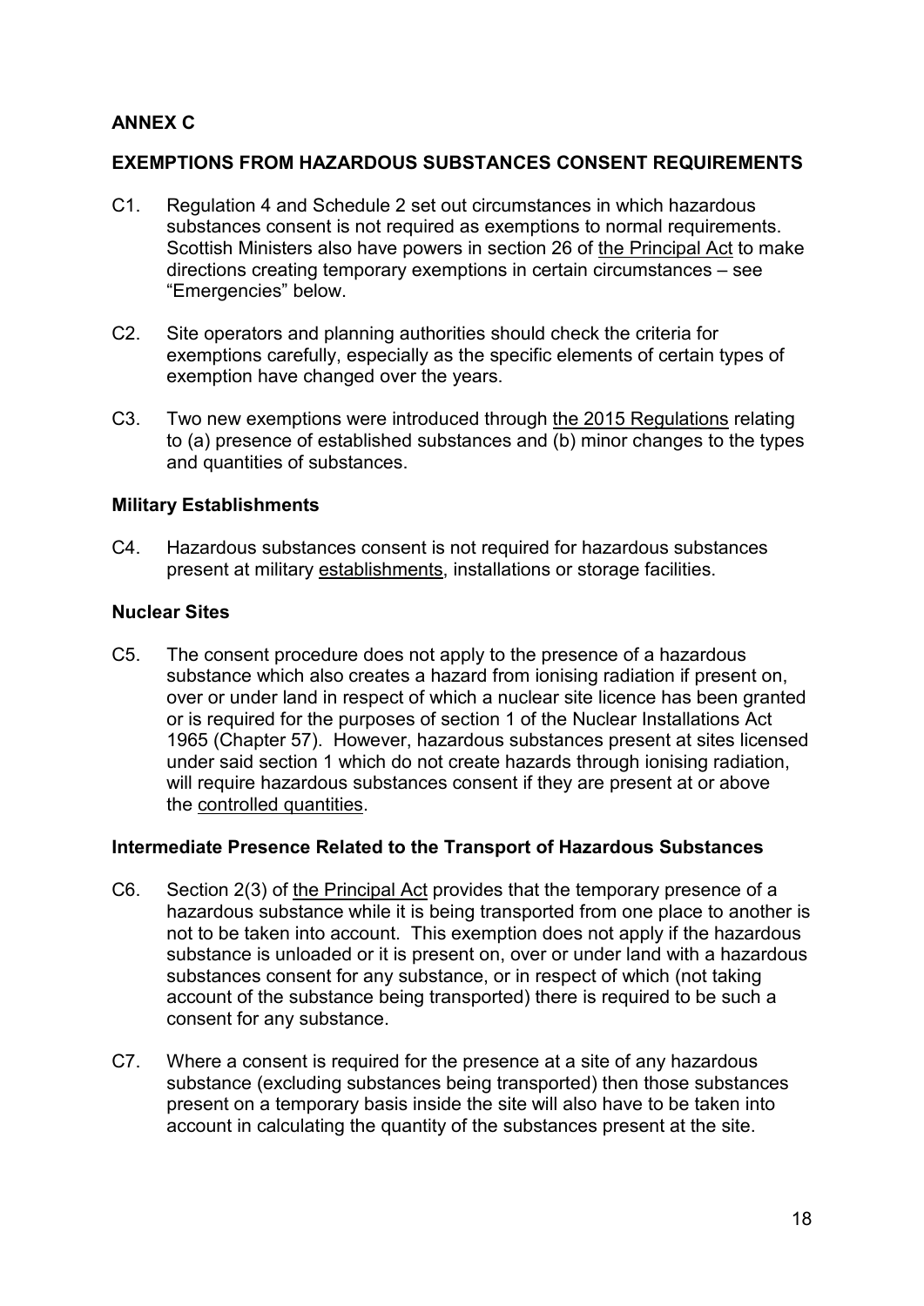## ANNEX C

## EXEMPTIONS FROM HAZARDOUS SUBSTANCES CONSENT REQUIREMENTS

C1. Regulation 4 and Schedule 2 set out circumstances in which hazardous substances consent is not required as exemptions to normal requirements. Scottish Ministers also have powers in section 26 of the Principal Act to make directions creating temporary exemptions in certain circumstances – see "Emergencies" below.

C2. Site operators and planning authorities should check the criteria for exemptions carefully, especially as the specific elements of certain types of exemption have changed over the years.

C3. Two new exemptions were introduced through the 2015 Regulations relating to (a) presence of established substances and (b) minor changes to the types and quantities of substances.

### Military Establishments

C4. Hazardous substances consent is not required for hazardous substances present at military establishments, installations or storage facilities.

### Nuclear Sites

C5. The consent procedure does not apply to the presence of a hazardous substance which also creates a hazard from ionising radiation if present on, over or under land in respect of which a nuclear site licence has been granted or is required for the purposes of section 1 of the Nuclear Installations Act 1965 (Chapter 57). However, hazardous substances present at sites licensed under said section 1 which do not create hazards through ionising radiation, will require hazardous substances consent if they are present at or above the controlled quantities.

### Intermediate Presence Related to the Transport of Hazardous Substances

C6. Section 2(3) of the Principal Act provides that the temporary presence of a hazardous substance while it is being transported from one place to another is not to be taken into account. This exemption does not apply if the hazardous substance is unloaded or it is present on, over or under land with a hazardous substances consent for any substance, or in respect of which (not taking account of the substance being transported) there is required to be such a consent for any substance.

C7. Where a consent is required for the presence at a site of any hazardous substance (excluding substances being transported) then those substances present on a temporary basis inside the site will also have to be taken into account in calculating the quantity of the substances present at the site.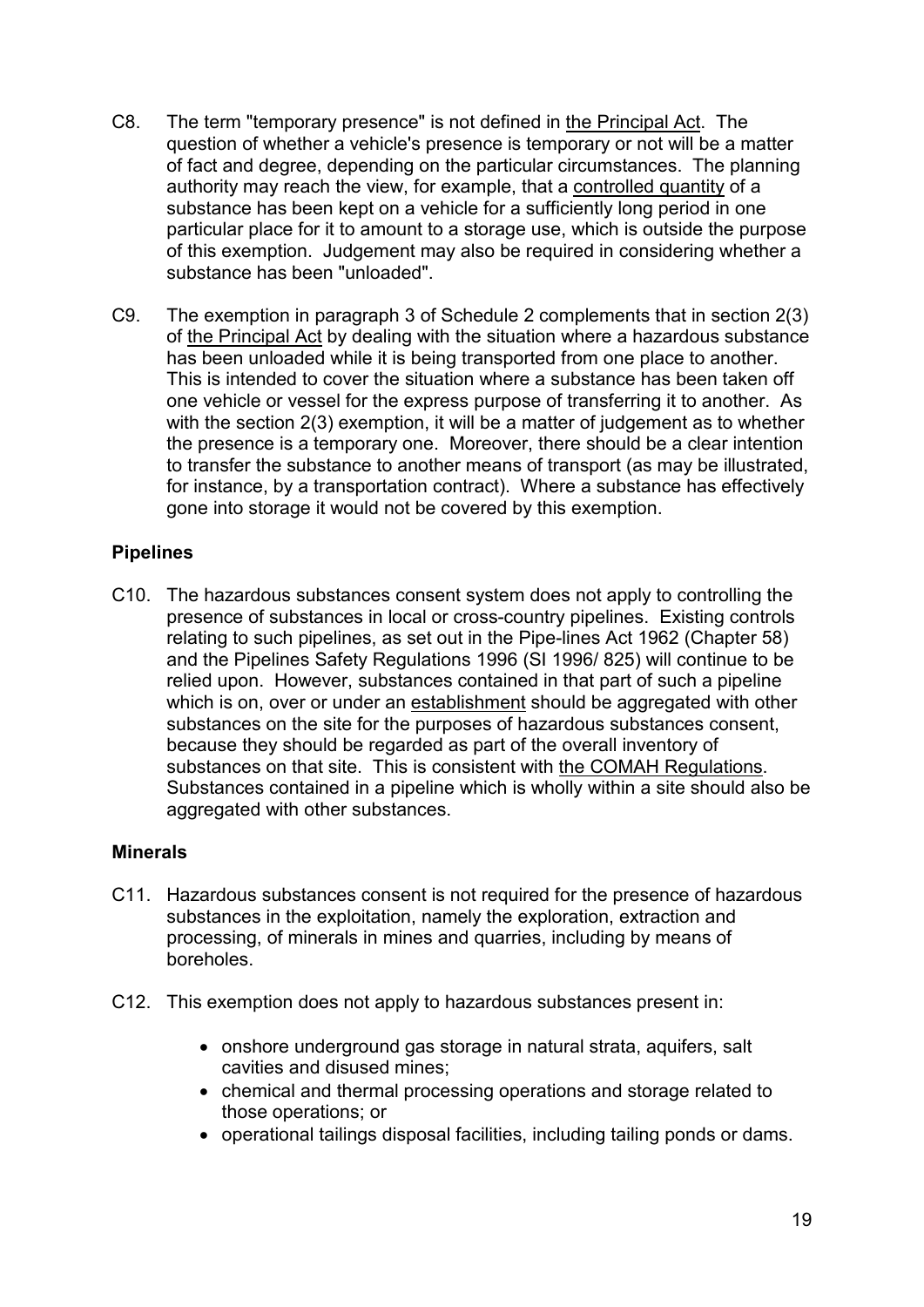C8. The term "temporary presence" is not defined in the Principal Act. The question of whether a vehicle's presence is temporary or not will be a matter of fact and degree, depending on the particular circumstances. The planning authority may reach the view, for example, that a controlled quantity of a substance has been kept on a vehicle for a sufficiently long period in one particular place for it to amount to a storage use, which is outside the purpose of this exemption. Judgement may also be required in considering whether a substance has been "unloaded".

C9. The exemption in paragraph 3 of Schedule 2 complements that in section 2(3) of the Principal Act by dealing with the situation where a hazardous substance has been unloaded while it is being transported from one place to another. This is intended to cover the situation where a substance has been taken off one vehicle or vessel for the express purpose of transferring it to another. As with the section 2(3) exemption, it will be a matter of judgement as to whether the presence is a temporary one. Moreover, there should be a clear intention to transfer the substance to another means of transport (as may be illustrated, for instance, by a transportation contract). Where a substance has effectively gone into storage it would not be covered by this exemption.

**Pipelines**

C10. The hazardous substances consent system does not apply to controlling the presence of substances in local or cross-country pipelines. Existing controls relating to such pipelines, as set out in the Pipe-lines Act 1962 (Chapter 58) and the Pipelines Safety Regulations 1996 (SI 1996/ 825) will continue to be relied upon. However, substances contained in that part of such a pipeline which is on, over or under an establishment should be aggregated with other substances on the site for the purposes of hazardous substances consent, because they should be regarded as part of the overall inventory of substances on that site. This is consistent with the COMAH Regulations. Substances contained in a pipeline which is wholly within a site should also be aggregated with other substances.

**Minerals**

C11. Hazardous substances consent is not required for the presence of hazardous substances in the exploitation, namely the exploration, extraction and processing, of minerals in mines and quarries, including by means of boreholes.

C12. This exemption does not apply to hazardous substances present in:

- onshore underground gas storage in natural strata, aquifers, salt cavities and disused mines;
- chemical and thermal processing operations and storage related to those operations; or
- operational tailings disposal facilities, including tailing ponds or dams.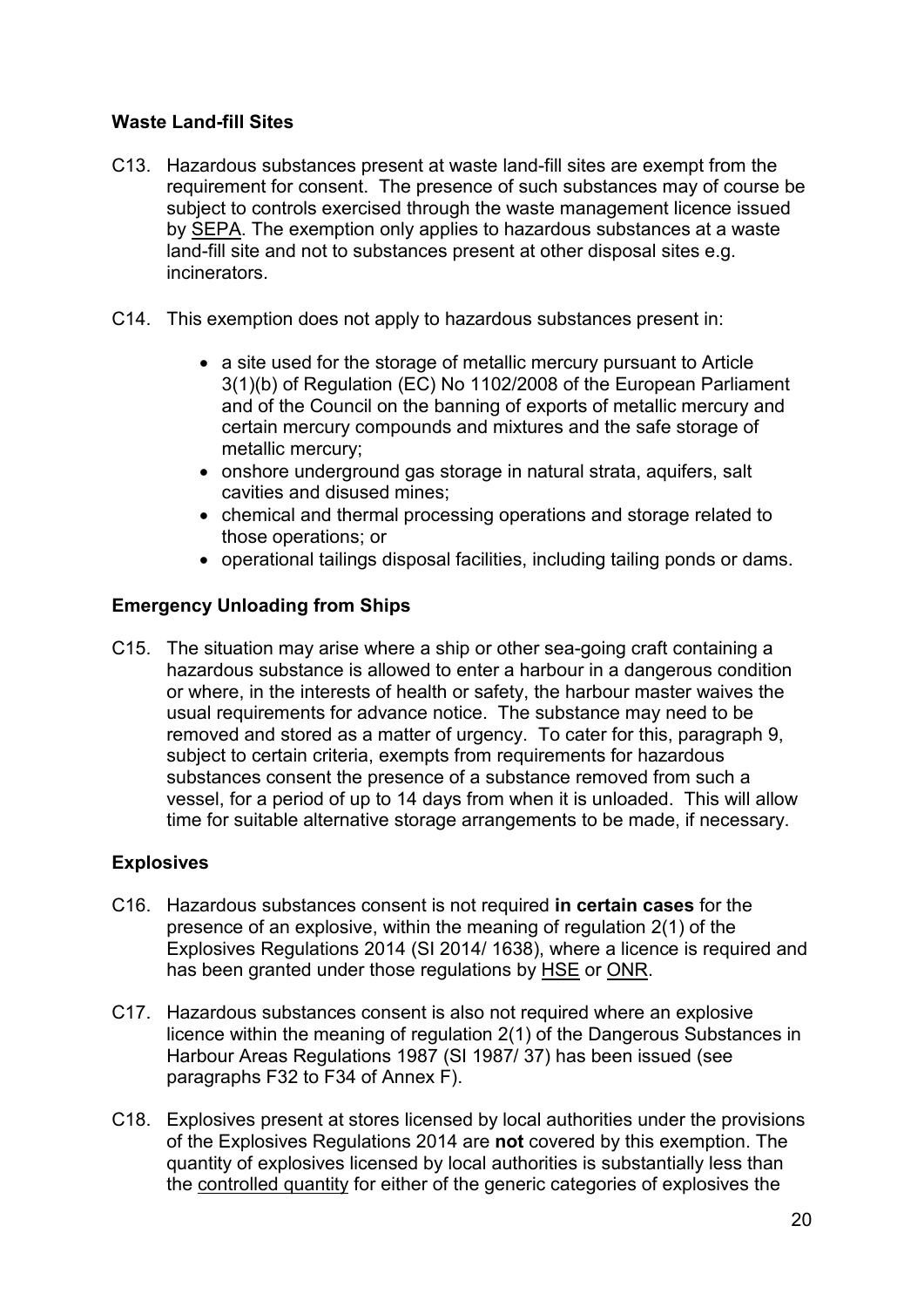### Waste Land-fill Sites

C13. Hazardous substances present at waste land-fill sites are exempt from the requirement for consent. The presence of such substances may of course be subject to controls exercised through the waste management licence issued by SEPA. The exemption only applies to hazardous substances at a waste land-fill site and not to substances present at other disposal sites e.g. incinerators.

C14. This exemption does not apply to hazardous substances present in:

- a site used for the storage of metallic mercury pursuant to Article 3(1)(b) of Regulation (EC) No 1102/2008 of the European Parliament and of the Council on the banning of exports of metallic mercury and certain mercury compounds and mixtures and the safe storage of metallic mercury;
- onshore underground gas storage in natural strata, aquifers, salt cavities and disused mines;
- chemical and thermal processing operations and storage related to those operations; or
- operational tailings disposal facilities, including tailing ponds or dams.

### Emergency Unloading from Ships

C15. The situation may arise where a ship or other sea-going craft containing a hazardous substance is allowed to enter a harbour in a dangerous condition or where, in the interests of health or safety, the harbour master waives the usual requirements for advance notice. The substance may need to be removed and stored as a matter of urgency. To cater for this, paragraph 9, subject to certain criteria, exempts from requirements for hazardous substances consent the presence of a substance removed from such a vessel, for a period of up to 14 days from when it is unloaded. This will allow time for suitable alternative storage arrangements to be made, if necessary.

### Explosives

C16. Hazardous substances consent is not required **in certain cases** for the presence of an explosive, within the meaning of regulation 2(1) of the Explosives Regulations 2014 (SI 2014/ 1638), where a licence is required and has been granted under those regulations by HSE or ONR.

C17. Hazardous substances consent is also not required where an explosive licence within the meaning of regulation 2(1) of the Dangerous Substances in Harbour Areas Regulations 1987 (SI 1987/ 37) has been issued (see paragraphs F32 to F34 of Annex F).

C18. Explosives present at stores licensed by local authorities under the provisions of the Explosives Regulations 2014 are **not** covered by this exemption. The quantity of explosives licensed by local authorities is substantially less than the controlled quantity for either of the generic categories of explosives the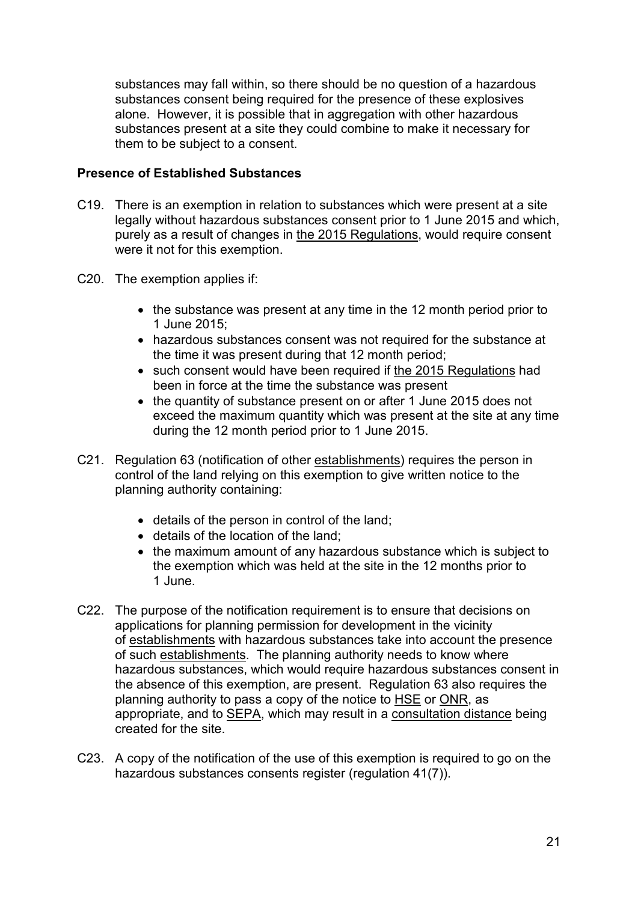substances may fall within, so there should be no question of a hazardous substances consent being required for the presence of these explosives alone. However, it is possible that in aggregation with other hazardous substances present at a site they could combine to make it necessary for them to be subject to a consent.

### Presence of Established Substances

C19. There is an exemption in relation to substances which were present at a site legally without hazardous substances consent prior to 1 June 2015 and which, purely as a result of changes in the 2015 Regulations, would require consent were it not for this exemption.

C20. The exemption applies if:

- the substance was present at any time in the 12 month period prior to 1 June 2015;
- hazardous substances consent was not required for the substance at the time it was present during that 12 month period;
- such consent would have been required if the 2015 Regulations had been in force at the time the substance was present
- the quantity of substance present on or after 1 June 2015 does not exceed the maximum quantity which was present at the site at any time during the 12 month period prior to 1 June 2015.

C21. Regulation 63 (notification of other establishments) requires the person in control of the land relying on this exemption to give written notice to the planning authority containing:

- details of the person in control of the land;
- details of the location of the land;
- the maximum amount of any hazardous substance which is subject to the exemption which was held at the site in the 12 months prior to 1 June.

C22. The purpose of the notification requirement is to ensure that decisions on applications for planning permission for development in the vicinity of establishments with hazardous substances take into account the presence of such establishments. The planning authority needs to know where hazardous substances, which would require hazardous substances consent in the absence of this exemption, are present. Regulation 63 also requires the planning authority to pass a copy of the notice to HSE or ONR, as appropriate, and to SEPA, which may result in a consultation distance being created for the site.

C23. A copy of the notification of the use of this exemption is required to go on the hazardous substances consents register (regulation 41(7)).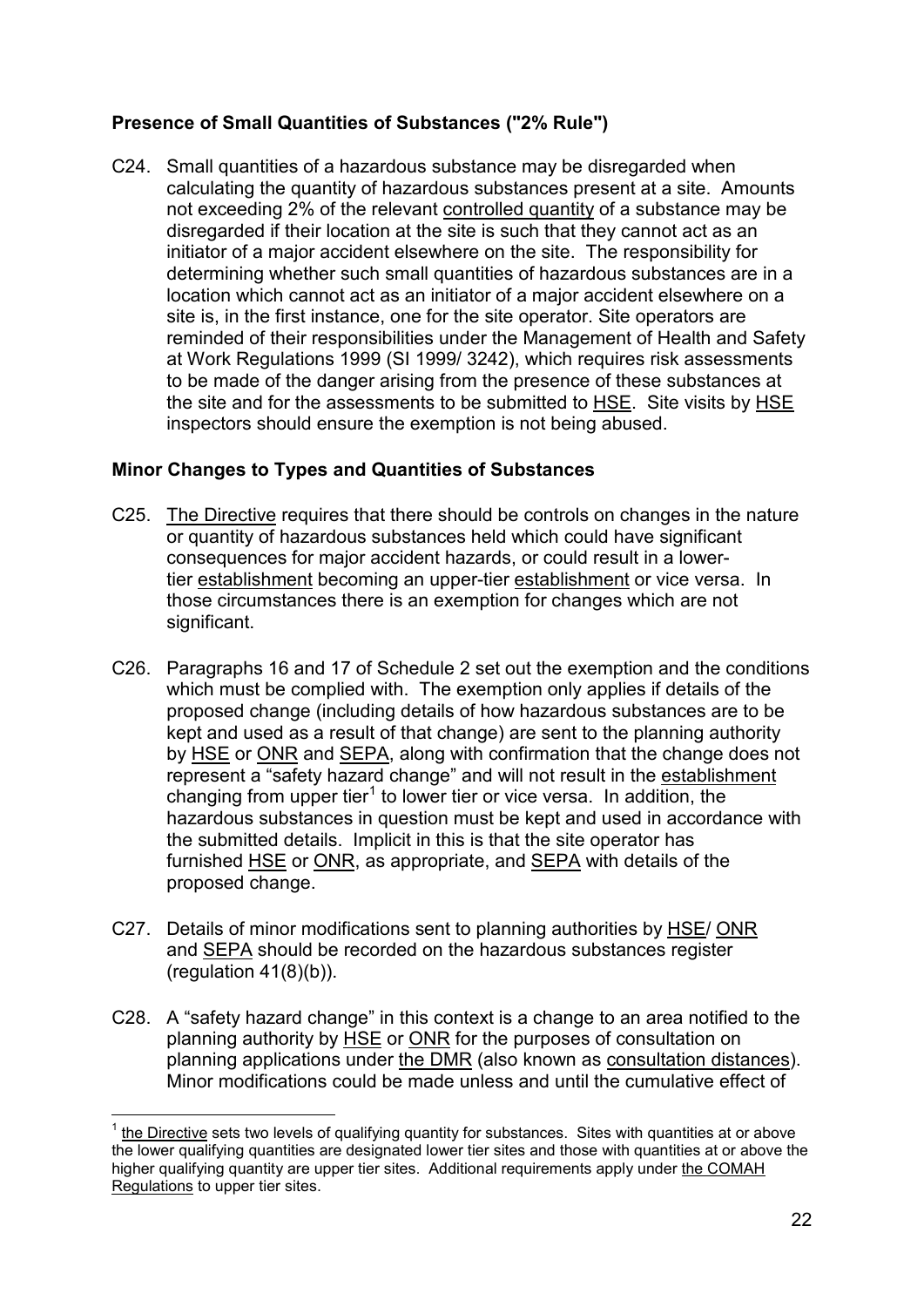**Presence of Small Quantities of Substances ("2% Rule")**

C24. Small quantities of a hazardous substance may be disregarded when calculating the quantity of hazardous substances present at a site. Amounts not exceeding 2% of the relevant controlled quantity of a substance may be disregarded if their location at the site is such that they cannot act as an initiator of a major accident elsewhere on the site. The responsibility for determining whether such small quantities of hazardous substances are in a location which cannot act as an initiator of a major accident elsewhere on a site is, in the first instance, one for the site operator. Site operators are reminded of their responsibilities under the Management of Health and Safety at Work Regulations 1999 (SI 1999/ 3242), which requires risk assessments to be made of the danger arising from the presence of these substances at the site and for the assessments to be submitted to HSE. Site visits by HSE inspectors should ensure the exemption is not being abused.

**Minor Changes to Types and Quantities of Substances**

C25. The Directive requires that there should be controls on changes in the nature or quantity of hazardous substances held which could have significant consequences for major accident hazards, or could result in a lower-tier establishment becoming an upper-tier establishment or vice versa. In those circumstances there is an exemption for changes which are not significant.

C26. Paragraphs 16 and 17 of Schedule 2 set out the exemption and the conditions which must be complied with. The exemption only applies if details of the proposed change (including details of how hazardous substances are to be kept and used as a result of that change) are sent to the planning authority by HSE or ONR and SEPA, along with confirmation that the change does not represent a "safety hazard change" and will not result in the establishment changing from upper tier[1] to lower tier or vice versa. In addition, the hazardous substances in question must be kept and used in accordance with the submitted details. Implicit in this is that the site operator has furnished HSE or ONR, as appropriate, and SEPA with details of the proposed change.

C27. Details of minor modifications sent to planning authorities by HSE/ ONR and SEPA should be recorded on the hazardous substances register (regulation 41(8)(b)).

C28. A "safety hazard change" in this context is a change to an area notified to the planning authority by HSE or ONR for the purposes of consultation on planning applications under the DMR (also known as consultation distances). Minor modifications could be made unless and until the cumulative effect of

[1] the Directive sets two levels of qualifying quantity for substances. Sites with quantities at or above the lower qualifying quantities are designated lower tier sites and those with quantities at or above the higher qualifying quantity are upper tier sites. Additional requirements apply under the COMAH Regulations to upper tier sites.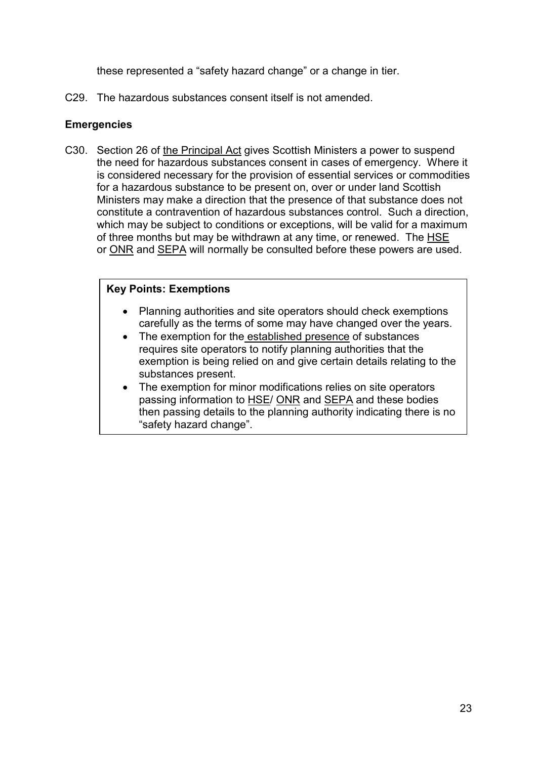these represented a “safety hazard change” or a change in tier.

C29. The hazardous substances consent itself is not amended.

**Emergencies**

C30. Section 26 of the Principal Act gives Scottish Ministers a power to suspend the need for hazardous substances consent in cases of emergency. Where it is considered necessary for the provision of essential services or commodities for a hazardous substance to be present on, over or under land Scottish Ministers may make a direction that the presence of that substance does not constitute a contravention of hazardous substances control. Such a direction, which may be subject to conditions or exceptions, will be valid for a maximum of three months but may be withdrawn at any time, or renewed. The HSE or ONR and SEPA will normally be consulted before these powers are used.

**Key Points: Exemptions**

- Planning authorities and site operators should check exemptions carefully as the terms of some may have changed over the years.
- The exemption for the established presence of substances requires site operators to notify planning authorities that the exemption is being relied on and give certain details relating to the substances present.
- The exemption for minor modifications relies on site operators passing information to HSE/ ONR and SEPA and these bodies then passing details to the planning authority indicating there is no “safety hazard change”.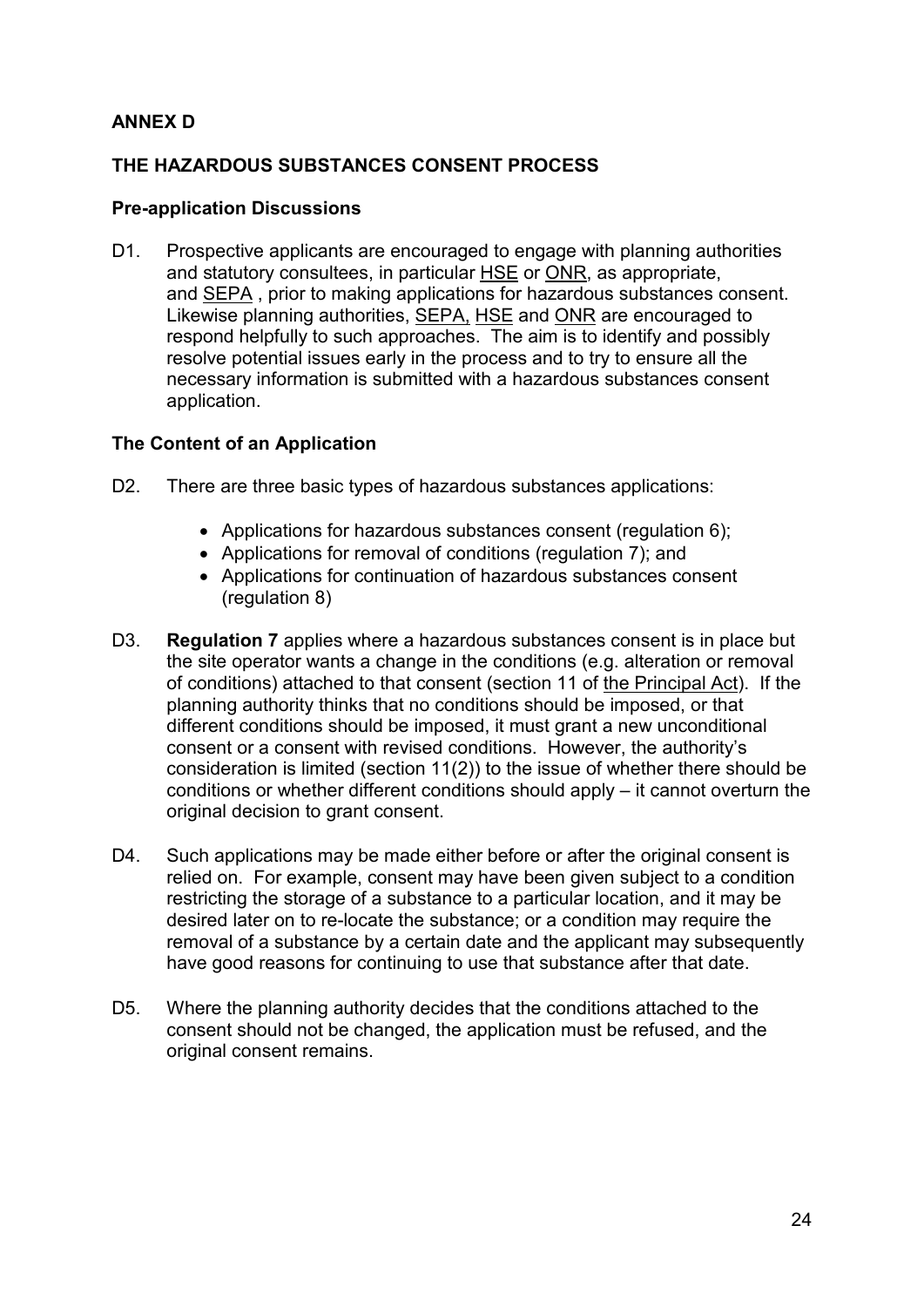## ANNEX D

## THE HAZARDOUS SUBSTANCES CONSENT PROCESS

### Pre-application Discussions

D1. Prospective applicants are encouraged to engage with planning authorities and statutory consultees, in particular HSE or ONR, as appropriate, and SEPA , prior to making applications for hazardous substances consent. Likewise planning authorities, SEPA, HSE and ONR are encouraged to respond helpfully to such approaches. The aim is to identify and possibly resolve potential issues early in the process and to try to ensure all the necessary information is submitted with a hazardous substances consent application.

### The Content of an Application

D2. There are three basic types of hazardous substances applications:

- Applications for hazardous substances consent (regulation 6);
- Applications for removal of conditions (regulation 7); and
- Applications for continuation of hazardous substances consent (regulation 8)

D3. **Regulation 7** applies where a hazardous substances consent is in place but the site operator wants a change in the conditions (e.g. alteration or removal of conditions) attached to that consent (section 11 of the Principal Act). If the planning authority thinks that no conditions should be imposed, or that different conditions should be imposed, it must grant a new unconditional consent or a consent with revised conditions. However, the authority's consideration is limited (section 11(2)) to the issue of whether there should be conditions or whether different conditions should apply – it cannot overturn the original decision to grant consent.

D4. Such applications may be made either before or after the original consent is relied on. For example, consent may have been given subject to a condition restricting the storage of a substance to a particular location, and it may be desired later on to re-locate the substance; or a condition may require the removal of a substance by a certain date and the applicant may subsequently have good reasons for continuing to use that substance after that date.

D5. Where the planning authority decides that the conditions attached to the consent should not be changed, the application must be refused, and the original consent remains.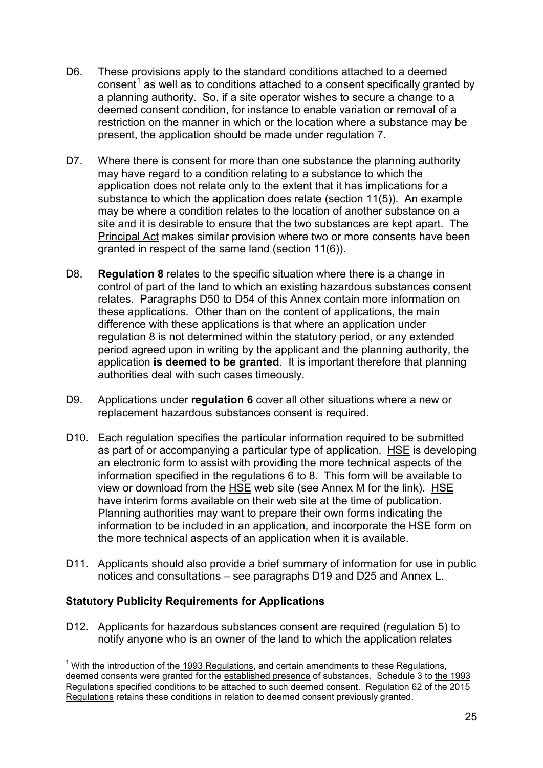D6. These provisions apply to the standard conditions attached to a deemed consent[1] as well as to conditions attached to a consent specifically granted by a planning authority. So, if a site operator wishes to secure a change to a deemed consent condition, for instance to enable variation or removal of a restriction on the manner in which or the location where a substance may be present, the application should be made under regulation 7.

D7. Where there is consent for more than one substance the planning authority may have regard to a condition relating to a substance to which the application does not relate only to the extent that it has implications for a substance to which the application does relate (section 11(5)). An example may be where a condition relates to the location of another substance on a site and it is desirable to ensure that the two substances are kept apart. The Principal Act makes similar provision where two or more consents have been granted in respect of the same land (section 11(6)).

D8. **Regulation 8** relates to the specific situation where there is a change in control of part of the land to which an existing hazardous substances consent relates. Paragraphs D50 to D54 of this Annex contain more information on these applications. Other than on the content of applications, the main difference with these applications is that where an application under regulation 8 is not determined within the statutory period, or any extended period agreed upon in writing by the applicant and the planning authority, the application **is deemed to be granted**. It is important therefore that planning authorities deal with such cases timeously.

D9. Applications under **regulation 6** cover all other situations where a new or replacement hazardous substances consent is required.

D10. Each regulation specifies the particular information required to be submitted as part of or accompanying a particular type of application. HSE is developing an electronic form to assist with providing the more technical aspects of the information specified in the regulations 6 to 8. This form will be available to view or download from the HSE web site (see Annex M for the link). HSE have interim forms available on their web site at the time of publication. Planning authorities may want to prepare their own forms indicating the information to be included in an application, and incorporate the HSE form on the more technical aspects of an application when it is available.

D11. Applicants should also provide a brief summary of information for use in public notices and consultations – see paragraphs D19 and D25 and Annex L.

### Statutory Publicity Requirements for Applications

D12. Applicants for hazardous substances consent are required (regulation 5) to notify anyone who is an owner of the land to which the application relates

---

[1] With the introduction of the 1993 Regulations, and certain amendments to these Regulations, deemed consents were granted for the established presence of substances. Schedule 3 to the 1993 Regulations specified conditions to be attached to such deemed consent. Regulation 62 of the 2015 Regulations retains these conditions in relation to deemed consent previously granted.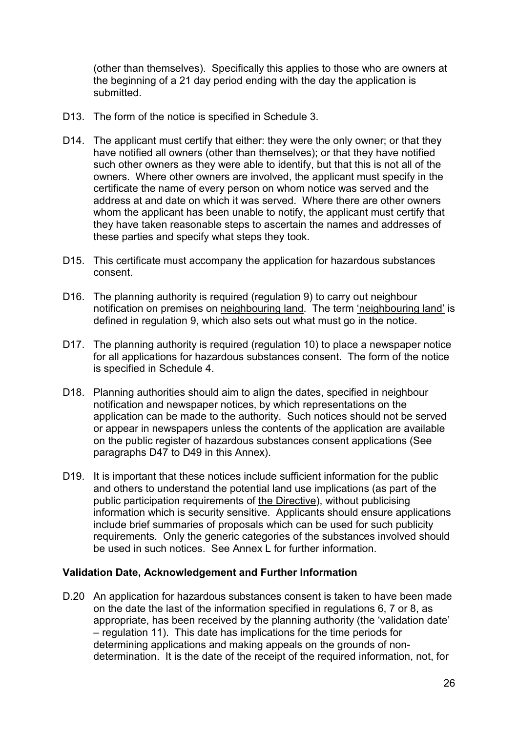(other than themselves). Specifically this applies to those who are owners at the beginning of a 21 day period ending with the day the application is submitted.

D13. The form of the notice is specified in Schedule 3.

D14. The applicant must certify that either: they were the only owner; or that they have notified all owners (other than themselves); or that they have notified such other owners as they were able to identify, but that this is not all of the owners. Where other owners are involved, the applicant must specify in the certificate the name of every person on whom notice was served and the address at and date on which it was served. Where there are other owners whom the applicant has been unable to notify, the applicant must certify that they have taken reasonable steps to ascertain the names and addresses of these parties and specify what steps they took.

D15. This certificate must accompany the application for hazardous substances consent.

D16. The planning authority is required (regulation 9) to carry out neighbour notification on premises on neighbouring land. The term 'neighbouring land' is defined in regulation 9, which also sets out what must go in the notice.

D17. The planning authority is required (regulation 10) to place a newspaper notice for all applications for hazardous substances consent. The form of the notice is specified in Schedule 4.

D18. Planning authorities should aim to align the dates, specified in neighbour notification and newspaper notices, by which representations on the application can be made to the authority. Such notices should not be served or appear in newspapers unless the contents of the application are available on the public register of hazardous substances consent applications (See paragraphs D47 to D49 in this Annex).

D19. It is important that these notices include sufficient information for the public and others to understand the potential land use implications (as part of the public participation requirements of the Directive), without publicising information which is security sensitive. Applicants should ensure applications include brief summaries of proposals which can be used for such publicity requirements. Only the generic categories of the substances involved should be used in such notices. See Annex L for further information.

**Validation Date, Acknowledgement and Further Information**

D.20 An application for hazardous substances consent is taken to have been made on the date the last of the information specified in regulations 6, 7 or 8, as appropriate, has been received by the planning authority (the 'validation date' – regulation 11). This date has implications for the time periods for determining applications and making appeals on the grounds of non-determination. It is the date of the receipt of the required information, not, for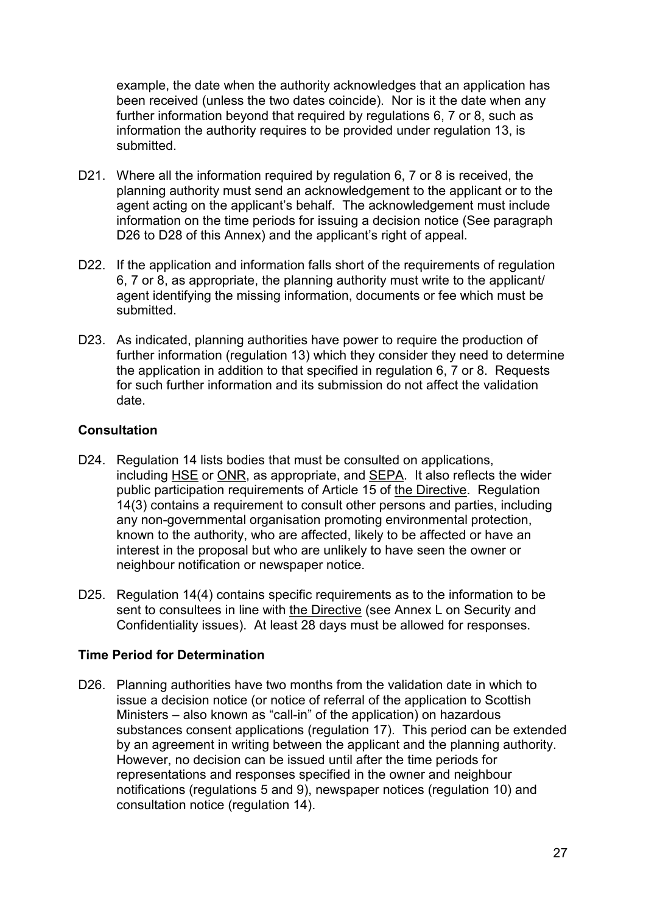example, the date when the authority acknowledges that an application has been received (unless the two dates coincide). Nor is it the date when any further information beyond that required by regulations 6, 7 or 8, such as information the authority requires to be provided under regulation 13, is submitted.

D21. Where all the information required by regulation 6, 7 or 8 is received, the planning authority must send an acknowledgement to the applicant or to the agent acting on the applicant's behalf. The acknowledgement must include information on the time periods for issuing a decision notice (See paragraph D26 to D28 of this Annex) and the applicant's right of appeal.

D22. If the application and information falls short of the requirements of regulation 6, 7 or 8, as appropriate, the planning authority must write to the applicant/ agent identifying the missing information, documents or fee which must be submitted.

D23. As indicated, planning authorities have power to require the production of further information (regulation 13) which they consider they need to determine the application in addition to that specified in regulation 6, 7 or 8. Requests for such further information and its submission do not affect the validation date.

**Consultation**

D24. Regulation 14 lists bodies that must be consulted on applications, including HSE or ONR, as appropriate, and SEPA. It also reflects the wider public participation requirements of Article 15 of the Directive. Regulation 14(3) contains a requirement to consult other persons and parties, including any non-governmental organisation promoting environmental protection, known to the authority, who are affected, likely to be affected or have an interest in the proposal but who are unlikely to have seen the owner or neighbour notification or newspaper notice.

D25. Regulation 14(4) contains specific requirements as to the information to be sent to consultees in line with the Directive (see Annex L on Security and Confidentiality issues). At least 28 days must be allowed for responses.

**Time Period for Determination**

D26. Planning authorities have two months from the validation date in which to issue a decision notice (or notice of referral of the application to Scottish Ministers – also known as "call-in" of the application) on hazardous substances consent applications (regulation 17). This period can be extended by an agreement in writing between the applicant and the planning authority. However, no decision can be issued until after the time periods for representations and responses specified in the owner and neighbour notifications (regulations 5 and 9), newspaper notices (regulation 10) and consultation notice (regulation 14).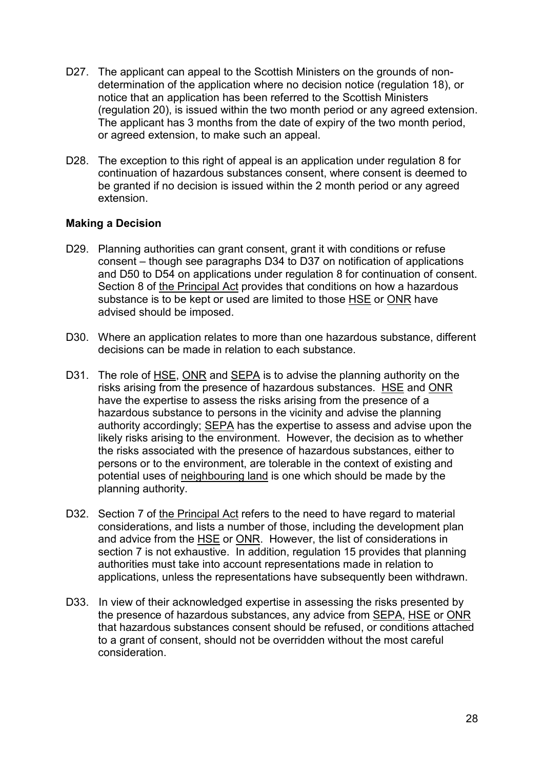D27. The applicant can appeal to the Scottish Ministers on the grounds of non-determination of the application where no decision notice (regulation 18), or notice that an application has been referred to the Scottish Ministers (regulation 20), is issued within the two month period or any agreed extension. The applicant has 3 months from the date of expiry of the two month period, or agreed extension, to make such an appeal.

D28. The exception to this right of appeal is an application under regulation 8 for continuation of hazardous substances consent, where consent is deemed to be granted if no decision is issued within the 2 month period or any agreed extension.

**Making a Decision**

D29. Planning authorities can grant consent, grant it with conditions or refuse consent – though see paragraphs D34 to D37 on notification of applications and D50 to D54 on applications under regulation 8 for continuation of consent. Section 8 of the Principal Act provides that conditions on how a hazardous substance is to be kept or used are limited to those HSE or ONR have advised should be imposed.

D30. Where an application relates to more than one hazardous substance, different decisions can be made in relation to each substance.

D31. The role of HSE, ONR and SEPA is to advise the planning authority on the risks arising from the presence of hazardous substances. HSE and ONR have the expertise to assess the risks arising from the presence of a hazardous substance to persons in the vicinity and advise the planning authority accordingly; SEPA has the expertise to assess and advise upon the likely risks arising to the environment. However, the decision as to whether the risks associated with the presence of hazardous substances, either to persons or to the environment, are tolerable in the context of existing and potential uses of neighbouring land is one which should be made by the planning authority.

D32. Section 7 of the Principal Act refers to the need to have regard to material considerations, and lists a number of those, including the development plan and advice from the HSE or ONR. However, the list of considerations in section 7 is not exhaustive. In addition, regulation 15 provides that planning authorities must take into account representations made in relation to applications, unless the representations have subsequently been withdrawn.

D33. In view of their acknowledged expertise in assessing the risks presented by the presence of hazardous substances, any advice from SEPA, HSE or ONR that hazardous substances consent should be refused, or conditions attached to a grant of consent, should not be overridden without the most careful consideration.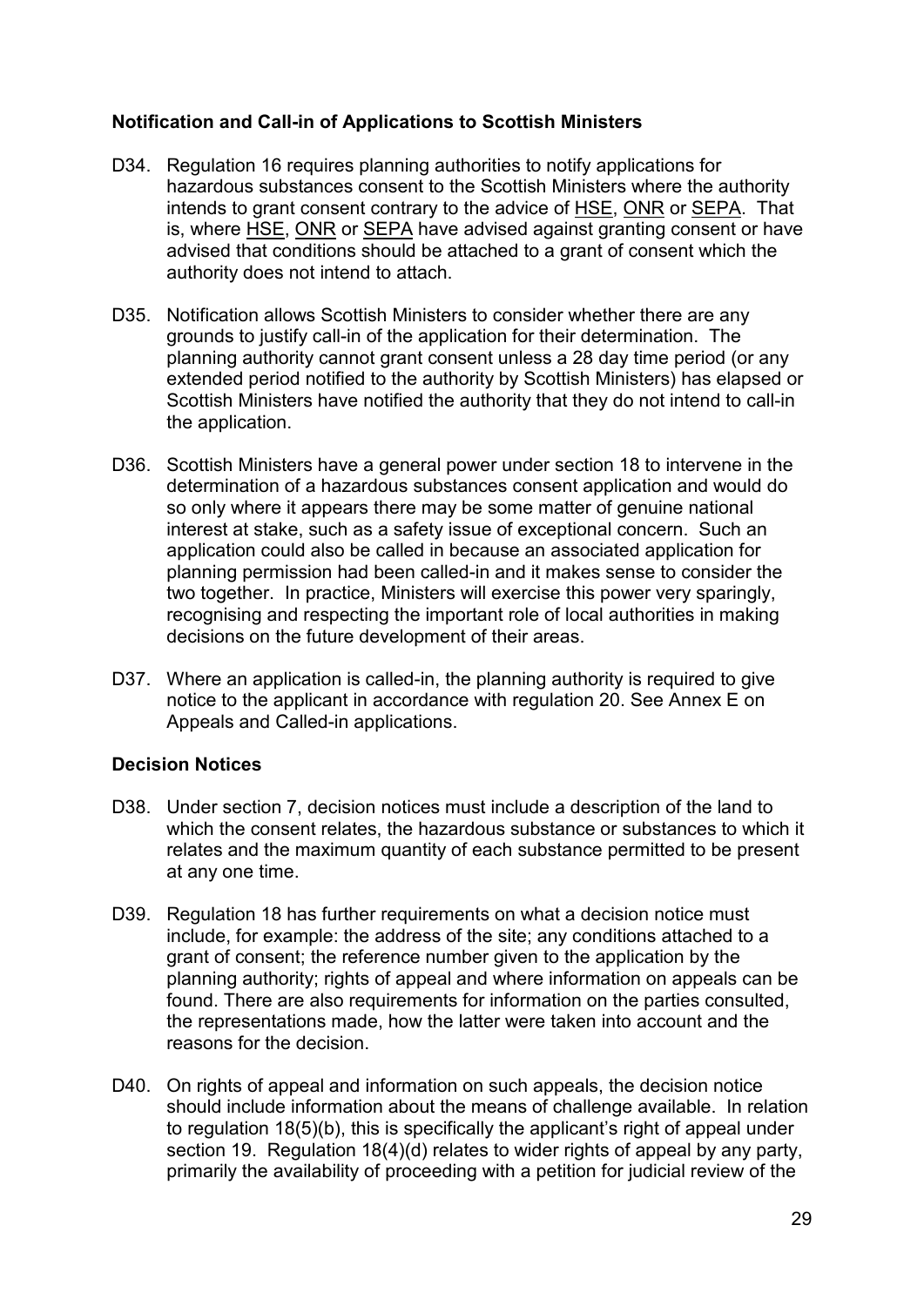### Notification and Call-in of Applications to Scottish Ministers

D34. Regulation 16 requires planning authorities to notify applications for hazardous substances consent to the Scottish Ministers where the authority intends to grant consent contrary to the advice of HSE, ONR or SEPA. That is, where HSE, ONR or SEPA have advised against granting consent or have advised that conditions should be attached to a grant of consent which the authority does not intend to attach.

D35. Notification allows Scottish Ministers to consider whether there are any grounds to justify call-in of the application for their determination. The planning authority cannot grant consent unless a 28 day time period (or any extended period notified to the authority by Scottish Ministers) has elapsed or Scottish Ministers have notified the authority that they do not intend to call-in the application.

D36. Scottish Ministers have a general power under section 18 to intervene in the determination of a hazardous substances consent application and would do so only where it appears there may be some matter of genuine national interest at stake, such as a safety issue of exceptional concern. Such an application could also be called in because an associated application for planning permission had been called-in and it makes sense to consider the two together. In practice, Ministers will exercise this power very sparingly, recognising and respecting the important role of local authorities in making decisions on the future development of their areas.

D37. Where an application is called-in, the planning authority is required to give notice to the applicant in accordance with regulation 20. See Annex E on Appeals and Called-in applications.

### Decision Notices

D38. Under section 7, decision notices must include a description of the land to which the consent relates, the hazardous substance or substances to which it relates and the maximum quantity of each substance permitted to be present at any one time.

D39. Regulation 18 has further requirements on what a decision notice must include, for example: the address of the site; any conditions attached to a grant of consent; the reference number given to the application by the planning authority; rights of appeal and where information on appeals can be found. There are also requirements for information on the parties consulted, the representations made, how the latter were taken into account and the reasons for the decision.

D40. On rights of appeal and information on such appeals, the decision notice should include information about the means of challenge available. In relation to regulation 18(5)(b), this is specifically the applicant's right of appeal under section 19. Regulation 18(4)(d) relates to wider rights of appeal by any party, primarily the availability of proceeding with a petition for judicial review of the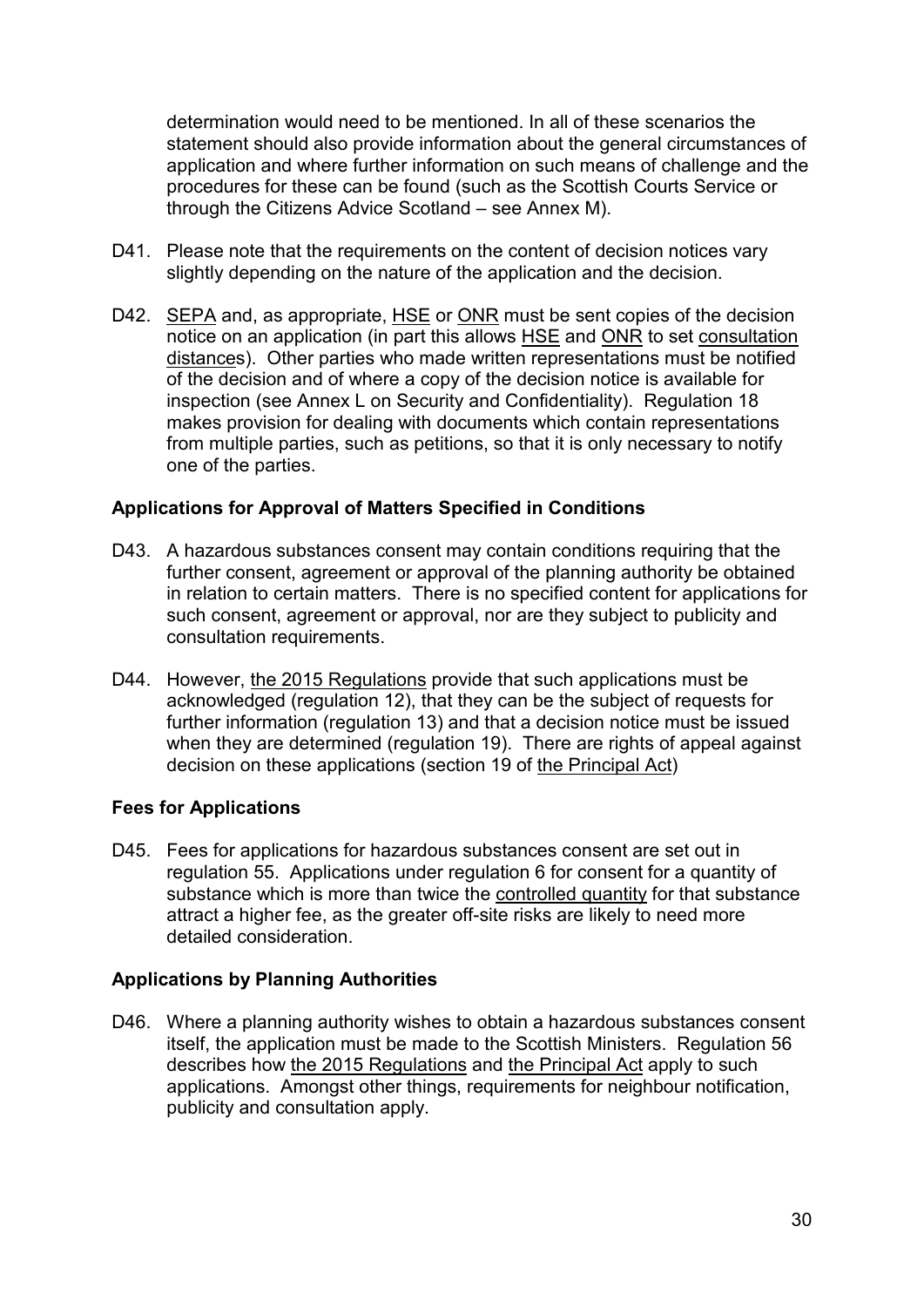determination would need to be mentioned. In all of these scenarios the statement should also provide information about the general circumstances of application and where further information on such means of challenge and the procedures for these can be found (such as the Scottish Courts Service or through the Citizens Advice Scotland – see Annex M).

D41. Please note that the requirements on the content of decision notices vary slightly depending on the nature of the application and the decision.

D42. SEPA and, as appropriate, HSE or ONR must be sent copies of the decision notice on an application (in part this allows HSE and ONR to set consultation distances). Other parties who made written representations must be notified of the decision and of where a copy of the decision notice is available for inspection (see Annex L on Security and Confidentiality). Regulation 18 makes provision for dealing with documents which contain representations from multiple parties, such as petitions, so that it is only necessary to notify one of the parties.

**Applications for Approval of Matters Specified in Conditions**

D43. A hazardous substances consent may contain conditions requiring that the further consent, agreement or approval of the planning authority be obtained in relation to certain matters. There is no specified content for applications for such consent, agreement or approval, nor are they subject to publicity and consultation requirements.

D44. However, the 2015 Regulations provide that such applications must be acknowledged (regulation 12), that they can be the subject of requests for further information (regulation 13) and that a decision notice must be issued when they are determined (regulation 19). There are rights of appeal against decision on these applications (section 19 of the Principal Act)

**Fees for Applications**

D45. Fees for applications for hazardous substances consent are set out in regulation 55. Applications under regulation 6 for consent for a quantity of substance which is more than twice the controlled quantity for that substance attract a higher fee, as the greater off-site risks are likely to need more detailed consideration.

**Applications by Planning Authorities**

D46. Where a planning authority wishes to obtain a hazardous substances consent itself, the application must be made to the Scottish Ministers. Regulation 56 describes how the 2015 Regulations and the Principal Act apply to such applications. Amongst other things, requirements for neighbour notification, publicity and consultation apply.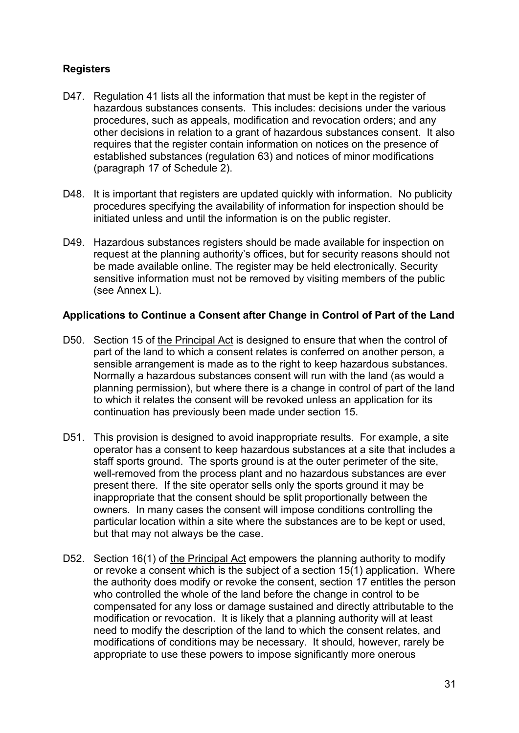**Registers**

D47. Regulation 41 lists all the information that must be kept in the register of hazardous substances consents. This includes: decisions under the various procedures, such as appeals, modification and revocation orders; and any other decisions in relation to a grant of hazardous substances consent. It also requires that the register contain information on notices on the presence of established substances (regulation 63) and notices of minor modifications (paragraph 17 of Schedule 2).

D48. It is important that registers are updated quickly with information. No publicity procedures specifying the availability of information for inspection should be initiated unless and until the information is on the public register.

D49. Hazardous substances registers should be made available for inspection on request at the planning authority's offices, but for security reasons should not be made available online. The register may be held electronically. Security sensitive information must not be removed by visiting members of the public (see Annex L).

**Applications to Continue a Consent after Change in Control of Part of the Land**

D50. Section 15 of the Principal Act is designed to ensure that when the control of part of the land to which a consent relates is conferred on another person, a sensible arrangement is made as to the right to keep hazardous substances. Normally a hazardous substances consent will run with the land (as would a planning permission), but where there is a change in control of part of the land to which it relates the consent will be revoked unless an application for its continuation has previously been made under section 15.

D51. This provision is designed to avoid inappropriate results. For example, a site operator has a consent to keep hazardous substances at a site that includes a staff sports ground. The sports ground is at the outer perimeter of the site, well-removed from the process plant and no hazardous substances are ever present there. If the site operator sells only the sports ground it may be inappropriate that the consent should be split proportionally between the owners. In many cases the consent will impose conditions controlling the particular location within a site where the substances are to be kept or used, but that may not always be the case.

D52. Section 16(1) of the Principal Act empowers the planning authority to modify or revoke a consent which is the subject of a section 15(1) application. Where the authority does modify or revoke the consent, section 17 entitles the person who controlled the whole of the land before the change in control to be compensated for any loss or damage sustained and directly attributable to the modification or revocation. It is likely that a planning authority will at least need to modify the description of the land to which the consent relates, and modifications of conditions may be necessary. It should, however, rarely be appropriate to use these powers to impose significantly more onerous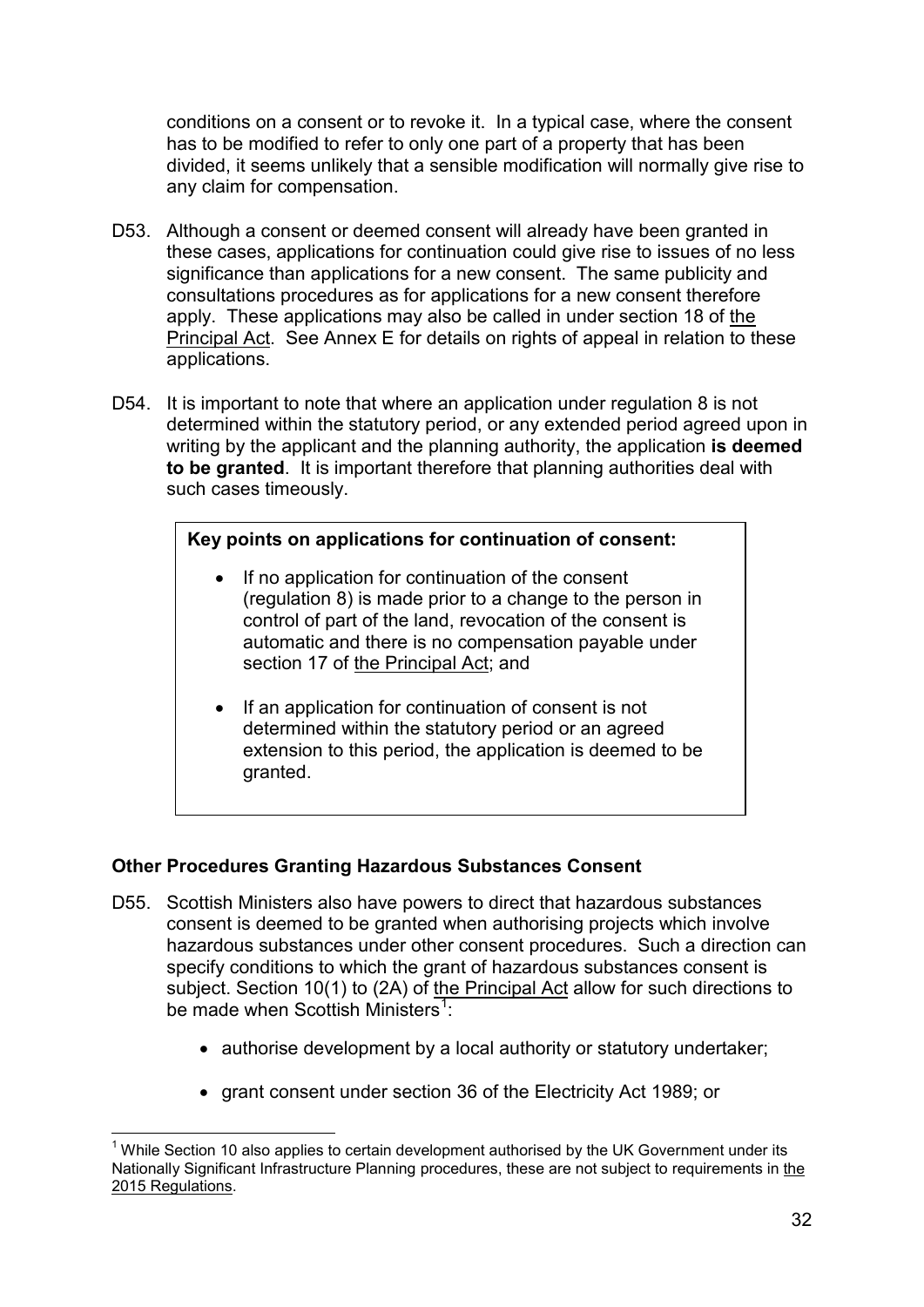conditions on a consent or to revoke it. In a typical case, where the consent has to be modified to refer to only one part of a property that has been divided, it seems unlikely that a sensible modification will normally give rise to any claim for compensation.

D53. Although a consent or deemed consent will already have been granted in these cases, applications for continuation could give rise to issues of no less significance than applications for a new consent. The same publicity and consultations procedures as for applications for a new consent therefore apply. These applications may also be called in under section 18 of the Principal Act. See Annex E for details on rights of appeal in relation to these applications.

D54. It is important to note that where an application under regulation 8 is not determined within the statutory period, or any extended period agreed upon in writing by the applicant and the planning authority, the application **is deemed to be granted**. It is important therefore that planning authorities deal with such cases timeously.

> **Key points on applications for continuation of consent:**
>
> - If no application for continuation of the consent (regulation 8) is made prior to a change to the person in control of part of the land, revocation of the consent is automatic and there is no compensation payable under section 17 of the Principal Act; and
>
> - If an application for continuation of consent is not determined within the statutory period or an agreed extension to this period, the application is deemed to be granted.

### Other Procedures Granting Hazardous Substances Consent

D55. Scottish Ministers also have powers to direct that hazardous substances consent is deemed to be granted when authorising projects which involve hazardous substances under other consent procedures. Such a direction can specify conditions to which the grant of hazardous substances consent is subject. Section 10(1) to (2A) of the Principal Act allow for such directions to be made when Scottish Ministers[1]:

- authorise development by a local authority or statutory undertaker;
- grant consent under section 36 of the Electricity Act 1989; or

[1] While Section 10 also applies to certain development authorised by the UK Government under its Nationally Significant Infrastructure Planning procedures, these are not subject to requirements in the 2015 Regulations.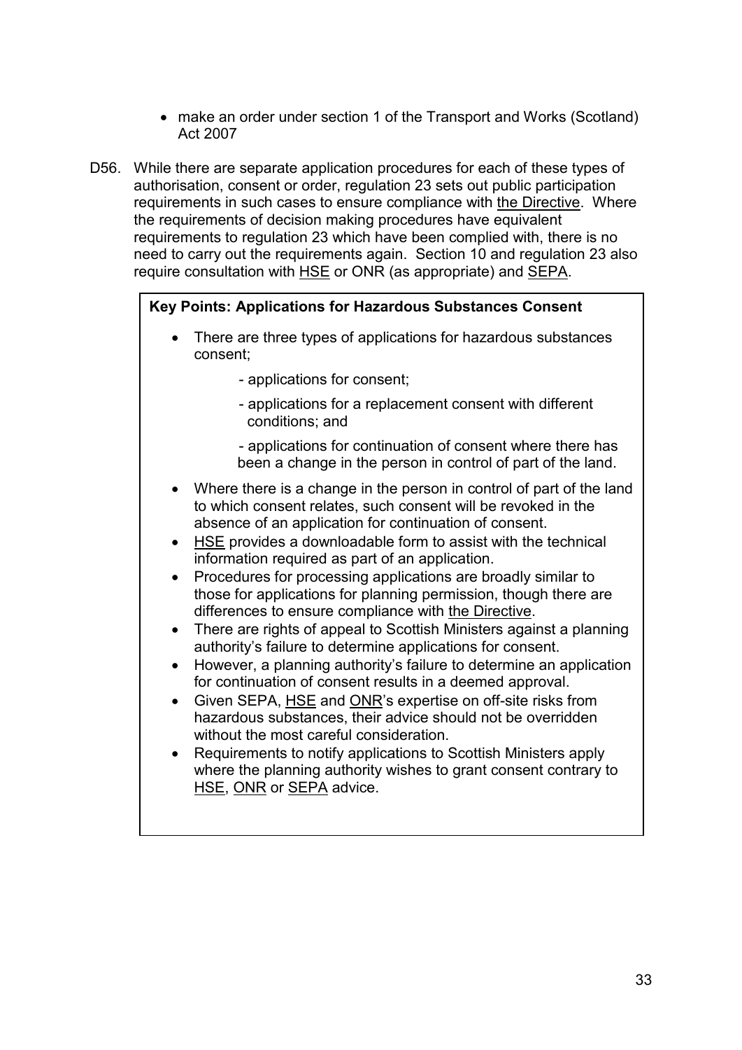- make an order under section 1 of the Transport and Works (Scotland) Act 2007

D56. While there are separate application procedures for each of these types of authorisation, consent or order, regulation 23 sets out public participation requirements in such cases to ensure compliance with the Directive. Where the requirements of decision making procedures have equivalent requirements to regulation 23 which have been complied with, there is no need to carry out the requirements again. Section 10 and regulation 23 also require consultation with HSE or ONR (as appropriate) and SEPA.

> **Key Points: Applications for Hazardous Substances Consent**
>
> - There are three types of applications for hazardous substances consent;
>   - applications for consent;
>   - applications for a replacement consent with different conditions; and
>   - applications for continuation of consent where there has been a change in the person in control of part of the land.
> - Where there is a change in the person in control of part of the land to which consent relates, such consent will be revoked in the absence of an application for continuation of consent.
> - HSE provides a downloadable form to assist with the technical information required as part of an application.
> - Procedures for processing applications are broadly similar to those for applications for planning permission, though there are differences to ensure compliance with the Directive.
> - There are rights of appeal to Scottish Ministers against a planning authority's failure to determine applications for consent.
> - However, a planning authority's failure to determine an application for continuation of consent results in a deemed approval.
> - Given SEPA, HSE and ONR's expertise on off-site risks from hazardous substances, their advice should not be overridden without the most careful consideration.
> - Requirements to notify applications to Scottish Ministers apply where the planning authority wishes to grant consent contrary to HSE, ONR or SEPA advice.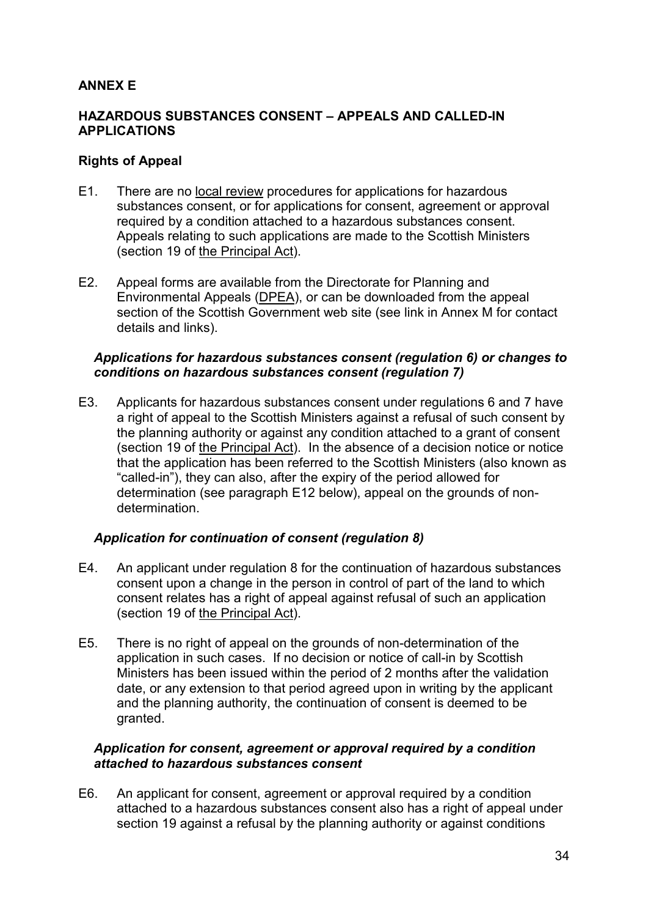## ANNEX E

## HAZARDOUS SUBSTANCES CONSENT – APPEALS AND CALLED-IN APPLICATIONS

### Rights of Appeal

E1. There are no local review procedures for applications for hazardous substances consent, or for applications for consent, agreement or approval required by a condition attached to a hazardous substances consent. Appeals relating to such applications are made to the Scottish Ministers (section 19 of the Principal Act).

E2. Appeal forms are available from the Directorate for Planning and Environmental Appeals (DPEA), or can be downloaded from the appeal section of the Scottish Government web site (see link in Annex M for contact details and links).

#### *Applications for hazardous substances consent (regulation 6) or changes to conditions on hazardous substances consent (regulation 7)*

E3. Applicants for hazardous substances consent under regulations 6 and 7 have a right of appeal to the Scottish Ministers against a refusal of such consent by the planning authority or against any condition attached to a grant of consent (section 19 of the Principal Act). In the absence of a decision notice or notice that the application has been referred to the Scottish Ministers (also known as "called-in"), they can also, after the expiry of the period allowed for determination (see paragraph E12 below), appeal on the grounds of non-determination.

#### *Application for continuation of consent (regulation 8)*

E4. An applicant under regulation 8 for the continuation of hazardous substances consent upon a change in the person in control of part of the land to which consent relates has a right of appeal against refusal of such an application (section 19 of the Principal Act).

E5. There is no right of appeal on the grounds of non-determination of the application in such cases. If no decision or notice of call-in by Scottish Ministers has been issued within the period of 2 months after the validation date, or any extension to that period agreed upon in writing by the applicant and the planning authority, the continuation of consent is deemed to be granted.

#### *Application for consent, agreement or approval required by a condition attached to hazardous substances consent*

E6. An applicant for consent, agreement or approval required by a condition attached to a hazardous substances consent also has a right of appeal under section 19 against a refusal by the planning authority or against conditions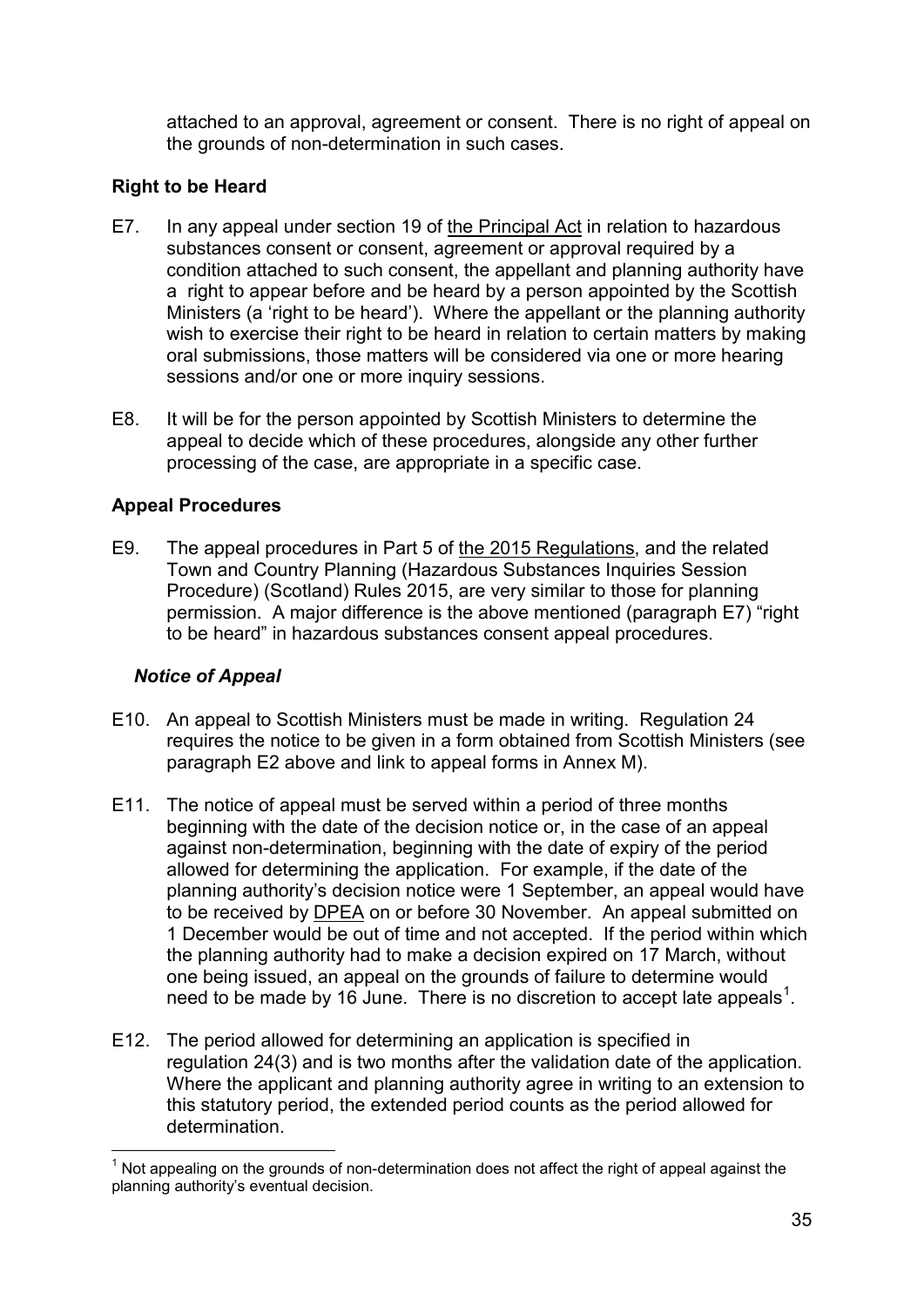attached to an approval, agreement or consent. There is no right of appeal on the grounds of non-determination in such cases.

### Right to be Heard

E7. In any appeal under section 19 of the Principal Act in relation to hazardous substances consent or consent, agreement or approval required by a condition attached to such consent, the appellant and planning authority have a right to appear before and be heard by a person appointed by the Scottish Ministers (a 'right to be heard'). Where the appellant or the planning authority wish to exercise their right to be heard in relation to certain matters by making oral submissions, those matters will be considered via one or more hearing sessions and/or one or more inquiry sessions.

E8. It will be for the person appointed by Scottish Ministers to determine the appeal to decide which of these procedures, alongside any other further processing of the case, are appropriate in a specific case.

### Appeal Procedures

E9. The appeal procedures in Part 5 of the 2015 Regulations, and the related Town and Country Planning (Hazardous Substances Inquiries Session Procedure) (Scotland) Rules 2015, are very similar to those for planning permission. A major difference is the above mentioned (paragraph E7) "right to be heard" in hazardous substances consent appeal procedures.

#### *Notice of Appeal*

E10. An appeal to Scottish Ministers must be made in writing. Regulation 24 requires the notice to be given in a form obtained from Scottish Ministers (see paragraph E2 above and link to appeal forms in Annex M).

E11. The notice of appeal must be served within a period of three months beginning with the date of the decision notice or, in the case of an appeal against non-determination, beginning with the date of expiry of the period allowed for determining the application. For example, if the date of the planning authority's decision notice were 1 September, an appeal would have to be received by DPEA on or before 30 November. An appeal submitted on 1 December would be out of time and not accepted. If the period within which the planning authority had to make a decision expired on 17 March, without one being issued, an appeal on the grounds of failure to determine would need to be made by 16 June. There is no discretion to accept late appeals[1].

E12. The period allowed for determining an application is specified in regulation 24(3) and is two months after the validation date of the application. Where the applicant and planning authority agree in writing to an extension to this statutory period, the extended period counts as the period allowed for determination.

[1] Not appealing on the grounds of non-determination does not affect the right of appeal against the planning authority's eventual decision.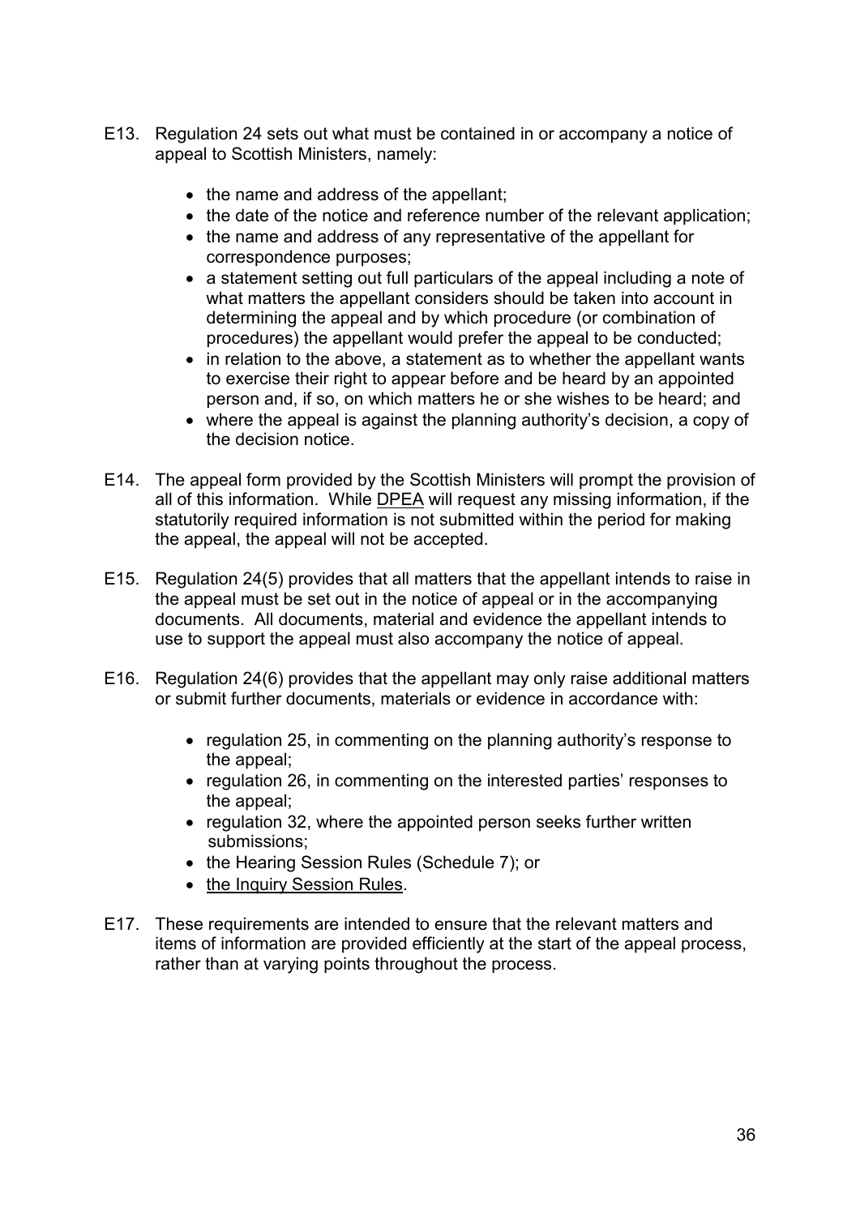E13. Regulation 24 sets out what must be contained in or accompany a notice of appeal to Scottish Ministers, namely:

- the name and address of the appellant;
- the date of the notice and reference number of the relevant application;
- the name and address of any representative of the appellant for correspondence purposes;
- a statement setting out full particulars of the appeal including a note of what matters the appellant considers should be taken into account in determining the appeal and by which procedure (or combination of procedures) the appellant would prefer the appeal to be conducted;
- in relation to the above, a statement as to whether the appellant wants to exercise their right to appear before and be heard by an appointed person and, if so, on which matters he or she wishes to be heard; and
- where the appeal is against the planning authority's decision, a copy of the decision notice.

E14. The appeal form provided by the Scottish Ministers will prompt the provision of all of this information. While DPEA will request any missing information, if the statutorily required information is not submitted within the period for making the appeal, the appeal will not be accepted.

E15. Regulation 24(5) provides that all matters that the appellant intends to raise in the appeal must be set out in the notice of appeal or in the accompanying documents. All documents, material and evidence the appellant intends to use to support the appeal must also accompany the notice of appeal.

E16. Regulation 24(6) provides that the appellant may only raise additional matters or submit further documents, materials or evidence in accordance with:

- regulation 25, in commenting on the planning authority's response to the appeal;
- regulation 26, in commenting on the interested parties' responses to the appeal;
- regulation 32, where the appointed person seeks further written submissions;
- the Hearing Session Rules (Schedule 7); or
- the Inquiry Session Rules.

E17. These requirements are intended to ensure that the relevant matters and items of information are provided efficiently at the start of the appeal process, rather than at varying points throughout the process.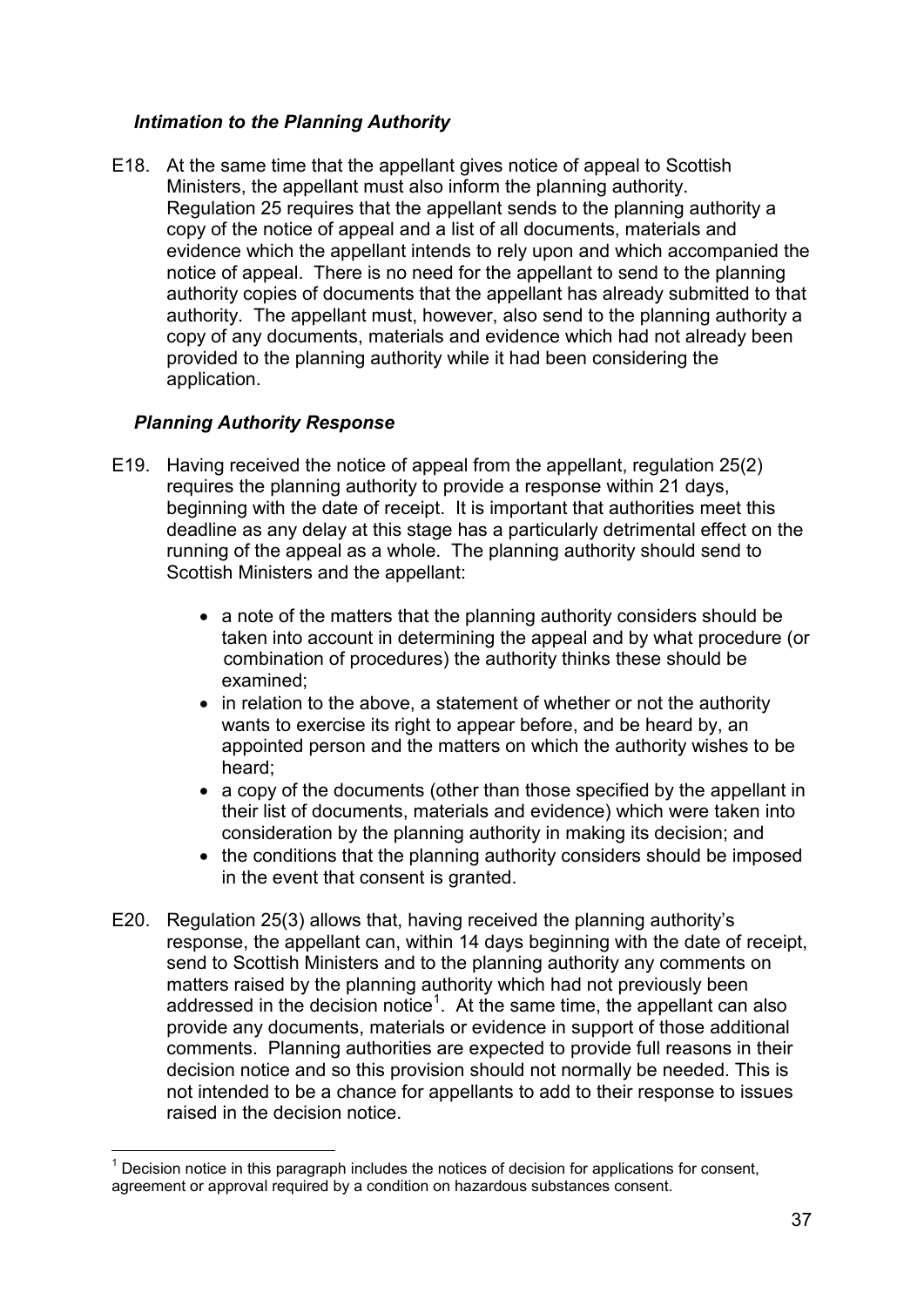### *Intimation to the Planning Authority*

E18. At the same time that the appellant gives notice of appeal to Scottish Ministers, the appellant must also inform the planning authority. Regulation 25 requires that the appellant sends to the planning authority a copy of the notice of appeal and a list of all documents, materials and evidence which the appellant intends to rely upon and which accompanied the notice of appeal. There is no need for the appellant to send to the planning authority copies of documents that the appellant has already submitted to that authority. The appellant must, however, also send to the planning authority a copy of any documents, materials and evidence which had not already been provided to the planning authority while it had been considering the application.

### *Planning Authority Response*

E19. Having received the notice of appeal from the appellant, regulation 25(2) requires the planning authority to provide a response within 21 days, beginning with the date of receipt. It is important that authorities meet this deadline as any delay at this stage has a particularly detrimental effect on the running of the appeal as a whole. The planning authority should send to Scottish Ministers and the appellant:

- a note of the matters that the planning authority considers should be taken into account in determining the appeal and by what procedure (or combination of procedures) the authority thinks these should be examined;
- in relation to the above, a statement of whether or not the authority wants to exercise its right to appear before, and be heard by, an appointed person and the matters on which the authority wishes to be heard;
- a copy of the documents (other than those specified by the appellant in their list of documents, materials and evidence) which were taken into consideration by the planning authority in making its decision; and
- the conditions that the planning authority considers should be imposed in the event that consent is granted.

E20. Regulation 25(3) allows that, having received the planning authority's response, the appellant can, within 14 days beginning with the date of receipt, send to Scottish Ministers and to the planning authority any comments on matters raised by the planning authority which had not previously been addressed in the decision notice[1]. At the same time, the appellant can also provide any documents, materials or evidence in support of those additional comments. Planning authorities are expected to provide full reasons in their decision notice and so this provision should not normally be needed. This is not intended to be a chance for appellants to add to their response to issues raised in the decision notice.

[1] Decision notice in this paragraph includes the notices of decision for applications for consent, agreement or approval required by a condition on hazardous substances consent.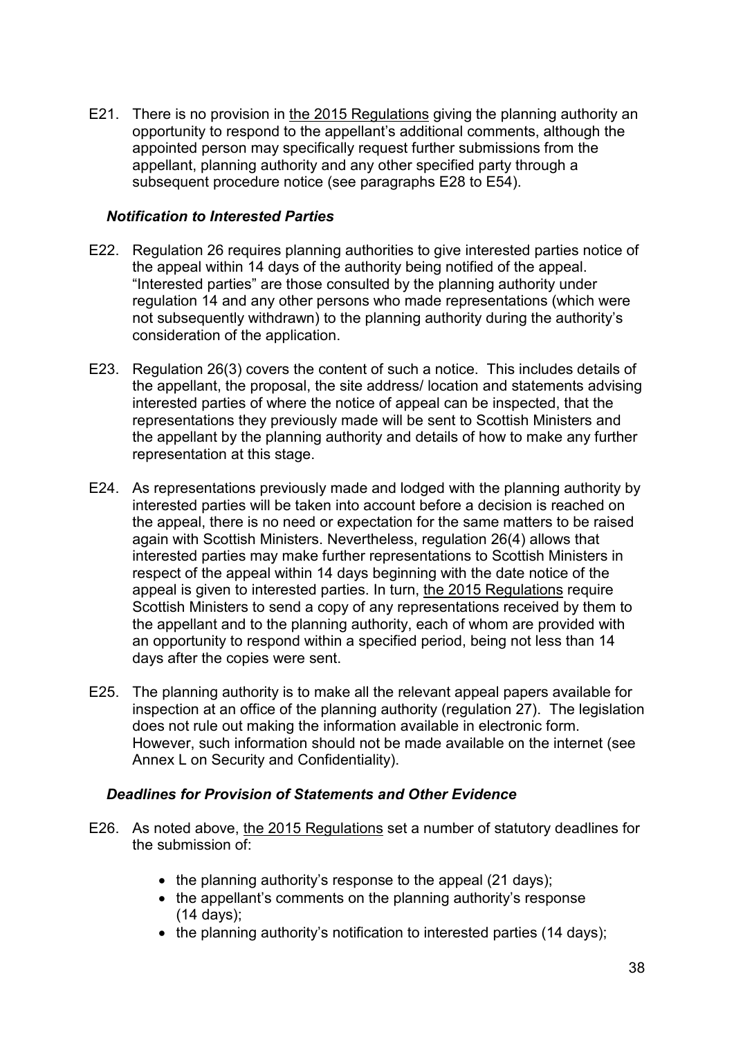E21. There is no provision in the 2015 Regulations giving the planning authority an opportunity to respond to the appellant's additional comments, although the appointed person may specifically request further submissions from the appellant, planning authority and any other specified party through a subsequent procedure notice (see paragraphs E28 to E54).

### *Notification to Interested Parties*

E22. Regulation 26 requires planning authorities to give interested parties notice of the appeal within 14 days of the authority being notified of the appeal. "Interested parties" are those consulted by the planning authority under regulation 14 and any other persons who made representations (which were not subsequently withdrawn) to the planning authority during the authority's consideration of the application.

E23. Regulation 26(3) covers the content of such a notice. This includes details of the appellant, the proposal, the site address/ location and statements advising interested parties of where the notice of appeal can be inspected, that the representations they previously made will be sent to Scottish Ministers and the appellant by the planning authority and details of how to make any further representation at this stage.

E24. As representations previously made and lodged with the planning authority by interested parties will be taken into account before a decision is reached on the appeal, there is no need or expectation for the same matters to be raised again with Scottish Ministers. Nevertheless, regulation 26(4) allows that interested parties may make further representations to Scottish Ministers in respect of the appeal within 14 days beginning with the date notice of the appeal is given to interested parties. In turn, the 2015 Regulations require Scottish Ministers to send a copy of any representations received by them to the appellant and to the planning authority, each of whom are provided with an opportunity to respond within a specified period, being not less than 14 days after the copies were sent.

E25. The planning authority is to make all the relevant appeal papers available for inspection at an office of the planning authority (regulation 27). The legislation does not rule out making the information available in electronic form. However, such information should not be made available on the internet (see Annex L on Security and Confidentiality).

### *Deadlines for Provision of Statements and Other Evidence*

E26. As noted above, the 2015 Regulations set a number of statutory deadlines for the submission of:

- the planning authority's response to the appeal (21 days);
- the appellant's comments on the planning authority's response (14 days);
- the planning authority's notification to interested parties (14 days);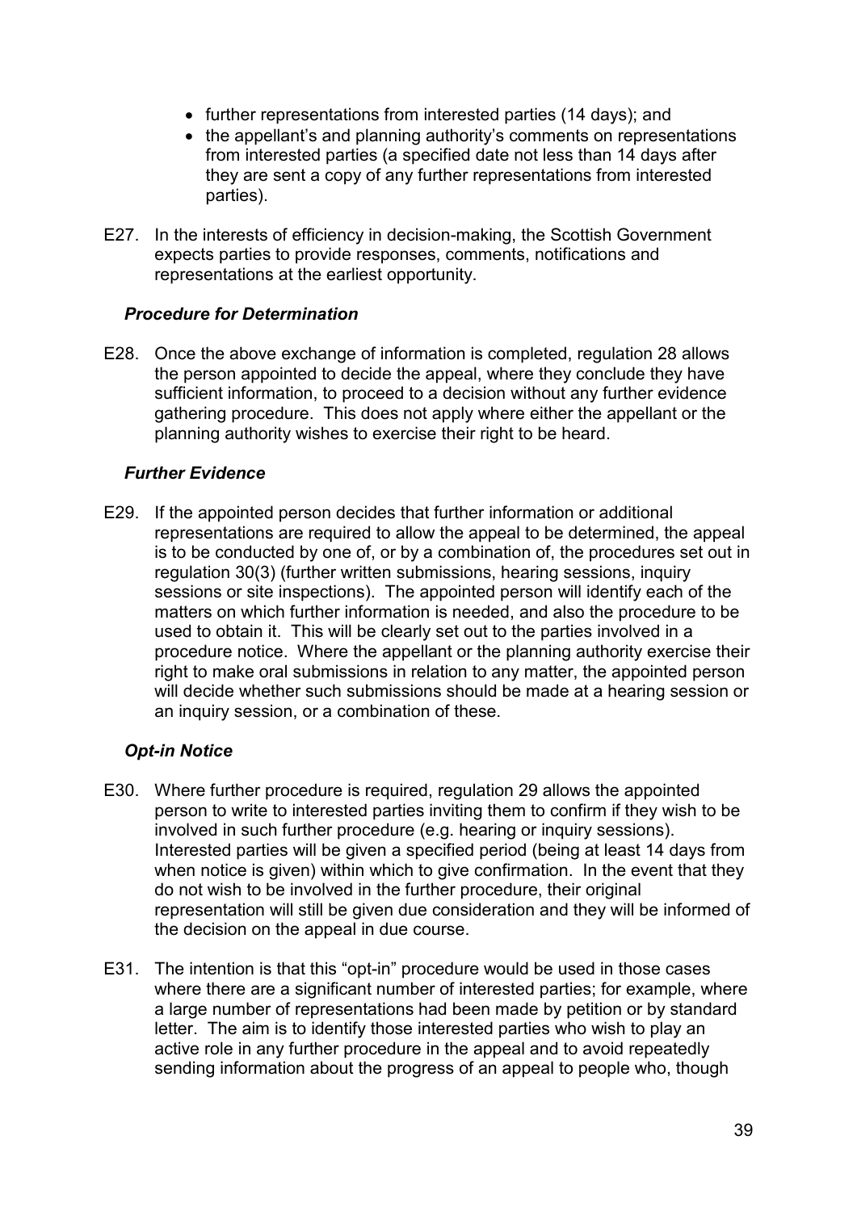- further representations from interested parties (14 days); and
- the appellant's and planning authority's comments on representations from interested parties (a specified date not less than 14 days after they are sent a copy of any further representations from interested parties).

E27. In the interests of efficiency in decision-making, the Scottish Government expects parties to provide responses, comments, notifications and representations at the earliest opportunity.

### *Procedure for Determination*

E28. Once the above exchange of information is completed, regulation 28 allows the person appointed to decide the appeal, where they conclude they have sufficient information, to proceed to a decision without any further evidence gathering procedure. This does not apply where either the appellant or the planning authority wishes to exercise their right to be heard.

### *Further Evidence*

E29. If the appointed person decides that further information or additional representations are required to allow the appeal to be determined, the appeal is to be conducted by one of, or by a combination of, the procedures set out in regulation 30(3) (further written submissions, hearing sessions, inquiry sessions or site inspections). The appointed person will identify each of the matters on which further information is needed, and also the procedure to be used to obtain it. This will be clearly set out to the parties involved in a procedure notice. Where the appellant or the planning authority exercise their right to make oral submissions in relation to any matter, the appointed person will decide whether such submissions should be made at a hearing session or an inquiry session, or a combination of these.

### *Opt-in Notice*

E30. Where further procedure is required, regulation 29 allows the appointed person to write to interested parties inviting them to confirm if they wish to be involved in such further procedure (e.g. hearing or inquiry sessions). Interested parties will be given a specified period (being at least 14 days from when notice is given) within which to give confirmation. In the event that they do not wish to be involved in the further procedure, their original representation will still be given due consideration and they will be informed of the decision on the appeal in due course.

E31. The intention is that this "opt-in" procedure would be used in those cases where there are a significant number of interested parties; for example, where a large number of representations had been made by petition or by standard letter. The aim is to identify those interested parties who wish to play an active role in any further procedure in the appeal and to avoid repeatedly sending information about the progress of an appeal to people who, though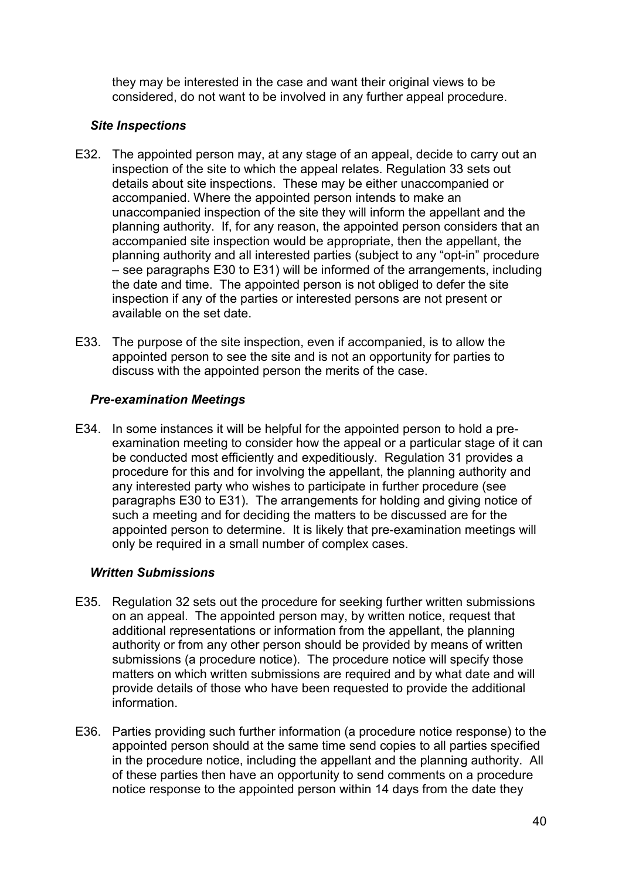they may be interested in the case and want their original views to be considered, do not want to be involved in any further appeal procedure.

### *Site Inspections*

E32. The appointed person may, at any stage of an appeal, decide to carry out an inspection of the site to which the appeal relates. Regulation 33 sets out details about site inspections. These may be either unaccompanied or accompanied. Where the appointed person intends to make an unaccompanied inspection of the site they will inform the appellant and the planning authority. If, for any reason, the appointed person considers that an accompanied site inspection would be appropriate, then the appellant, the planning authority and all interested parties (subject to any "opt-in" procedure – see paragraphs E30 to E31) will be informed of the arrangements, including the date and time. The appointed person is not obliged to defer the site inspection if any of the parties or interested persons are not present or available on the set date.

E33. The purpose of the site inspection, even if accompanied, is to allow the appointed person to see the site and is not an opportunity for parties to discuss with the appointed person the merits of the case.

### *Pre-examination Meetings*

E34. In some instances it will be helpful for the appointed person to hold a pre-examination meeting to consider how the appeal or a particular stage of it can be conducted most efficiently and expeditiously. Regulation 31 provides a procedure for this and for involving the appellant, the planning authority and any interested party who wishes to participate in further procedure (see paragraphs E30 to E31). The arrangements for holding and giving notice of such a meeting and for deciding the matters to be discussed are for the appointed person to determine. It is likely that pre-examination meetings will only be required in a small number of complex cases.

### *Written Submissions*

E35. Regulation 32 sets out the procedure for seeking further written submissions on an appeal. The appointed person may, by written notice, request that additional representations or information from the appellant, the planning authority or from any other person should be provided by means of written submissions (a procedure notice). The procedure notice will specify those matters on which written submissions are required and by what date and will provide details of those who have been requested to provide the additional information.

E36. Parties providing such further information (a procedure notice response) to the appointed person should at the same time send copies to all parties specified in the procedure notice, including the appellant and the planning authority. All of these parties then have an opportunity to send comments on a procedure notice response to the appointed person within 14 days from the date they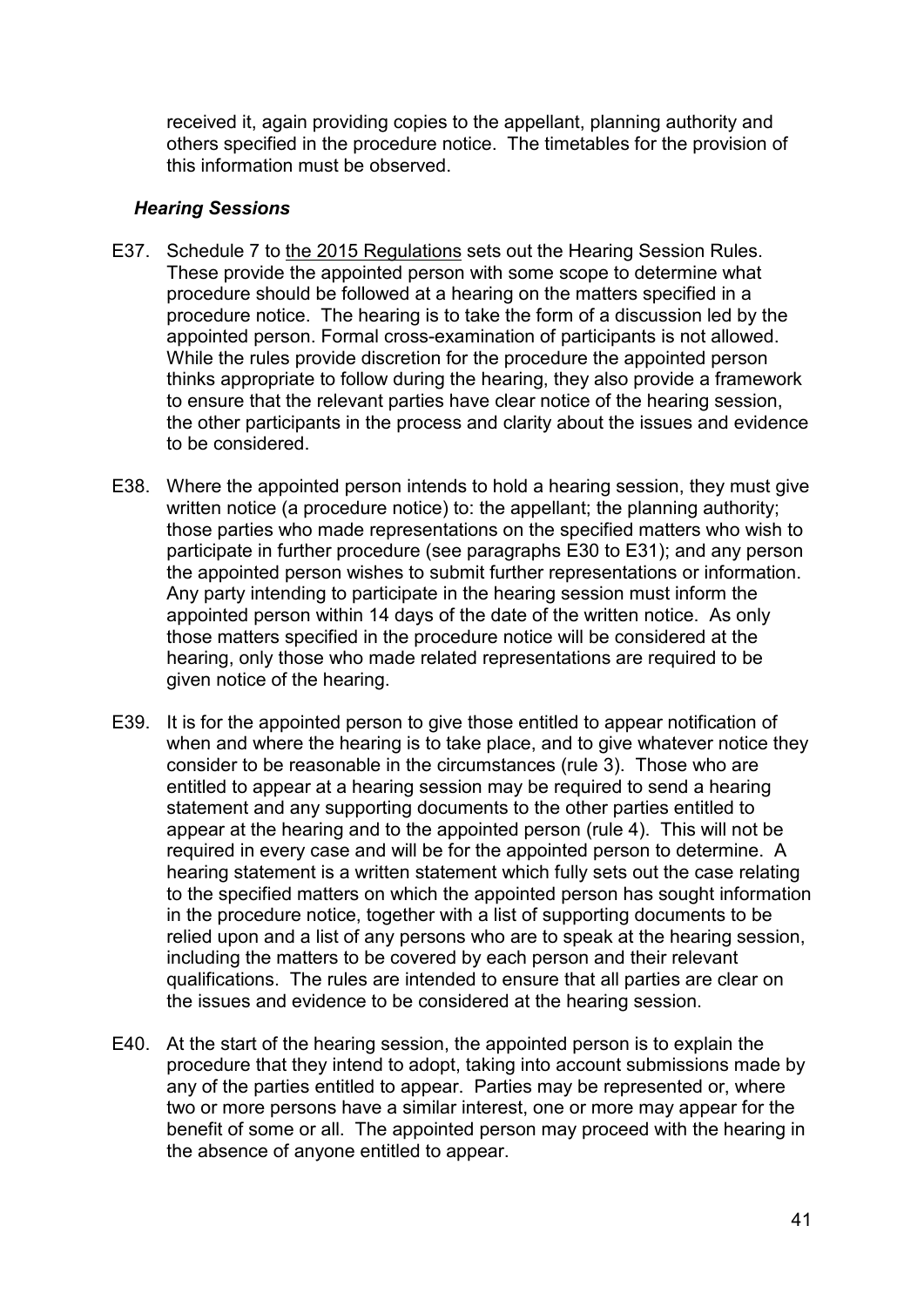received it, again providing copies to the appellant, planning authority and others specified in the procedure notice. The timetables for the provision of this information must be observed.

### *Hearing Sessions*

E37. Schedule 7 to the 2015 Regulations sets out the Hearing Session Rules. These provide the appointed person with some scope to determine what procedure should be followed at a hearing on the matters specified in a procedure notice. The hearing is to take the form of a discussion led by the appointed person. Formal cross-examination of participants is not allowed. While the rules provide discretion for the procedure the appointed person thinks appropriate to follow during the hearing, they also provide a framework to ensure that the relevant parties have clear notice of the hearing session, the other participants in the process and clarity about the issues and evidence to be considered.

E38. Where the appointed person intends to hold a hearing session, they must give written notice (a procedure notice) to: the appellant; the planning authority; those parties who made representations on the specified matters who wish to participate in further procedure (see paragraphs E30 to E31); and any person the appointed person wishes to submit further representations or information. Any party intending to participate in the hearing session must inform the appointed person within 14 days of the date of the written notice. As only those matters specified in the procedure notice will be considered at the hearing, only those who made related representations are required to be given notice of the hearing.

E39. It is for the appointed person to give those entitled to appear notification of when and where the hearing is to take place, and to give whatever notice they consider to be reasonable in the circumstances (rule 3). Those who are entitled to appear at a hearing session may be required to send a hearing statement and any supporting documents to the other parties entitled to appear at the hearing and to the appointed person (rule 4). This will not be required in every case and will be for the appointed person to determine. A hearing statement is a written statement which fully sets out the case relating to the specified matters on which the appointed person has sought information in the procedure notice, together with a list of supporting documents to be relied upon and a list of any persons who are to speak at the hearing session, including the matters to be covered by each person and their relevant qualifications. The rules are intended to ensure that all parties are clear on the issues and evidence to be considered at the hearing session.

E40. At the start of the hearing session, the appointed person is to explain the procedure that they intend to adopt, taking into account submissions made by any of the parties entitled to appear. Parties may be represented or, where two or more persons have a similar interest, one or more may appear for the benefit of some or all. The appointed person may proceed with the hearing in the absence of anyone entitled to appear.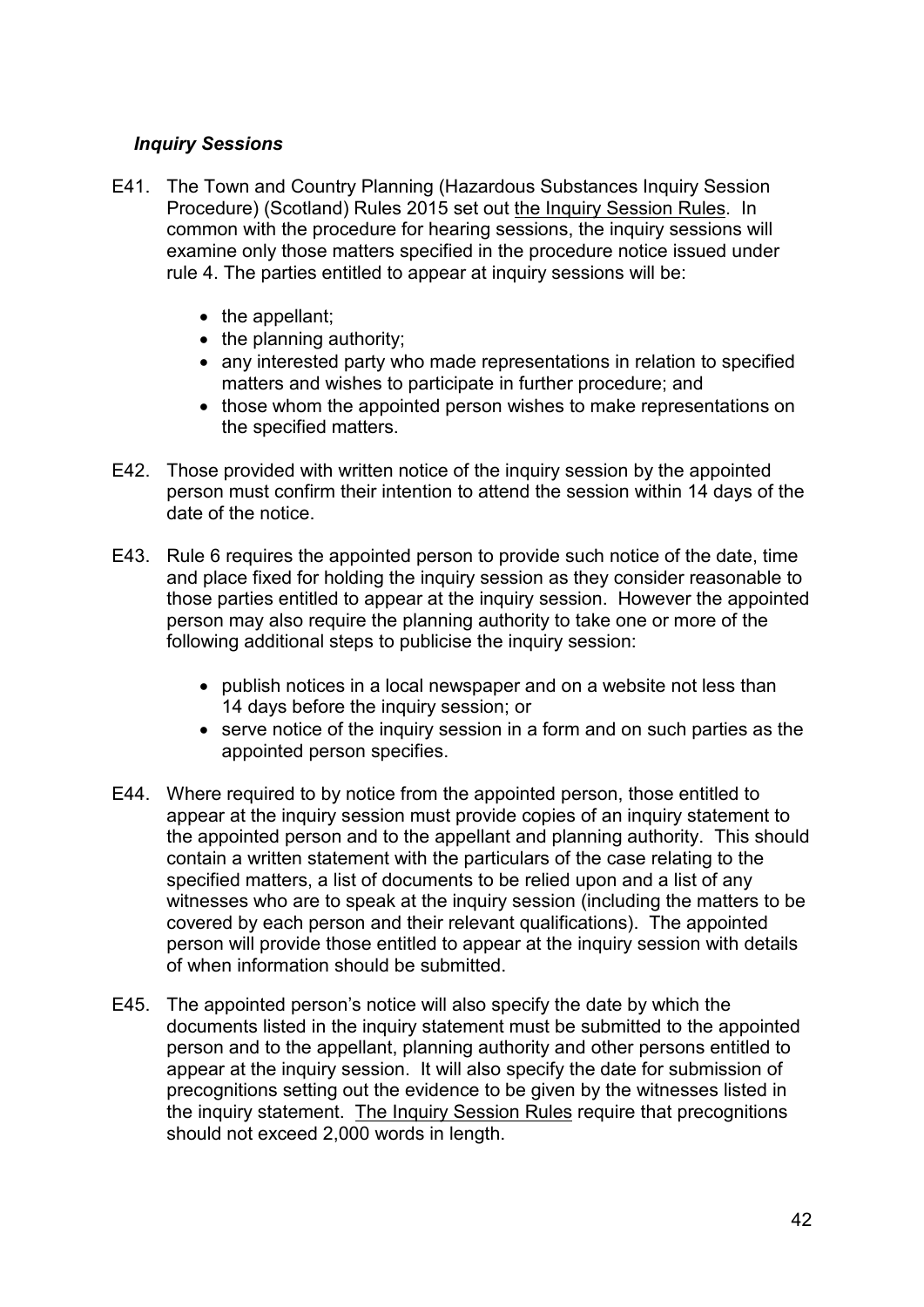### *Inquiry Sessions*

E41. The Town and Country Planning (Hazardous Substances Inquiry Session Procedure) (Scotland) Rules 2015 set out the Inquiry Session Rules. In common with the procedure for hearing sessions, the inquiry sessions will examine only those matters specified in the procedure notice issued under rule 4. The parties entitled to appear at inquiry sessions will be:

- the appellant;
- the planning authority;
- any interested party who made representations in relation to specified matters and wishes to participate in further procedure; and
- those whom the appointed person wishes to make representations on the specified matters.

E42. Those provided with written notice of the inquiry session by the appointed person must confirm their intention to attend the session within 14 days of the date of the notice.

E43. Rule 6 requires the appointed person to provide such notice of the date, time and place fixed for holding the inquiry session as they consider reasonable to those parties entitled to appear at the inquiry session. However the appointed person may also require the planning authority to take one or more of the following additional steps to publicise the inquiry session:

- publish notices in a local newspaper and on a website not less than 14 days before the inquiry session; or
- serve notice of the inquiry session in a form and on such parties as the appointed person specifies.

E44. Where required to by notice from the appointed person, those entitled to appear at the inquiry session must provide copies of an inquiry statement to the appointed person and to the appellant and planning authority. This should contain a written statement with the particulars of the case relating to the specified matters, a list of documents to be relied upon and a list of any witnesses who are to speak at the inquiry session (including the matters to be covered by each person and their relevant qualifications). The appointed person will provide those entitled to appear at the inquiry session with details of when information should be submitted.

E45. The appointed person's notice will also specify the date by which the documents listed in the inquiry statement must be submitted to the appointed person and to the appellant, planning authority and other persons entitled to appear at the inquiry session. It will also specify the date for submission of precognitions setting out the evidence to be given by the witnesses listed in the inquiry statement. The Inquiry Session Rules require that precognitions should not exceed 2,000 words in length.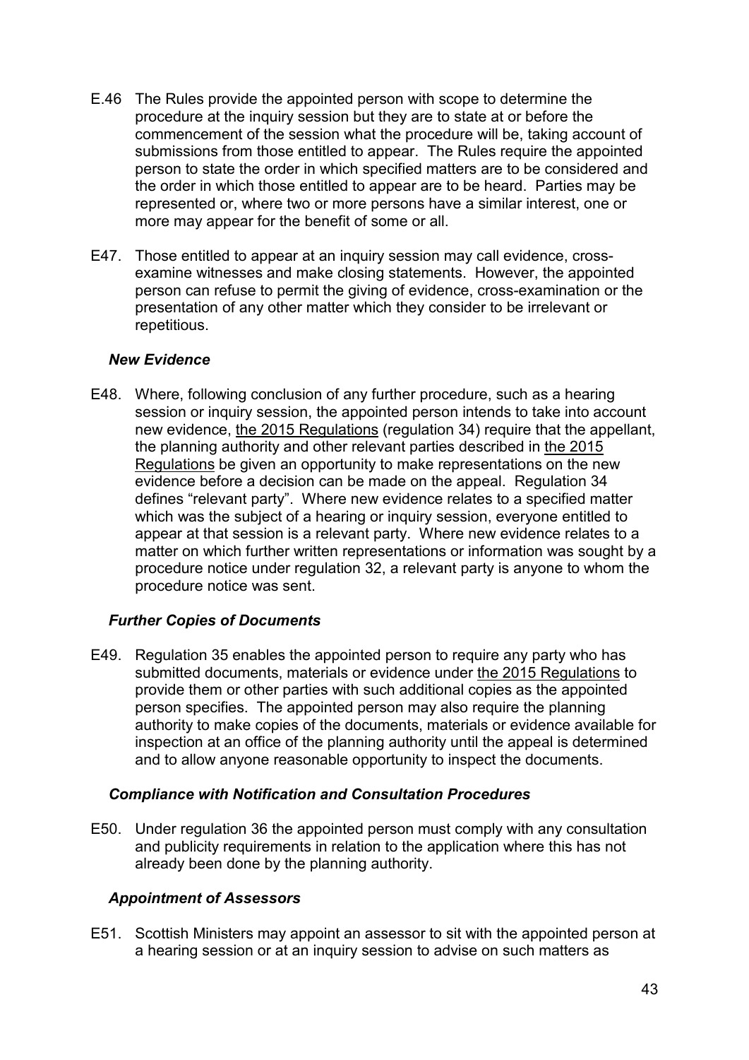E.46 The Rules provide the appointed person with scope to determine the procedure at the inquiry session but they are to state at or before the commencement of the session what the procedure will be, taking account of submissions from those entitled to appear. The Rules require the appointed person to state the order in which specified matters are to be considered and the order in which those entitled to appear are to be heard. Parties may be represented or, where two or more persons have a similar interest, one or more may appear for the benefit of some or all.

E47. Those entitled to appear at an inquiry session may call evidence, cross-examine witnesses and make closing statements. However, the appointed person can refuse to permit the giving of evidence, cross-examination or the presentation of any other matter which they consider to be irrelevant or repetitious.

### *New Evidence*

E48. Where, following conclusion of any further procedure, such as a hearing session or inquiry session, the appointed person intends to take into account new evidence, the 2015 Regulations (regulation 34) require that the appellant, the planning authority and other relevant parties described in the 2015 Regulations be given an opportunity to make representations on the new evidence before a decision can be made on the appeal. Regulation 34 defines "relevant party". Where new evidence relates to a specified matter which was the subject of a hearing or inquiry session, everyone entitled to appear at that session is a relevant party. Where new evidence relates to a matter on which further written representations or information was sought by a procedure notice under regulation 32, a relevant party is anyone to whom the procedure notice was sent.

### *Further Copies of Documents*

E49. Regulation 35 enables the appointed person to require any party who has submitted documents, materials or evidence under the 2015 Regulations to provide them or other parties with such additional copies as the appointed person specifies. The appointed person may also require the planning authority to make copies of the documents, materials or evidence available for inspection at an office of the planning authority until the appeal is determined and to allow anyone reasonable opportunity to inspect the documents.

### *Compliance with Notification and Consultation Procedures*

E50. Under regulation 36 the appointed person must comply with any consultation and publicity requirements in relation to the application where this has not already been done by the planning authority.

### *Appointment of Assessors*

E51. Scottish Ministers may appoint an assessor to sit with the appointed person at a hearing session or at an inquiry session to advise on such matters as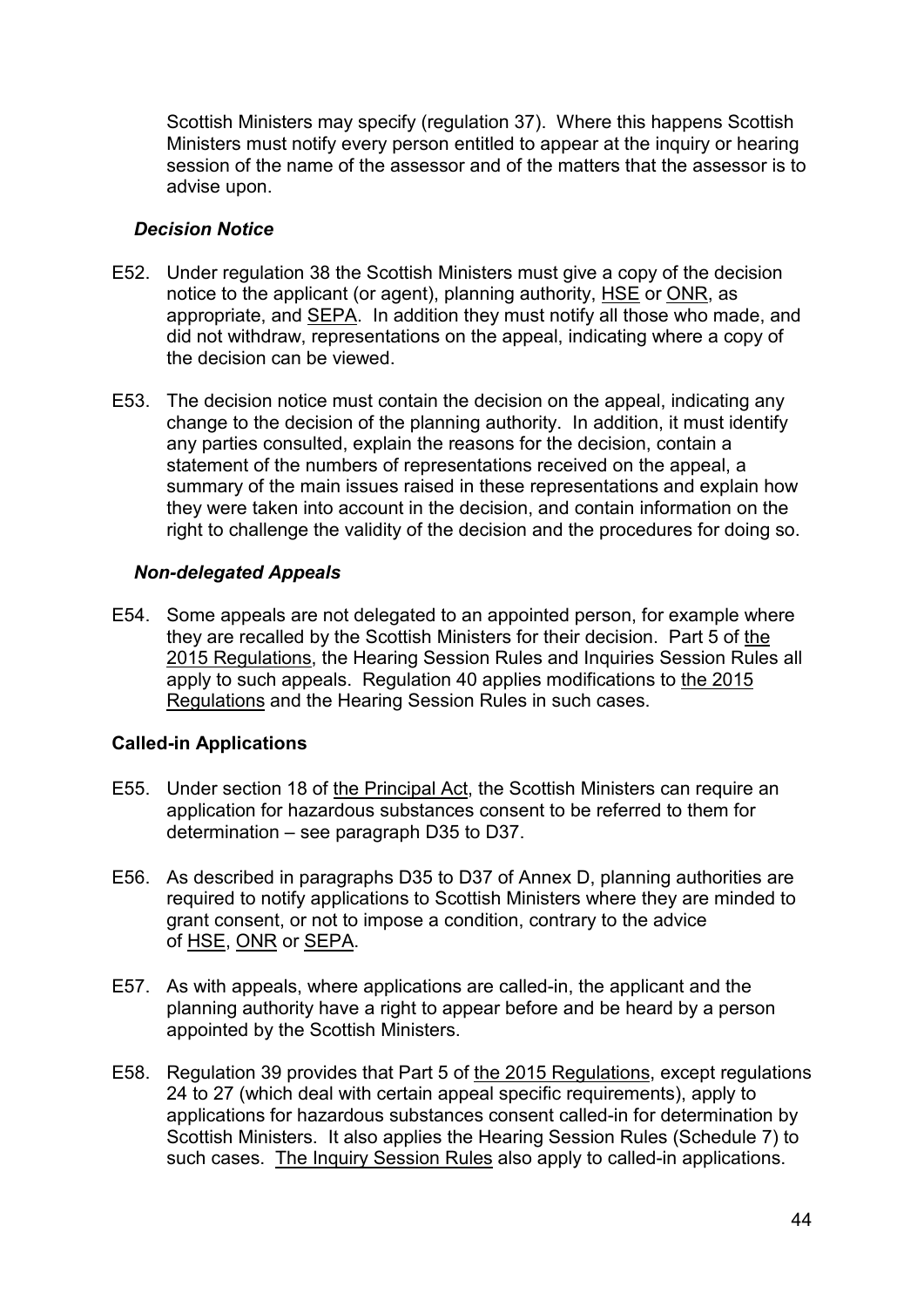Scottish Ministers may specify (regulation 37). Where this happens Scottish Ministers must notify every person entitled to appear at the inquiry or hearing session of the name of the assessor and of the matters that the assessor is to advise upon.

#### *Decision Notice*

E52. Under regulation 38 the Scottish Ministers must give a copy of the decision notice to the applicant (or agent), planning authority, HSE or ONR, as appropriate, and SEPA. In addition they must notify all those who made, and did not withdraw, representations on the appeal, indicating where a copy of the decision can be viewed.

E53. The decision notice must contain the decision on the appeal, indicating any change to the decision of the planning authority. In addition, it must identify any parties consulted, explain the reasons for the decision, contain a statement of the numbers of representations received on the appeal, a summary of the main issues raised in these representations and explain how they were taken into account in the decision, and contain information on the right to challenge the validity of the decision and the procedures for doing so.

#### *Non-delegated Appeals*

E54. Some appeals are not delegated to an appointed person, for example where they are recalled by the Scottish Ministers for their decision. Part 5 of the 2015 Regulations, the Hearing Session Rules and Inquiries Session Rules all apply to such appeals. Regulation 40 applies modifications to the 2015 Regulations and the Hearing Session Rules in such cases.

### **Called-in Applications**

E55. Under section 18 of the Principal Act, the Scottish Ministers can require an application for hazardous substances consent to be referred to them for determination – see paragraph D35 to D37.

E56. As described in paragraphs D35 to D37 of Annex D, planning authorities are required to notify applications to Scottish Ministers where they are minded to grant consent, or not to impose a condition, contrary to the advice of HSE, ONR or SEPA.

E57. As with appeals, where applications are called-in, the applicant and the planning authority have a right to appear before and be heard by a person appointed by the Scottish Ministers.

E58. Regulation 39 provides that Part 5 of the 2015 Regulations, except regulations 24 to 27 (which deal with certain appeal specific requirements), apply to applications for hazardous substances consent called-in for determination by Scottish Ministers. It also applies the Hearing Session Rules (Schedule 7) to such cases. The Inquiry Session Rules also apply to called-in applications.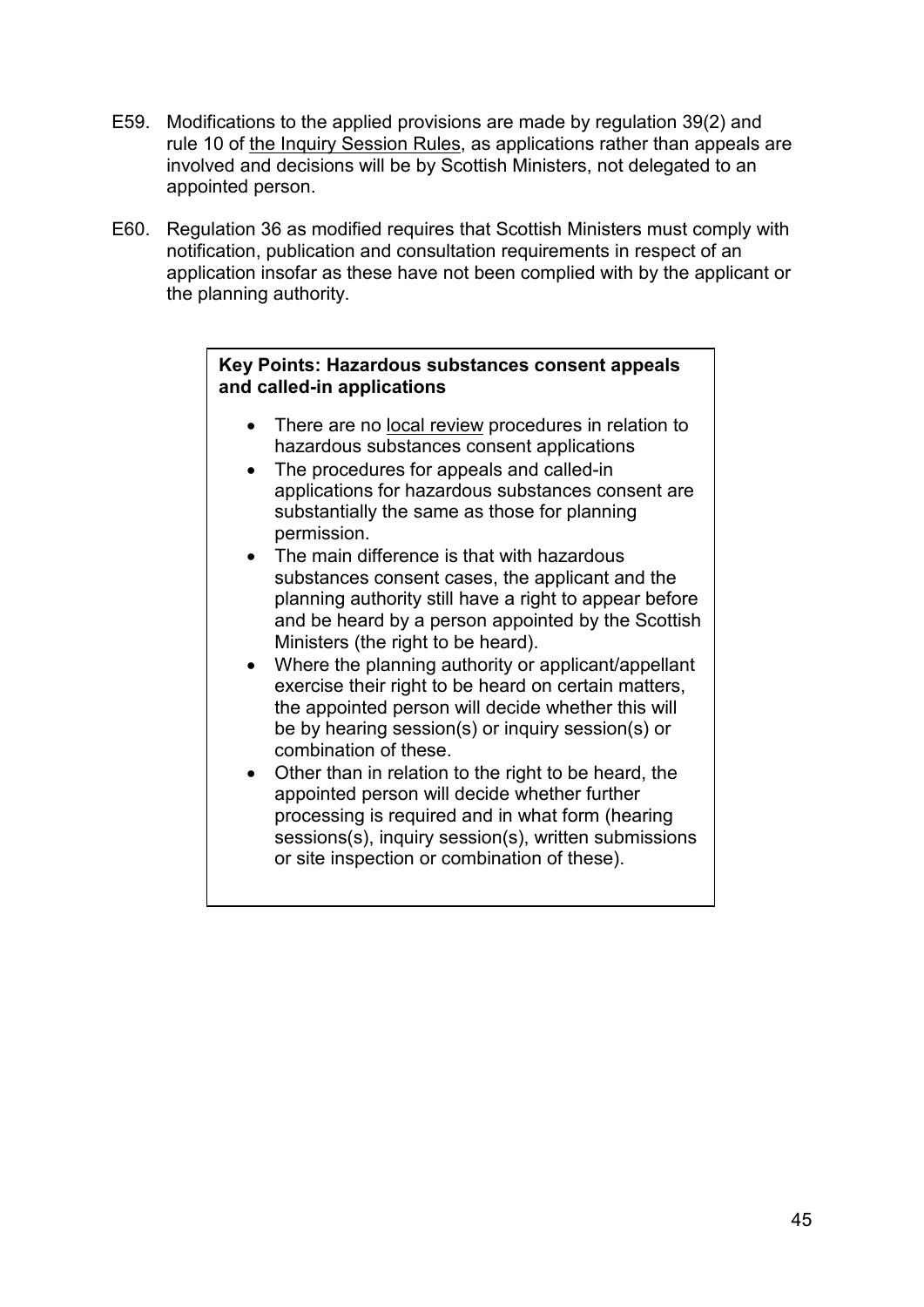E59. Modifications to the applied provisions are made by regulation 39(2) and rule 10 of the Inquiry Session Rules, as applications rather than appeals are involved and decisions will be by Scottish Ministers, not delegated to an appointed person.

E60. Regulation 36 as modified requires that Scottish Ministers must comply with notification, publication and consultation requirements in respect of an application insofar as these have not been complied with by the applicant or the planning authority.

> **Key Points: Hazardous substances consent appeals and called-in applications**
>
> - There are no local review procedures in relation to hazardous substances consent applications
> - The procedures for appeals and called-in applications for hazardous substances consent are substantially the same as those for planning permission.
> - The main difference is that with hazardous substances consent cases, the applicant and the planning authority still have a right to appear before and be heard by a person appointed by the Scottish Ministers (the right to be heard).
> - Where the planning authority or applicant/appellant exercise their right to be heard on certain matters, the appointed person will decide whether this will be by hearing session(s) or inquiry session(s) or combination of these.
> - Other than in relation to the right to be heard, the appointed person will decide whether further processing is required and in what form (hearing sessions(s), inquiry session(s), written submissions or site inspection or combination of these).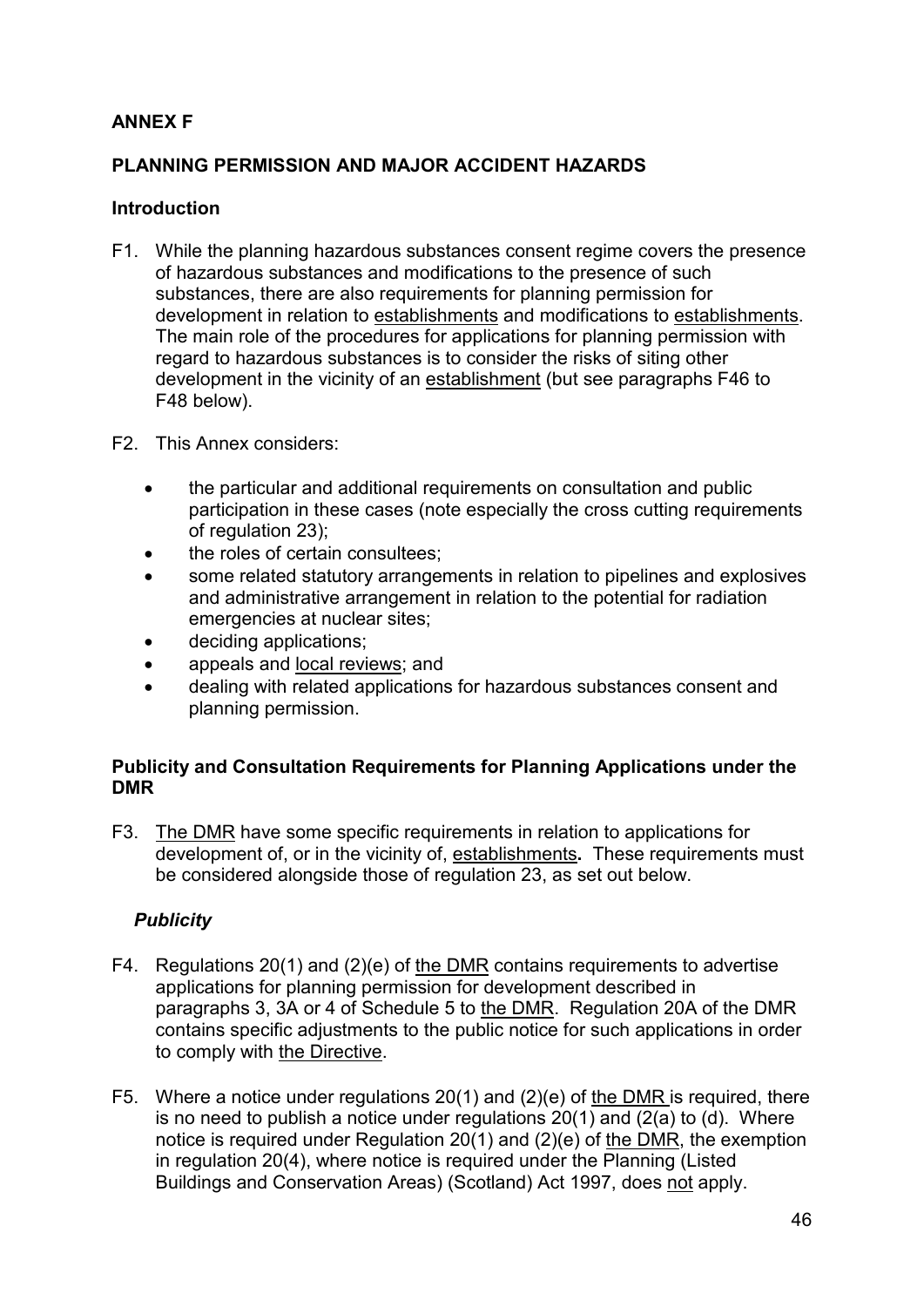## ANNEX F

## PLANNING PERMISSION AND MAJOR ACCIDENT HAZARDS

### Introduction

F1. While the planning hazardous substances consent regime covers the presence of hazardous substances and modifications to the presence of such substances, there are also requirements for planning permission for development in relation to establishments and modifications to establishments. The main role of the procedures for applications for planning permission with regard to hazardous substances is to consider the risks of siting other development in the vicinity of an establishment (but see paragraphs F46 to F48 below).

F2. This Annex considers:

- the particular and additional requirements on consultation and public participation in these cases (note especially the cross cutting requirements of regulation 23);
- the roles of certain consultees;
- some related statutory arrangements in relation to pipelines and explosives and administrative arrangement in relation to the potential for radiation emergencies at nuclear sites;
- deciding applications;
- appeals and local reviews; and
- dealing with related applications for hazardous substances consent and planning permission.

### Publicity and Consultation Requirements for Planning Applications under the DMR

F3. The DMR have some specific requirements in relation to applications for development of, or in the vicinity of, establishments**.** These requirements must be considered alongside those of regulation 23, as set out below.

#### *Publicity*

F4. Regulations 20(1) and (2)(e) of the DMR contains requirements to advertise applications for planning permission for development described in paragraphs 3, 3A or 4 of Schedule 5 to the DMR. Regulation 20A of the DMR contains specific adjustments to the public notice for such applications in order to comply with the Directive.

F5. Where a notice under regulations 20(1) and (2)(e) of the DMR is required, there is no need to publish a notice under regulations 20(1) and (2(a) to (d). Where notice is required under Regulation 20(1) and (2)(e) of the DMR, the exemption in regulation 20(4), where notice is required under the Planning (Listed Buildings and Conservation Areas) (Scotland) Act 1997, does not apply.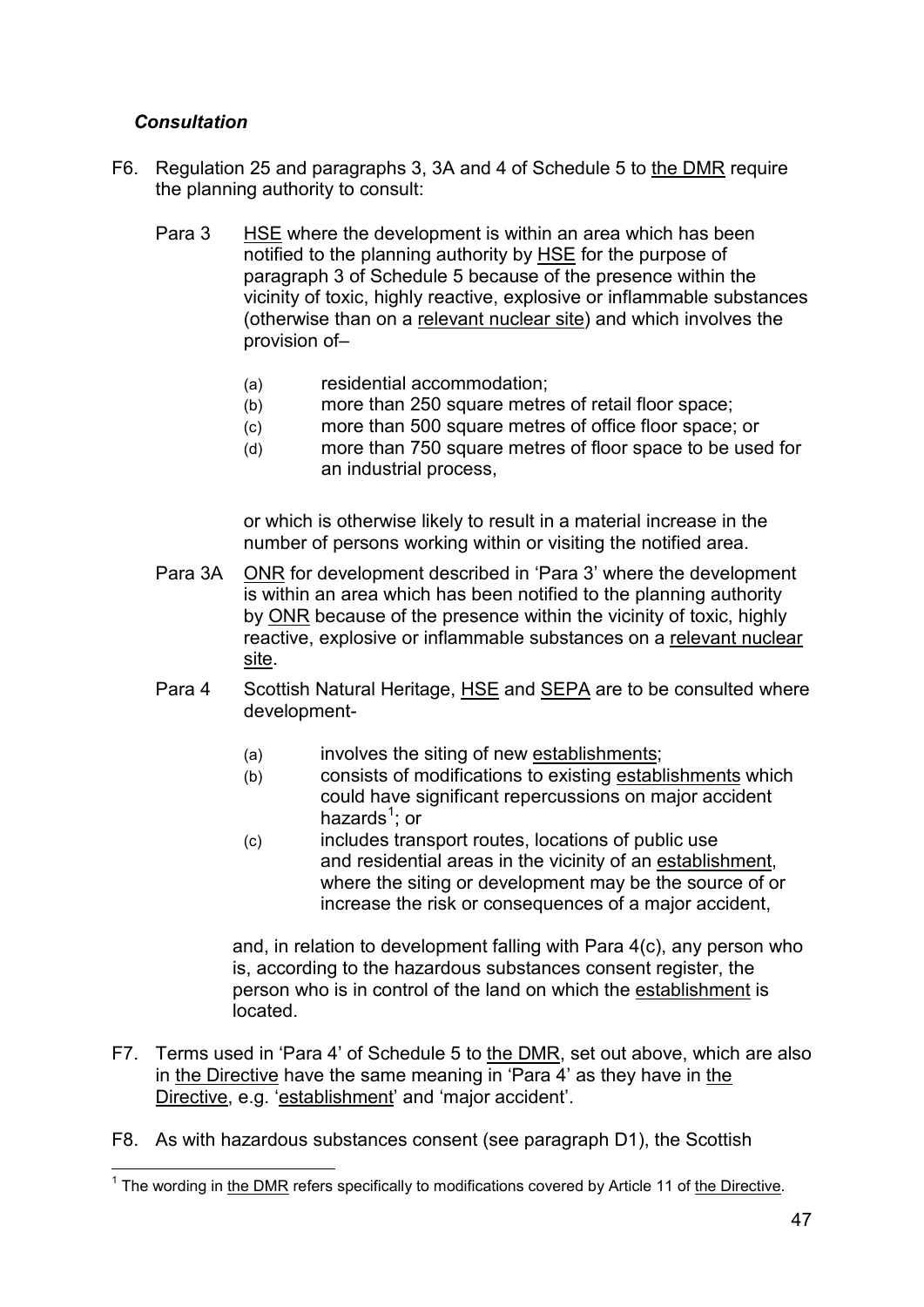### *Consultation*

F6. Regulation 25 and paragraphs 3, 3A and 4 of Schedule 5 to the DMR require the planning authority to consult:

Para 3 HSE where the development is within an area which has been notified to the planning authority by HSE for the purpose of paragraph 3 of Schedule 5 because of the presence within the vicinity of toxic, highly reactive, explosive or inflammable substances (otherwise than on a relevant nuclear site) and which involves the provision of–

- (a) residential accommodation;
- (b) more than 250 square metres of retail floor space;
- (c) more than 500 square metres of office floor space; or
- (d) more than 750 square metres of floor space to be used for an industrial process,

or which is otherwise likely to result in a material increase in the number of persons working within or visiting the notified area.

Para 3A ONR for development described in 'Para 3' where the development is within an area which has been notified to the planning authority by ONR because of the presence within the vicinity of toxic, highly reactive, explosive or inflammable substances on a relevant nuclear site.

Para 4 Scottish Natural Heritage, HSE and SEPA are to be consulted where development-

- (a) involves the siting of new establishments;
- (b) consists of modifications to existing establishments which could have significant repercussions on major accident hazards[1]; or
- (c) includes transport routes, locations of public use and residential areas in the vicinity of an establishment, where the siting or development may be the source of or increase the risk or consequences of a major accident,

and, in relation to development falling with Para 4(c), any person who is, according to the hazardous substances consent register, the person who is in control of the land on which the establishment is located.

F7. Terms used in 'Para 4' of Schedule 5 to the DMR, set out above, which are also in the Directive have the same meaning in 'Para 4' as they have in the Directive, e.g. 'establishment' and 'major accident'.

F8. As with hazardous substances consent (see paragraph D1), the Scottish

[1] The wording in the DMR refers specifically to modifications covered by Article 11 of the Directive.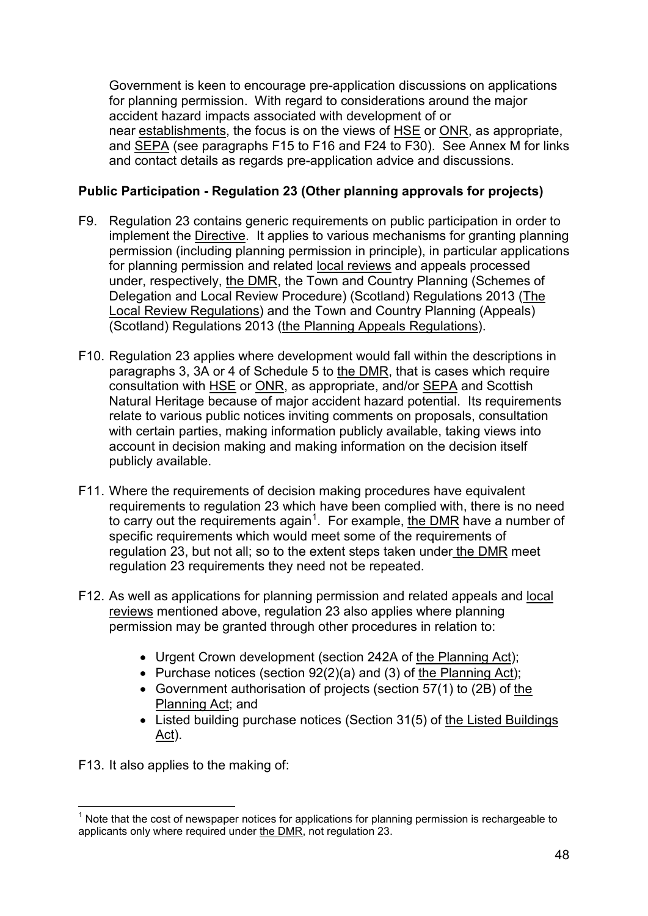Government is keen to encourage pre-application discussions on applications for planning permission. With regard to considerations around the major accident hazard impacts associated with development of or near establishments, the focus is on the views of HSE or ONR, as appropriate, and SEPA (see paragraphs F15 to F16 and F24 to F30). See Annex M for links and contact details as regards pre-application advice and discussions.

**Public Participation - Regulation 23 (Other planning approvals for projects)**

F9. Regulation 23 contains generic requirements on public participation in order to implement the Directive. It applies to various mechanisms for granting planning permission (including planning permission in principle), in particular applications for planning permission and related local reviews and appeals processed under, respectively, the DMR, the Town and Country Planning (Schemes of Delegation and Local Review Procedure) (Scotland) Regulations 2013 (The Local Review Regulations) and the Town and Country Planning (Appeals) (Scotland) Regulations 2013 (the Planning Appeals Regulations).

F10. Regulation 23 applies where development would fall within the descriptions in paragraphs 3, 3A or 4 of Schedule 5 to the DMR, that is cases which require consultation with HSE or ONR, as appropriate, and/or SEPA and Scottish Natural Heritage because of major accident hazard potential. Its requirements relate to various public notices inviting comments on proposals, consultation with certain parties, making information publicly available, taking views into account in decision making and making information on the decision itself publicly available.

F11. Where the requirements of decision making procedures have equivalent requirements to regulation 23 which have been complied with, there is no need to carry out the requirements again[1]. For example, the DMR have a number of specific requirements which would meet some of the requirements of regulation 23, but not all; so to the extent steps taken under the DMR meet regulation 23 requirements they need not be repeated.

F12. As well as applications for planning permission and related appeals and local reviews mentioned above, regulation 23 also applies where planning permission may be granted through other procedures in relation to:

- Urgent Crown development (section 242A of the Planning Act);
- Purchase notices (section 92(2)(a) and (3) of the Planning Act);
- Government authorisation of projects (section 57(1) to (2B) of the Planning Act; and
- Listed building purchase notices (Section 31(5) of the Listed Buildings Act).

F13. It also applies to the making of:

[1] Note that the cost of newspaper notices for applications for planning permission is rechargeable to applicants only where required under the DMR, not regulation 23.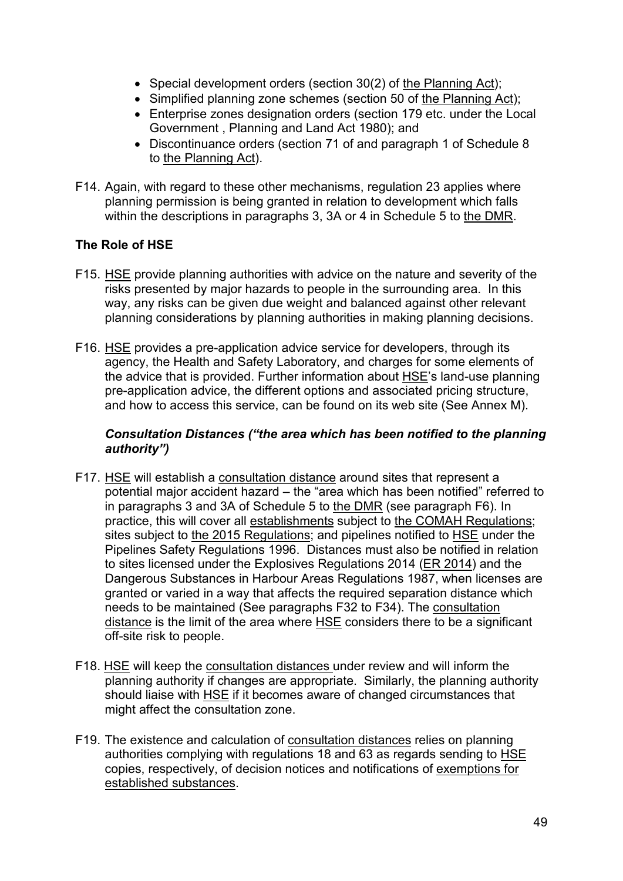- Special development orders (section 30(2) of the Planning Act);
- Simplified planning zone schemes (section 50 of the Planning Act);
- Enterprise zones designation orders (section 179 etc. under the Local Government , Planning and Land Act 1980); and
- Discontinuance orders (section 71 of and paragraph 1 of Schedule 8 to the Planning Act).

F14. Again, with regard to these other mechanisms, regulation 23 applies where planning permission is being granted in relation to development which falls within the descriptions in paragraphs 3, 3A or 4 in Schedule 5 to the DMR.

**The Role of HSE**

F15. HSE provide planning authorities with advice on the nature and severity of the risks presented by major hazards to people in the surrounding area. In this way, any risks can be given due weight and balanced against other relevant planning considerations by planning authorities in making planning decisions.

F16. HSE provides a pre-application advice service for developers, through its agency, the Health and Safety Laboratory, and charges for some elements of the advice that is provided. Further information about HSE's land-use planning pre-application advice, the different options and associated pricing structure, and how to access this service, can be found on its web site (See Annex M).

***Consultation Distances ("the area which has been notified to the planning authority")***

F17. HSE will establish a consultation distance around sites that represent a potential major accident hazard – the "area which has been notified" referred to in paragraphs 3 and 3A of Schedule 5 to the DMR (see paragraph F6). In practice, this will cover all establishments subject to the COMAH Regulations; sites subject to the 2015 Regulations; and pipelines notified to HSE under the Pipelines Safety Regulations 1996. Distances must also be notified in relation to sites licensed under the Explosives Regulations 2014 (ER 2014) and the Dangerous Substances in Harbour Areas Regulations 1987, when licenses are granted or varied in a way that affects the required separation distance which needs to be maintained (See paragraphs F32 to F34). The consultation distance is the limit of the area where HSE considers there to be a significant off-site risk to people.

F18. HSE will keep the consultation distances under review and will inform the planning authority if changes are appropriate. Similarly, the planning authority should liaise with HSE if it becomes aware of changed circumstances that might affect the consultation zone.

F19. The existence and calculation of consultation distances relies on planning authorities complying with regulations 18 and 63 as regards sending to HSE copies, respectively, of decision notices and notifications of exemptions for established substances.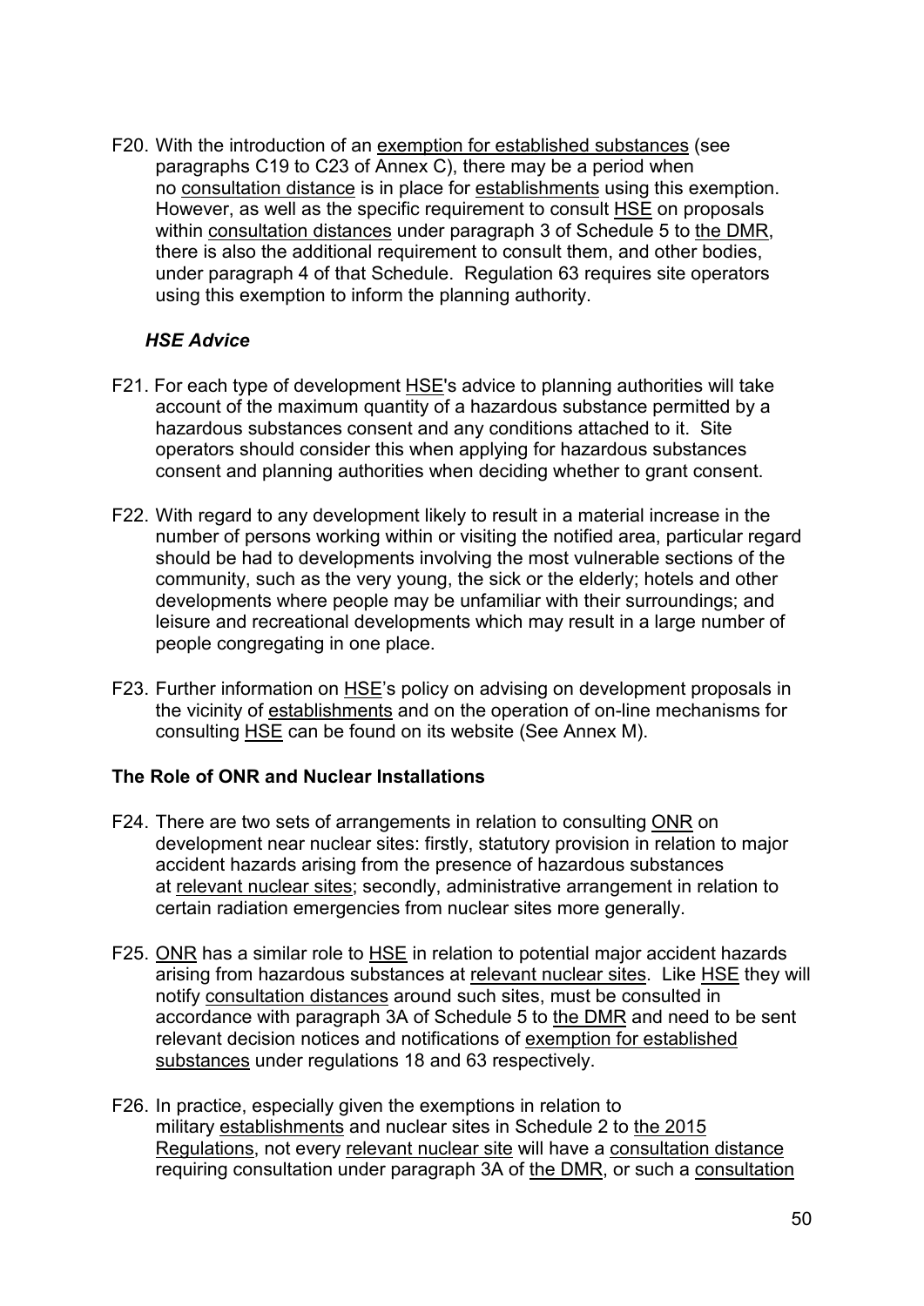F20. With the introduction of an exemption for established substances (see paragraphs C19 to C23 of Annex C), there may be a period when no consultation distance is in place for establishments using this exemption. However, as well as the specific requirement to consult HSE on proposals within consultation distances under paragraph 3 of Schedule 5 to the DMR, there is also the additional requirement to consult them, and other bodies, under paragraph 4 of that Schedule. Regulation 63 requires site operators using this exemption to inform the planning authority.

### *HSE Advice*

F21. For each type of development HSE's advice to planning authorities will take account of the maximum quantity of a hazardous substance permitted by a hazardous substances consent and any conditions attached to it. Site operators should consider this when applying for hazardous substances consent and planning authorities when deciding whether to grant consent.

F22. With regard to any development likely to result in a material increase in the number of persons working within or visiting the notified area, particular regard should be had to developments involving the most vulnerable sections of the community, such as the very young, the sick or the elderly; hotels and other developments where people may be unfamiliar with their surroundings; and leisure and recreational developments which may result in a large number of people congregating in one place.

F23. Further information on HSE's policy on advising on development proposals in the vicinity of establishments and on the operation of on-line mechanisms for consulting HSE can be found on its website (See Annex M).

## The Role of ONR and Nuclear Installations

F24. There are two sets of arrangements in relation to consulting ONR on development near nuclear sites: firstly, statutory provision in relation to major accident hazards arising from the presence of hazardous substances at relevant nuclear sites; secondly, administrative arrangement in relation to certain radiation emergencies from nuclear sites more generally.

F25. ONR has a similar role to HSE in relation to potential major accident hazards arising from hazardous substances at relevant nuclear sites. Like HSE they will notify consultation distances around such sites, must be consulted in accordance with paragraph 3A of Schedule 5 to the DMR and need to be sent relevant decision notices and notifications of exemption for established substances under regulations 18 and 63 respectively.

F26. In practice, especially given the exemptions in relation to military establishments and nuclear sites in Schedule 2 to the 2015 Regulations, not every relevant nuclear site will have a consultation distance requiring consultation under paragraph 3A of the DMR, or such a consultation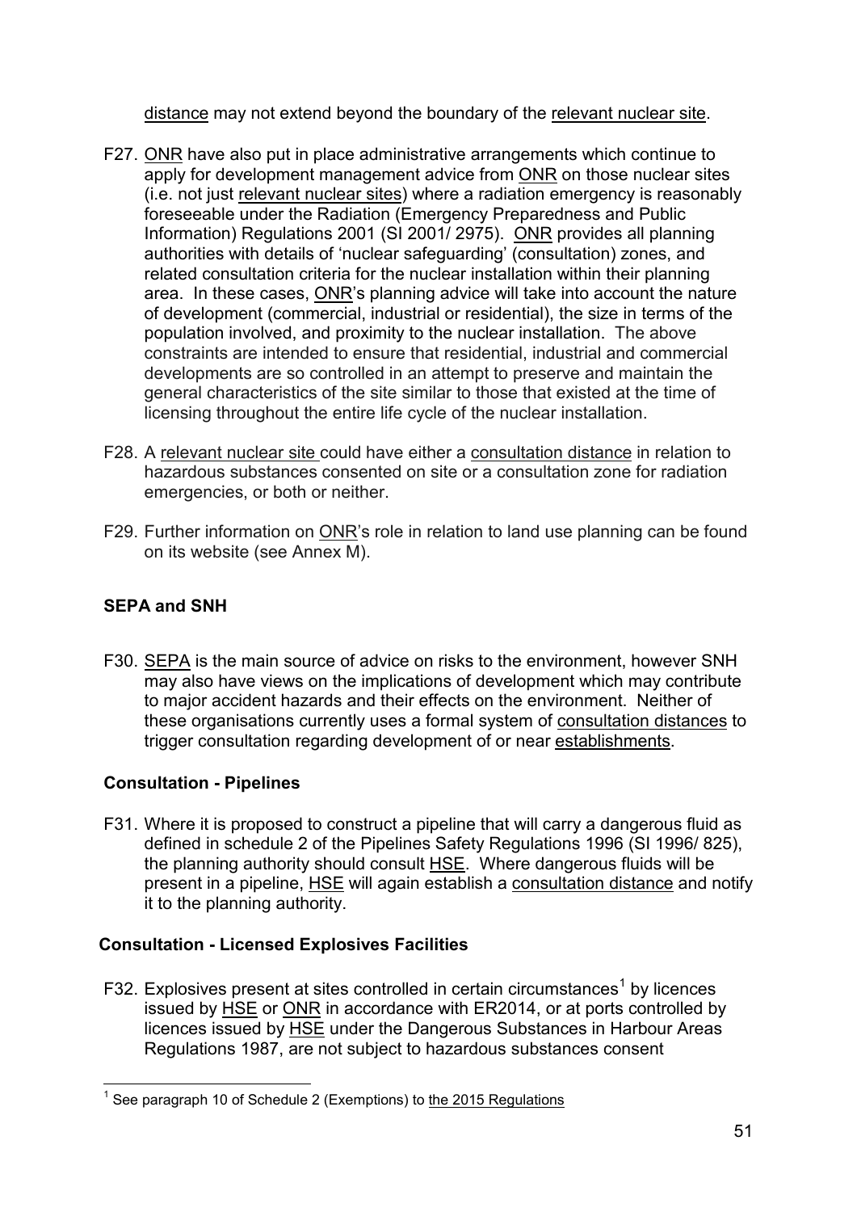distance may not extend beyond the boundary of the relevant nuclear site.

F27. ONR have also put in place administrative arrangements which continue to apply for development management advice from ONR on those nuclear sites (i.e. not just relevant nuclear sites) where a radiation emergency is reasonably foreseeable under the Radiation (Emergency Preparedness and Public Information) Regulations 2001 (SI 2001/ 2975). ONR provides all planning authorities with details of 'nuclear safeguarding' (consultation) zones, and related consultation criteria for the nuclear installation within their planning area. In these cases, ONR's planning advice will take into account the nature of development (commercial, industrial or residential), the size in terms of the population involved, and proximity to the nuclear installation. The above constraints are intended to ensure that residential, industrial and commercial developments are so controlled in an attempt to preserve and maintain the general characteristics of the site similar to those that existed at the time of licensing throughout the entire life cycle of the nuclear installation.

F28. A relevant nuclear site could have either a consultation distance in relation to hazardous substances consented on site or a consultation zone for radiation emergencies, or both or neither.

F29. Further information on ONR's role in relation to land use planning can be found on its website (see Annex M).

### SEPA and SNH

F30. SEPA is the main source of advice on risks to the environment, however SNH may also have views on the implications of development which may contribute to major accident hazards and their effects on the environment. Neither of these organisations currently uses a formal system of consultation distances to trigger consultation regarding development of or near establishments.

### Consultation - Pipelines

F31. Where it is proposed to construct a pipeline that will carry a dangerous fluid as defined in schedule 2 of the Pipelines Safety Regulations 1996 (SI 1996/ 825), the planning authority should consult HSE. Where dangerous fluids will be present in a pipeline, HSE will again establish a consultation distance and notify it to the planning authority.

### Consultation - Licensed Explosives Facilities

F32. Explosives present at sites controlled in certain circumstances[1] by licences issued by HSE or ONR in accordance with ER2014, or at ports controlled by licences issued by HSE under the Dangerous Substances in Harbour Areas Regulations 1987, are not subject to hazardous substances consent

[1] See paragraph 10 of Schedule 2 (Exemptions) to the 2015 Regulations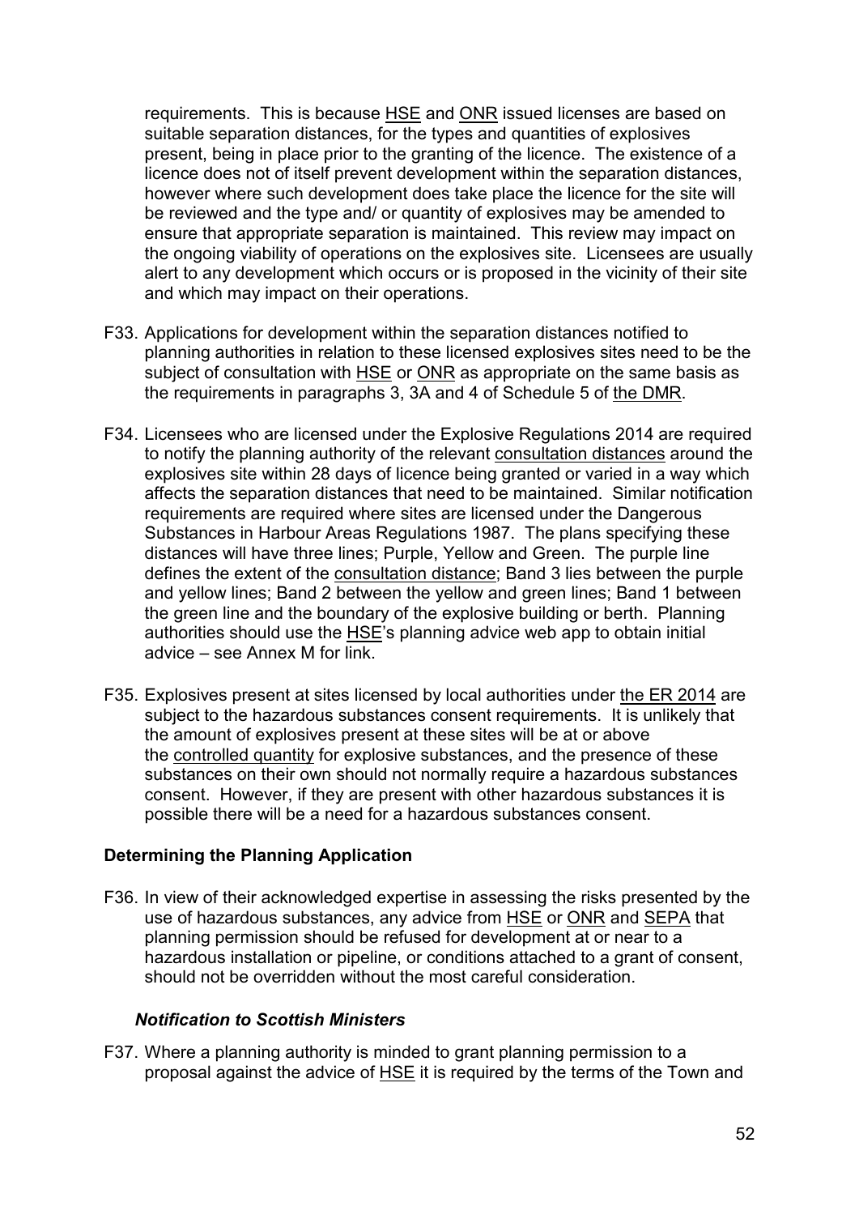requirements. This is because HSE and ONR issued licenses are based on suitable separation distances, for the types and quantities of explosives present, being in place prior to the granting of the licence. The existence of a licence does not of itself prevent development within the separation distances, however where such development does take place the licence for the site will be reviewed and the type and/ or quantity of explosives may be amended to ensure that appropriate separation is maintained. This review may impact on the ongoing viability of operations on the explosives site. Licensees are usually alert to any development which occurs or is proposed in the vicinity of their site and which may impact on their operations.

F33. Applications for development within the separation distances notified to planning authorities in relation to these licensed explosives sites need to be the subject of consultation with HSE or ONR as appropriate on the same basis as the requirements in paragraphs 3, 3A and 4 of Schedule 5 of the DMR.

F34. Licensees who are licensed under the Explosive Regulations 2014 are required to notify the planning authority of the relevant consultation distances around the explosives site within 28 days of licence being granted or varied in a way which affects the separation distances that need to be maintained. Similar notification requirements are required where sites are licensed under the Dangerous Substances in Harbour Areas Regulations 1987. The plans specifying these distances will have three lines; Purple, Yellow and Green. The purple line defines the extent of the consultation distance; Band 3 lies between the purple and yellow lines; Band 2 between the yellow and green lines; Band 1 between the green line and the boundary of the explosive building or berth. Planning authorities should use the HSE's planning advice web app to obtain initial advice – see Annex M for link.

F35. Explosives present at sites licensed by local authorities under the ER 2014 are subject to the hazardous substances consent requirements. It is unlikely that the amount of explosives present at these sites will be at or above the controlled quantity for explosive substances, and the presence of these substances on their own should not normally require a hazardous substances consent. However, if they are present with other hazardous substances it is possible there will be a need for a hazardous substances consent.

## Determining the Planning Application

F36. In view of their acknowledged expertise in assessing the risks presented by the use of hazardous substances, any advice from HSE or ONR and SEPA that planning permission should be refused for development at or near to a hazardous installation or pipeline, or conditions attached to a grant of consent, should not be overridden without the most careful consideration.

### *Notification to Scottish Ministers*

F37. Where a planning authority is minded to grant planning permission to a proposal against the advice of HSE it is required by the terms of the Town and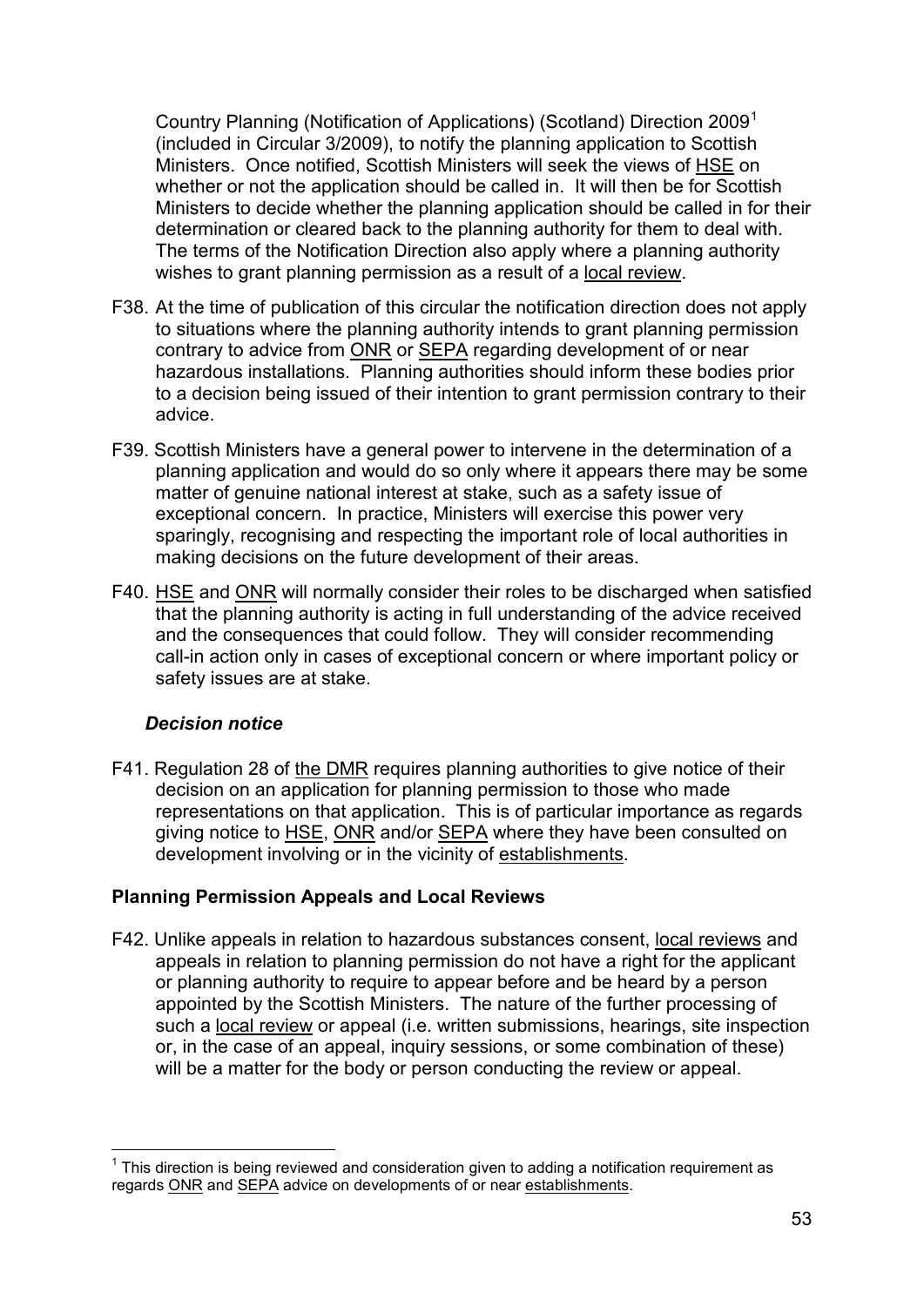Country Planning (Notification of Applications) (Scotland) Direction 2009[1] (included in Circular 3/2009), to notify the planning application to Scottish Ministers. Once notified, Scottish Ministers will seek the views of HSE on whether or not the application should be called in. It will then be for Scottish Ministers to decide whether the planning application should be called in for their determination or cleared back to the planning authority for them to deal with. The terms of the Notification Direction also apply where a planning authority wishes to grant planning permission as a result of a local review.

F38. At the time of publication of this circular the notification direction does not apply to situations where the planning authority intends to grant planning permission contrary to advice from ONR or SEPA regarding development of or near hazardous installations. Planning authorities should inform these bodies prior to a decision being issued of their intention to grant permission contrary to their advice.

F39. Scottish Ministers have a general power to intervene in the determination of a planning application and would do so only where it appears there may be some matter of genuine national interest at stake, such as a safety issue of exceptional concern. In practice, Ministers will exercise this power very sparingly, recognising and respecting the important role of local authorities in making decisions on the future development of their areas.

F40. HSE and ONR will normally consider their roles to be discharged when satisfied that the planning authority is acting in full understanding of the advice received and the consequences that could follow. They will consider recommending call-in action only in cases of exceptional concern or where important policy or safety issues are at stake.

### *Decision notice*

F41. Regulation 28 of the DMR requires planning authorities to give notice of their decision on an application for planning permission to those who made representations on that application. This is of particular importance as regards giving notice to HSE, ONR and/or SEPA where they have been consulted on development involving or in the vicinity of establishments.

## **Planning Permission Appeals and Local Reviews**

F42. Unlike appeals in relation to hazardous substances consent, local reviews and appeals in relation to planning permission do not have a right for the applicant or planning authority to require to appear before and be heard by a person appointed by the Scottish Ministers. The nature of the further processing of such a local review or appeal (i.e. written submissions, hearings, site inspection or, in the case of an appeal, inquiry sessions, or some combination of these) will be a matter for the body or person conducting the review or appeal.

---

[1] This direction is being reviewed and consideration given to adding a notification requirement as regards ONR and SEPA advice on developments of or near establishments.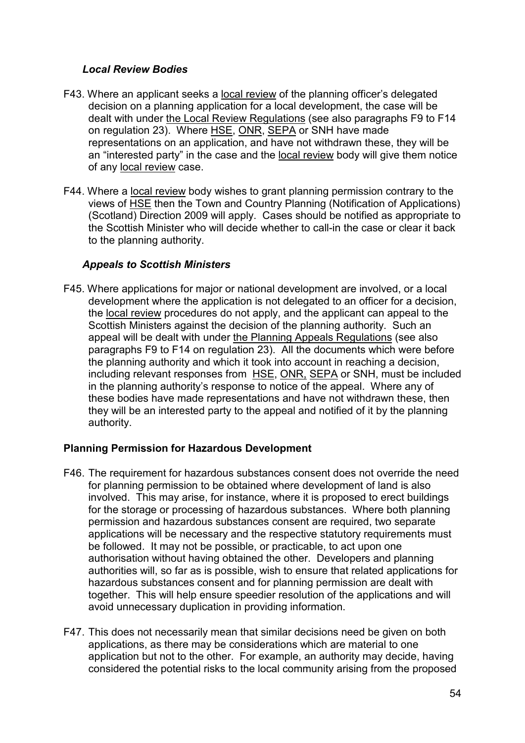### *Local Review Bodies*

F43. Where an applicant seeks a local review of the planning officer's delegated decision on a planning application for a local development, the case will be dealt with under the Local Review Regulations (see also paragraphs F9 to F14 on regulation 23). Where HSE, ONR, SEPA or SNH have made representations on an application, and have not withdrawn these, they will be an "interested party" in the case and the local review body will give them notice of any local review case.

F44. Where a local review body wishes to grant planning permission contrary to the views of HSE then the Town and Country Planning (Notification of Applications) (Scotland) Direction 2009 will apply. Cases should be notified as appropriate to the Scottish Minister who will decide whether to call-in the case or clear it back to the planning authority.

### *Appeals to Scottish Ministers*

F45. Where applications for major or national development are involved, or a local development where the application is not delegated to an officer for a decision, the local review procedures do not apply, and the applicant can appeal to the Scottish Ministers against the decision of the planning authority. Such an appeal will be dealt with under the Planning Appeals Regulations (see also paragraphs F9 to F14 on regulation 23). All the documents which were before the planning authority and which it took into account in reaching a decision, including relevant responses from HSE, ONR, SEPA or SNH, must be included in the planning authority's response to notice of the appeal. Where any of these bodies have made representations and have not withdrawn these, then they will be an interested party to the appeal and notified of it by the planning authority.

## **Planning Permission for Hazardous Development**

F46. The requirement for hazardous substances consent does not override the need for planning permission to be obtained where development of land is also involved. This may arise, for instance, where it is proposed to erect buildings for the storage or processing of hazardous substances. Where both planning permission and hazardous substances consent are required, two separate applications will be necessary and the respective statutory requirements must be followed. It may not be possible, or practicable, to act upon one authorisation without having obtained the other. Developers and planning authorities will, so far as is possible, wish to ensure that related applications for hazardous substances consent and for planning permission are dealt with together. This will help ensure speedier resolution of the applications and will avoid unnecessary duplication in providing information.

F47. This does not necessarily mean that similar decisions need be given on both applications, as there may be considerations which are material to one application but not to the other. For example, an authority may decide, having considered the potential risks to the local community arising from the proposed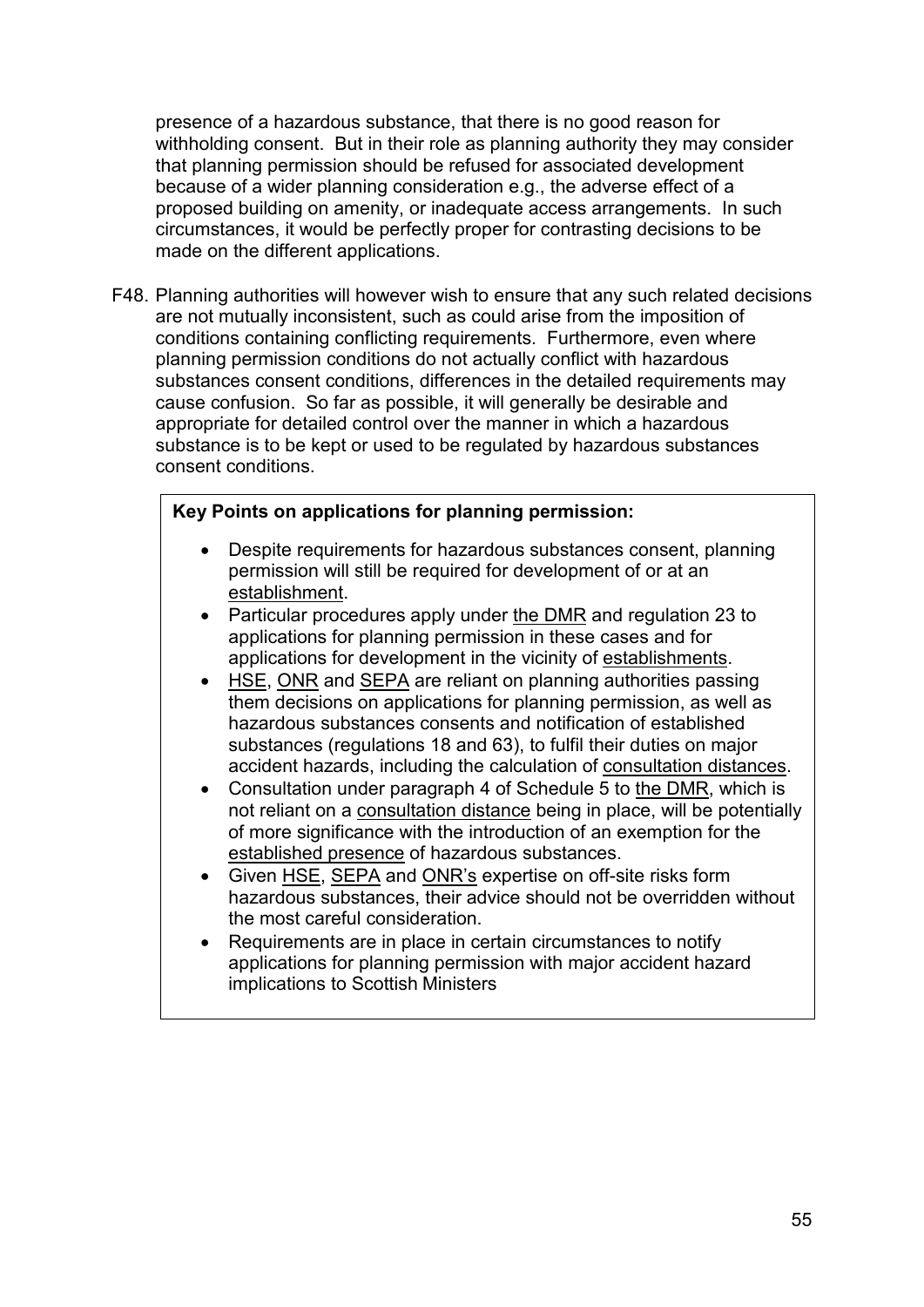presence of a hazardous substance, that there is no good reason for withholding consent. But in their role as planning authority they may consider that planning permission should be refused for associated development because of a wider planning consideration e.g., the adverse effect of a proposed building on amenity, or inadequate access arrangements. In such circumstances, it would be perfectly proper for contrasting decisions to be made on the different applications.

F48. Planning authorities will however wish to ensure that any such related decisions are not mutually inconsistent, such as could arise from the imposition of conditions containing conflicting requirements. Furthermore, even where planning permission conditions do not actually conflict with hazardous substances consent conditions, differences in the detailed requirements may cause confusion. So far as possible, it will generally be desirable and appropriate for detailed control over the manner in which a hazardous substance is to be kept or used to be regulated by hazardous substances consent conditions.

**Key Points on applications for planning permission:**

- Despite requirements for hazardous substances consent, planning permission will still be required for development of or at an establishment.
- Particular procedures apply under the DMR and regulation 23 to applications for planning permission in these cases and for applications for development in the vicinity of establishments.
- HSE, ONR and SEPA are reliant on planning authorities passing them decisions on applications for planning permission, as well as hazardous substances consents and notification of established substances (regulations 18 and 63), to fulfil their duties on major accident hazards, including the calculation of consultation distances.
- Consultation under paragraph 4 of Schedule 5 to the DMR, which is not reliant on a consultation distance being in place, will be potentially of more significance with the introduction of an exemption for the established presence of hazardous substances.
- Given HSE, SEPA and ONR's expertise on off-site risks form hazardous substances, their advice should not be overridden without the most careful consideration.
- Requirements are in place in certain circumstances to notify applications for planning permission with major accident hazard implications to Scottish Ministers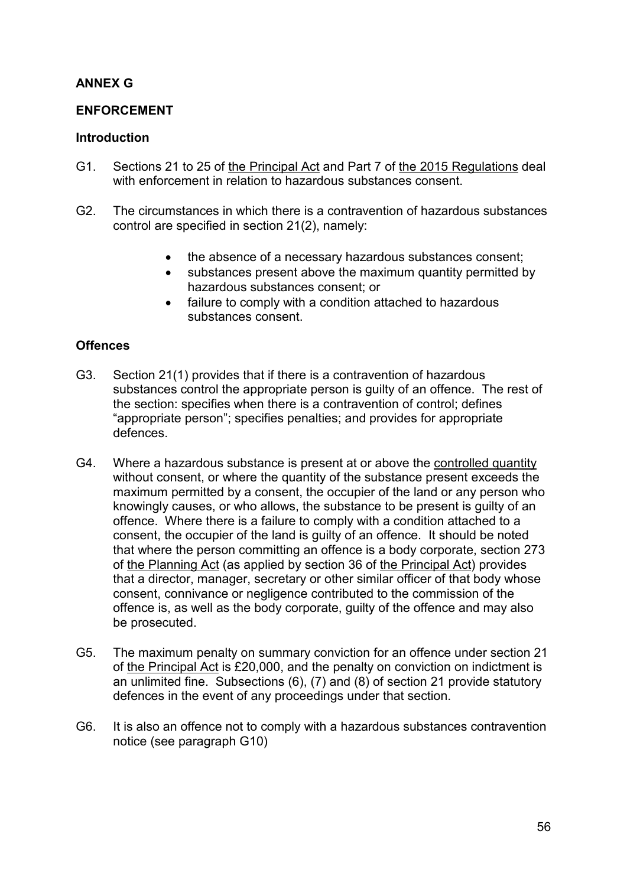## ANNEX G

## ENFORCEMENT

### Introduction

G1. Sections 21 to 25 of the Principal Act and Part 7 of the 2015 Regulations deal with enforcement in relation to hazardous substances consent.

G2. The circumstances in which there is a contravention of hazardous substances control are specified in section 21(2), namely:

- the absence of a necessary hazardous substances consent;
- substances present above the maximum quantity permitted by hazardous substances consent; or
- failure to comply with a condition attached to hazardous substances consent.

### Offences

G3. Section 21(1) provides that if there is a contravention of hazardous substances control the appropriate person is guilty of an offence. The rest of the section: specifies when there is a contravention of control; defines "appropriate person"; specifies penalties; and provides for appropriate defences.

G4. Where a hazardous substance is present at or above the controlled quantity without consent, or where the quantity of the substance present exceeds the maximum permitted by a consent, the occupier of the land or any person who knowingly causes, or who allows, the substance to be present is guilty of an offence. Where there is a failure to comply with a condition attached to a consent, the occupier of the land is guilty of an offence. It should be noted that where the person committing an offence is a body corporate, section 273 of the Planning Act (as applied by section 36 of the Principal Act) provides that a director, manager, secretary or other similar officer of that body whose consent, connivance or negligence contributed to the commission of the offence is, as well as the body corporate, guilty of the offence and may also be prosecuted.

G5. The maximum penalty on summary conviction for an offence under section 21 of the Principal Act is £20,000, and the penalty on conviction on indictment is an unlimited fine. Subsections (6), (7) and (8) of section 21 provide statutory defences in the event of any proceedings under that section.

G6. It is also an offence not to comply with a hazardous substances contravention notice (see paragraph G10)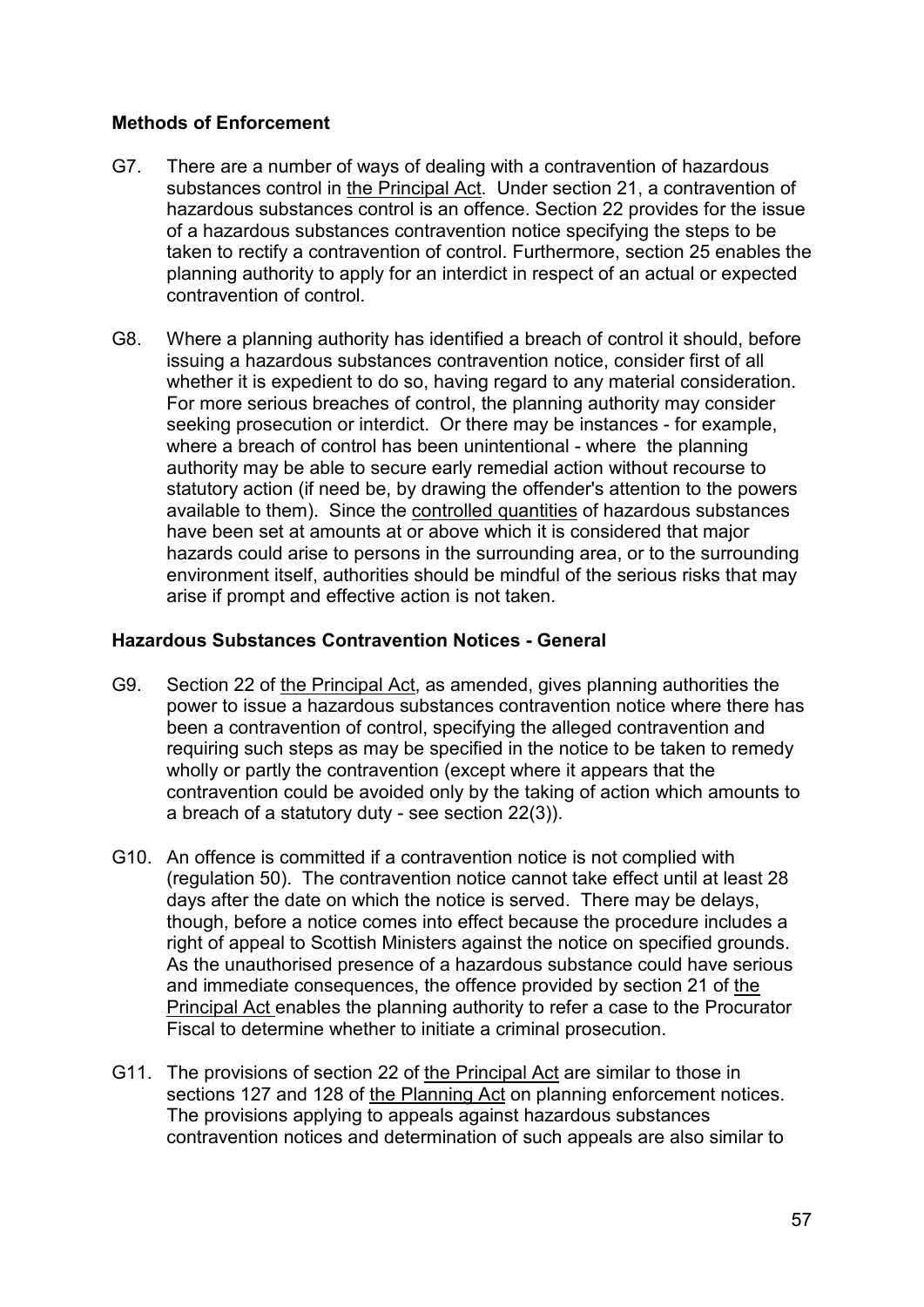### Methods of Enforcement

G7. There are a number of ways of dealing with a contravention of hazardous substances control in the Principal Act. Under section 21, a contravention of hazardous substances control is an offence. Section 22 provides for the issue of a hazardous substances contravention notice specifying the steps to be taken to rectify a contravention of control. Furthermore, section 25 enables the planning authority to apply for an interdict in respect of an actual or expected contravention of control.

G8. Where a planning authority has identified a breach of control it should, before issuing a hazardous substances contravention notice, consider first of all whether it is expedient to do so, having regard to any material consideration. For more serious breaches of control, the planning authority may consider seeking prosecution or interdict. Or there may be instances - for example, where a breach of control has been unintentional - where the planning authority may be able to secure early remedial action without recourse to statutory action (if need be, by drawing the offender's attention to the powers available to them). Since the controlled quantities of hazardous substances have been set at amounts at or above which it is considered that major hazards could arise to persons in the surrounding area, or to the surrounding environment itself, authorities should be mindful of the serious risks that may arise if prompt and effective action is not taken.

### Hazardous Substances Contravention Notices - General

G9. Section 22 of the Principal Act, as amended, gives planning authorities the power to issue a hazardous substances contravention notice where there has been a contravention of control, specifying the alleged contravention and requiring such steps as may be specified in the notice to be taken to remedy wholly or partly the contravention (except where it appears that the contravention could be avoided only by the taking of action which amounts to a breach of a statutory duty - see section 22(3)).

G10. An offence is committed if a contravention notice is not complied with (regulation 50). The contravention notice cannot take effect until at least 28 days after the date on which the notice is served. There may be delays, though, before a notice comes into effect because the procedure includes a right of appeal to Scottish Ministers against the notice on specified grounds. As the unauthorised presence of a hazardous substance could have serious and immediate consequences, the offence provided by section 21 of the Principal Act enables the planning authority to refer a case to the Procurator Fiscal to determine whether to initiate a criminal prosecution.

G11. The provisions of section 22 of the Principal Act are similar to those in sections 127 and 128 of the Planning Act on planning enforcement notices. The provisions applying to appeals against hazardous substances contravention notices and determination of such appeals are also similar to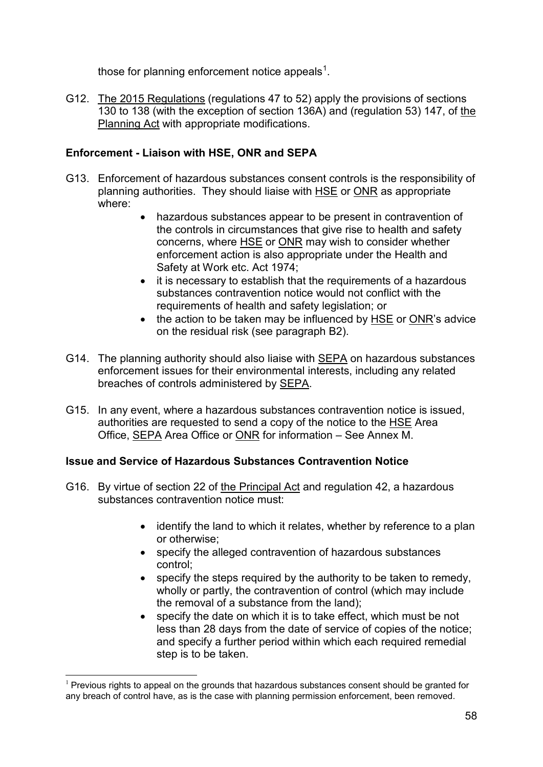those for planning enforcement notice appeals[1].

G12. The 2015 Regulations (regulations 47 to 52) apply the provisions of sections 130 to 138 (with the exception of section 136A) and (regulation 53) 147, of the Planning Act with appropriate modifications.

**Enforcement - Liaison with HSE, ONR and SEPA**

G13. Enforcement of hazardous substances consent controls is the responsibility of planning authorities. They should liaise with HSE or ONR as appropriate where:

- hazardous substances appear to be present in contravention of the controls in circumstances that give rise to health and safety concerns, where HSE or ONR may wish to consider whether enforcement action is also appropriate under the Health and Safety at Work etc. Act 1974;
- it is necessary to establish that the requirements of a hazardous substances contravention notice would not conflict with the requirements of health and safety legislation; or
- the action to be taken may be influenced by HSE or ONR's advice on the residual risk (see paragraph B2).

G14. The planning authority should also liaise with SEPA on hazardous substances enforcement issues for their environmental interests, including any related breaches of controls administered by SEPA.

G15. In any event, where a hazardous substances contravention notice is issued, authorities are requested to send a copy of the notice to the HSE Area Office, SEPA Area Office or ONR for information – See Annex M.

**Issue and Service of Hazardous Substances Contravention Notice**

G16. By virtue of section 22 of the Principal Act and regulation 42, a hazardous substances contravention notice must:

- identify the land to which it relates, whether by reference to a plan or otherwise;
- specify the alleged contravention of hazardous substances control;
- specify the steps required by the authority to be taken to remedy, wholly or partly, the contravention of control (which may include the removal of a substance from the land);
- specify the date on which it is to take effect, which must be not less than 28 days from the date of service of copies of the notice; and specify a further period within which each required remedial step is to be taken.

[1] Previous rights to appeal on the grounds that hazardous substances consent should be granted for any breach of control have, as is the case with planning permission enforcement, been removed.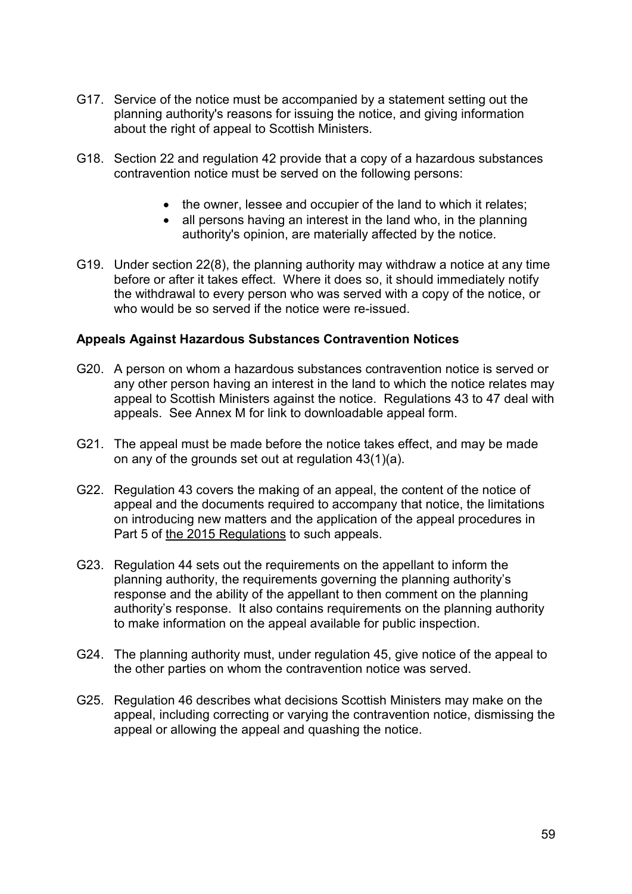G17. Service of the notice must be accompanied by a statement setting out the planning authority's reasons for issuing the notice, and giving information about the right of appeal to Scottish Ministers.

G18. Section 22 and regulation 42 provide that a copy of a hazardous substances contravention notice must be served on the following persons:

- the owner, lessee and occupier of the land to which it relates;
- all persons having an interest in the land who, in the planning authority's opinion, are materially affected by the notice.

G19. Under section 22(8), the planning authority may withdraw a notice at any time before or after it takes effect. Where it does so, it should immediately notify the withdrawal to every person who was served with a copy of the notice, or who would be so served if the notice were re-issued.

**Appeals Against Hazardous Substances Contravention Notices**

G20. A person on whom a hazardous substances contravention notice is served or any other person having an interest in the land to which the notice relates may appeal to Scottish Ministers against the notice. Regulations 43 to 47 deal with appeals. See Annex M for link to downloadable appeal form.

G21. The appeal must be made before the notice takes effect, and may be made on any of the grounds set out at regulation 43(1)(a).

G22. Regulation 43 covers the making of an appeal, the content of the notice of appeal and the documents required to accompany that notice, the limitations on introducing new matters and the application of the appeal procedures in Part 5 of the 2015 Regulations to such appeals.

G23. Regulation 44 sets out the requirements on the appellant to inform the planning authority, the requirements governing the planning authority's response and the ability of the appellant to then comment on the planning authority's response. It also contains requirements on the planning authority to make information on the appeal available for public inspection.

G24. The planning authority must, under regulation 45, give notice of the appeal to the other parties on whom the contravention notice was served.

G25. Regulation 46 describes what decisions Scottish Ministers may make on the appeal, including correcting or varying the contravention notice, dismissing the appeal or allowing the appeal and quashing the notice.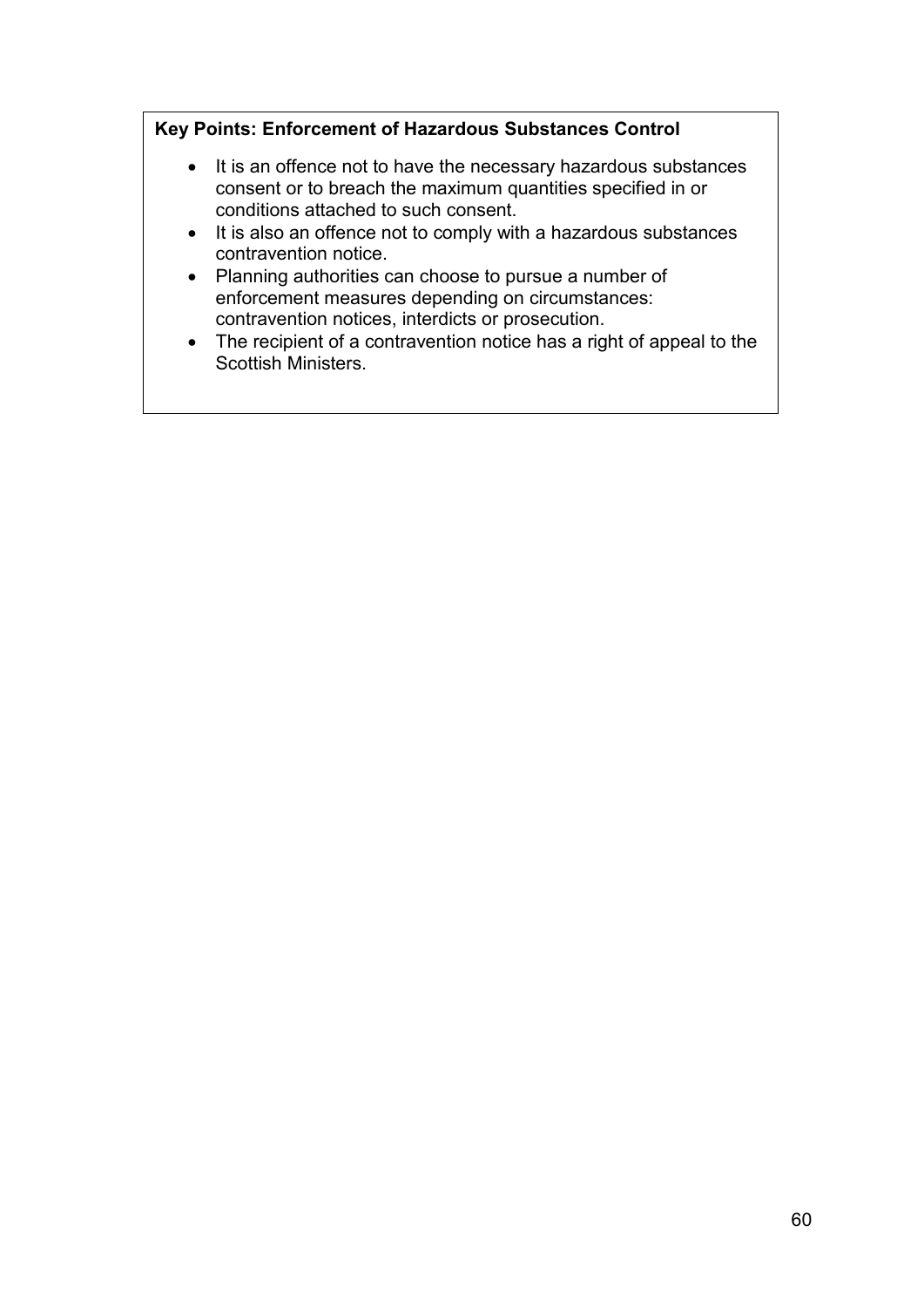**Key Points: Enforcement of Hazardous Substances Control**

- It is an offence not to have the necessary hazardous substances consent or to breach the maximum quantities specified in or conditions attached to such consent.
- It is also an offence not to comply with a hazardous substances contravention notice.
- Planning authorities can choose to pursue a number of enforcement measures depending on circumstances: contravention notices, interdicts or prosecution.
- The recipient of a contravention notice has a right of appeal to the Scottish Ministers.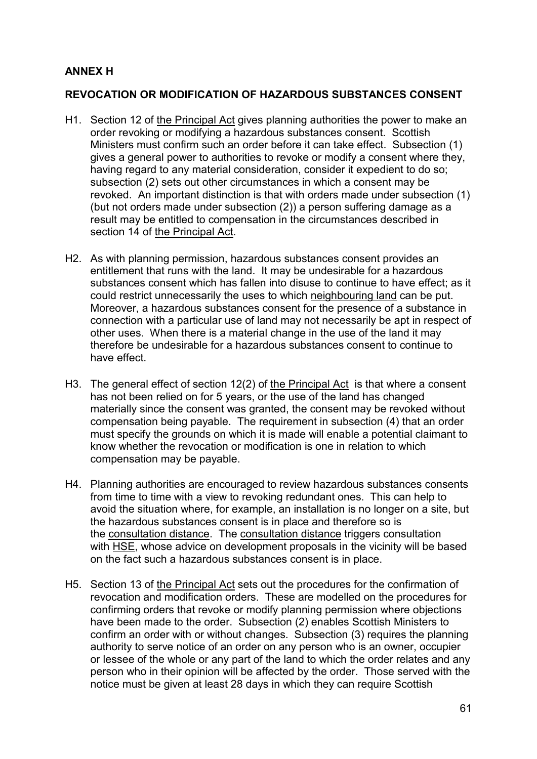**ANNEX H**

**REVOCATION OR MODIFICATION OF HAZARDOUS SUBSTANCES CONSENT**

H1. Section 12 of the Principal Act gives planning authorities the power to make an order revoking or modifying a hazardous substances consent. Scottish Ministers must confirm such an order before it can take effect. Subsection (1) gives a general power to authorities to revoke or modify a consent where they, having regard to any material consideration, consider it expedient to do so; subsection (2) sets out other circumstances in which a consent may be revoked. An important distinction is that with orders made under subsection (1) (but not orders made under subsection (2)) a person suffering damage as a result may be entitled to compensation in the circumstances described in section 14 of the Principal Act.

H2. As with planning permission, hazardous substances consent provides an entitlement that runs with the land. It may be undesirable for a hazardous substances consent which has fallen into disuse to continue to have effect; as it could restrict unnecessarily the uses to which neighbouring land can be put. Moreover, a hazardous substances consent for the presence of a substance in connection with a particular use of land may not necessarily be apt in respect of other uses. When there is a material change in the use of the land it may therefore be undesirable for a hazardous substances consent to continue to have effect.

H3. The general effect of section 12(2) of the Principal Act is that where a consent has not been relied on for 5 years, or the use of the land has changed materially since the consent was granted, the consent may be revoked without compensation being payable. The requirement in subsection (4) that an order must specify the grounds on which it is made will enable a potential claimant to know whether the revocation or modification is one in relation to which compensation may be payable.

H4. Planning authorities are encouraged to review hazardous substances consents from time to time with a view to revoking redundant ones. This can help to avoid the situation where, for example, an installation is no longer on a site, but the hazardous substances consent is in place and therefore so is the consultation distance. The consultation distance triggers consultation with HSE, whose advice on development proposals in the vicinity will be based on the fact such a hazardous substances consent is in place.

H5. Section 13 of the Principal Act sets out the procedures for the confirmation of revocation and modification orders. These are modelled on the procedures for confirming orders that revoke or modify planning permission where objections have been made to the order. Subsection (2) enables Scottish Ministers to confirm an order with or without changes. Subsection (3) requires the planning authority to serve notice of an order on any person who is an owner, occupier or lessee of the whole or any part of the land to which the order relates and any person who in their opinion will be affected by the order. Those served with the notice must be given at least 28 days in which they can require Scottish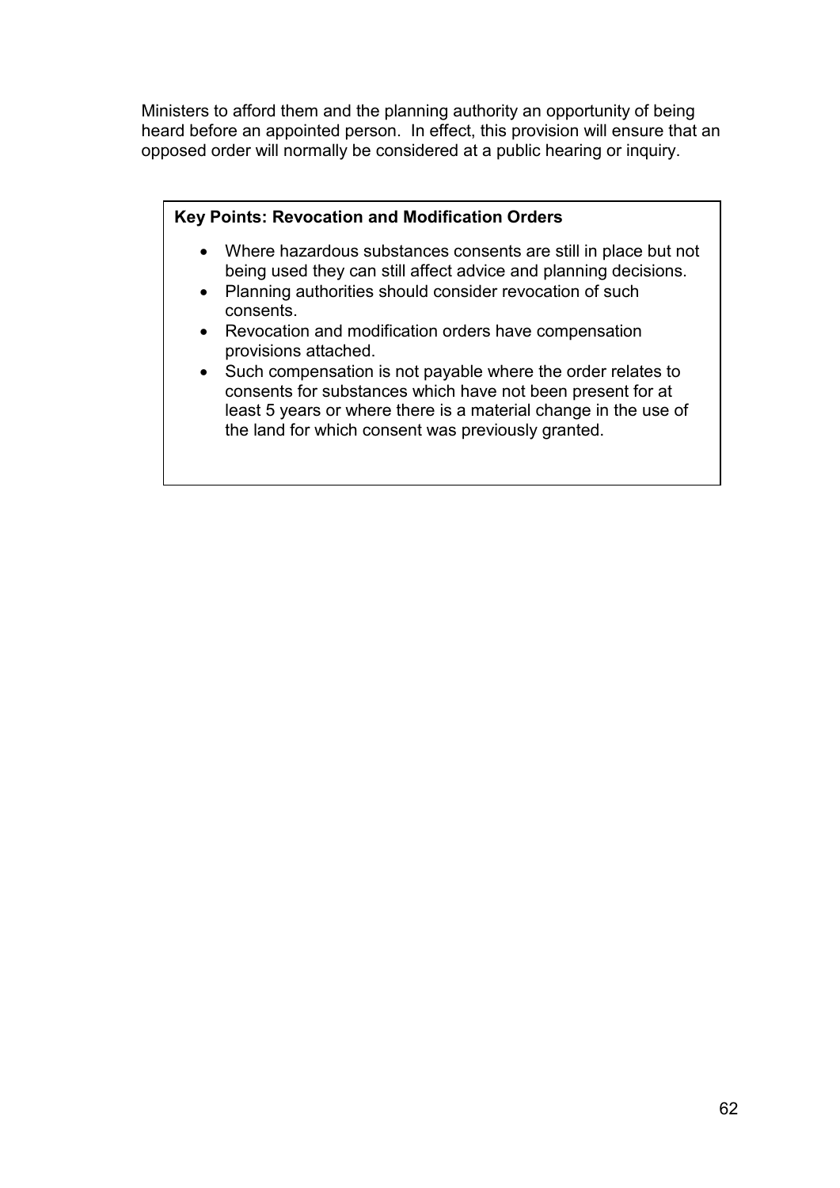Ministers to afford them and the planning authority an opportunity of being heard before an appointed person. In effect, this provision will ensure that an opposed order will normally be considered at a public hearing or inquiry.

**Key Points: Revocation and Modification Orders**

- Where hazardous substances consents are still in place but not being used they can still affect advice and planning decisions.
- Planning authorities should consider revocation of such consents.
- Revocation and modification orders have compensation provisions attached.
- Such compensation is not payable where the order relates to consents for substances which have not been present for at least 5 years or where there is a material change in the use of the land for which consent was previously granted.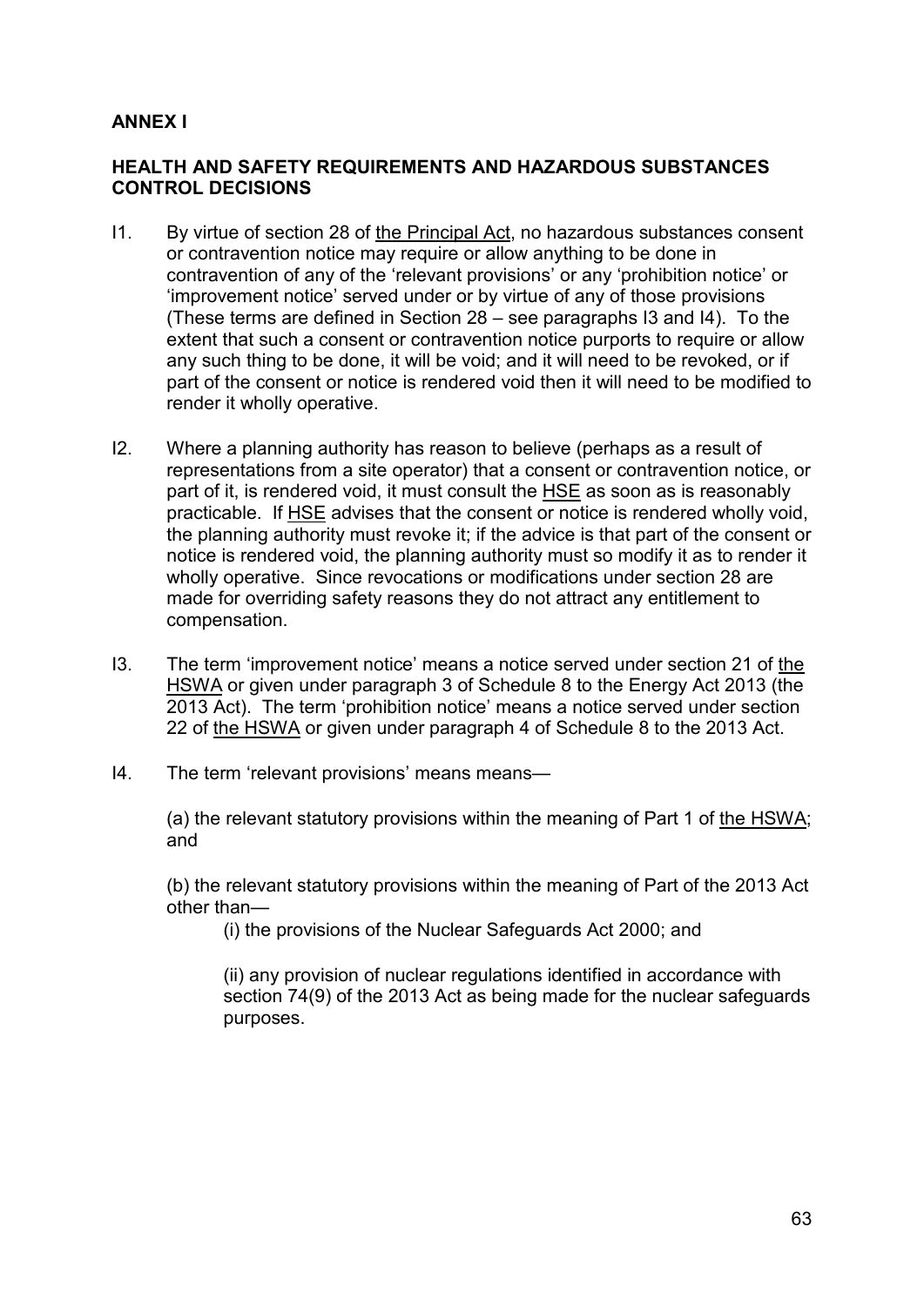## ANNEX I

## HEALTH AND SAFETY REQUIREMENTS AND HAZARDOUS SUBSTANCES CONTROL DECISIONS

I1. By virtue of section 28 of the Principal Act, no hazardous substances consent or contravention notice may require or allow anything to be done in contravention of any of the 'relevant provisions' or any 'prohibition notice' or 'improvement notice' served under or by virtue of any of those provisions (These terms are defined in Section 28 – see paragraphs I3 and I4). To the extent that such a consent or contravention notice purports to require or allow any such thing to be done, it will be void; and it will need to be revoked, or if part of the consent or notice is rendered void then it will need to be modified to render it wholly operative.

I2. Where a planning authority has reason to believe (perhaps as a result of representations from a site operator) that a consent or contravention notice, or part of it, is rendered void, it must consult the HSE as soon as is reasonably practicable. If HSE advises that the consent or notice is rendered wholly void, the planning authority must revoke it; if the advice is that part of the consent or notice is rendered void, the planning authority must so modify it as to render it wholly operative. Since revocations or modifications under section 28 are made for overriding safety reasons they do not attract any entitlement to compensation.

I3. The term 'improvement notice' means a notice served under section 21 of the HSWA or given under paragraph 3 of Schedule 8 to the Energy Act 2013 (the 2013 Act). The term 'prohibition notice' means a notice served under section 22 of the HSWA or given under paragraph 4 of Schedule 8 to the 2013 Act.

I4. The term 'relevant provisions' means means—

(a) the relevant statutory provisions within the meaning of Part 1 of the HSWA; and

(b) the relevant statutory provisions within the meaning of Part of the 2013 Act other than—

(i) the provisions of the Nuclear Safeguards Act 2000; and

(ii) any provision of nuclear regulations identified in accordance with section 74(9) of the 2013 Act as being made for the nuclear safeguards purposes.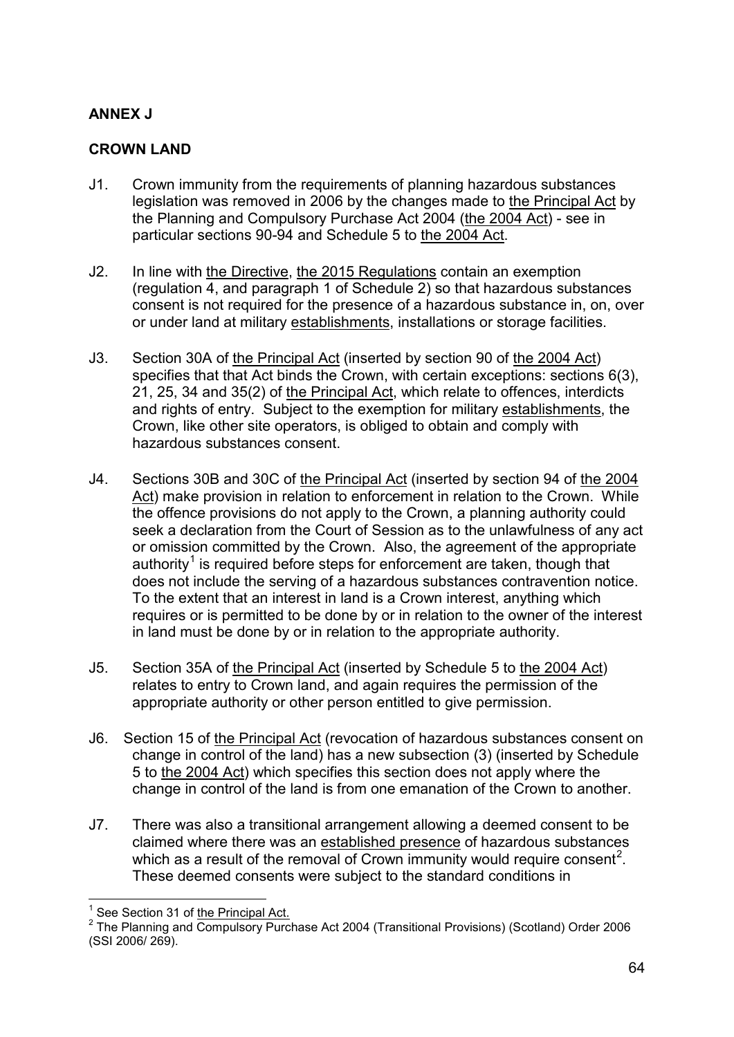**ANNEX J**

**CROWN LAND**

J1. Crown immunity from the requirements of planning hazardous substances legislation was removed in 2006 by the changes made to the Principal Act by the Planning and Compulsory Purchase Act 2004 (the 2004 Act) - see in particular sections 90-94 and Schedule 5 to the 2004 Act.

J2. In line with the Directive, the 2015 Regulations contain an exemption (regulation 4, and paragraph 1 of Schedule 2) so that hazardous substances consent is not required for the presence of a hazardous substance in, on, over or under land at military establishments, installations or storage facilities.

J3. Section 30A of the Principal Act (inserted by section 90 of the 2004 Act) specifies that that Act binds the Crown, with certain exceptions: sections 6(3), 21, 25, 34 and 35(2) of the Principal Act, which relate to offences, interdicts and rights of entry. Subject to the exemption for military establishments, the Crown, like other site operators, is obliged to obtain and comply with hazardous substances consent.

J4. Sections 30B and 30C of the Principal Act (inserted by section 94 of the 2004 Act) make provision in relation to enforcement in relation to the Crown. While the offence provisions do not apply to the Crown, a planning authority could seek a declaration from the Court of Session as to the unlawfulness of any act or omission committed by the Crown. Also, the agreement of the appropriate authority[1] is required before steps for enforcement are taken, though that does not include the serving of a hazardous substances contravention notice. To the extent that an interest in land is a Crown interest, anything which requires or is permitted to be done by or in relation to the owner of the interest in land must be done by or in relation to the appropriate authority.

J5. Section 35A of the Principal Act (inserted by Schedule 5 to the 2004 Act) relates to entry to Crown land, and again requires the permission of the appropriate authority or other person entitled to give permission.

J6. Section 15 of the Principal Act (revocation of hazardous substances consent on change in control of the land) has a new subsection (3) (inserted by Schedule 5 to the 2004 Act) which specifies this section does not apply where the change in control of the land is from one emanation of the Crown to another.

J7. There was also a transitional arrangement allowing a deemed consent to be claimed where there was an established presence of hazardous substances which as a result of the removal of Crown immunity would require consent[2]. These deemed consents were subject to the standard conditions in

---

[1] See Section 31 of the Principal Act.

[2] The Planning and Compulsory Purchase Act 2004 (Transitional Provisions) (Scotland) Order 2006 (SSI 2006/ 269).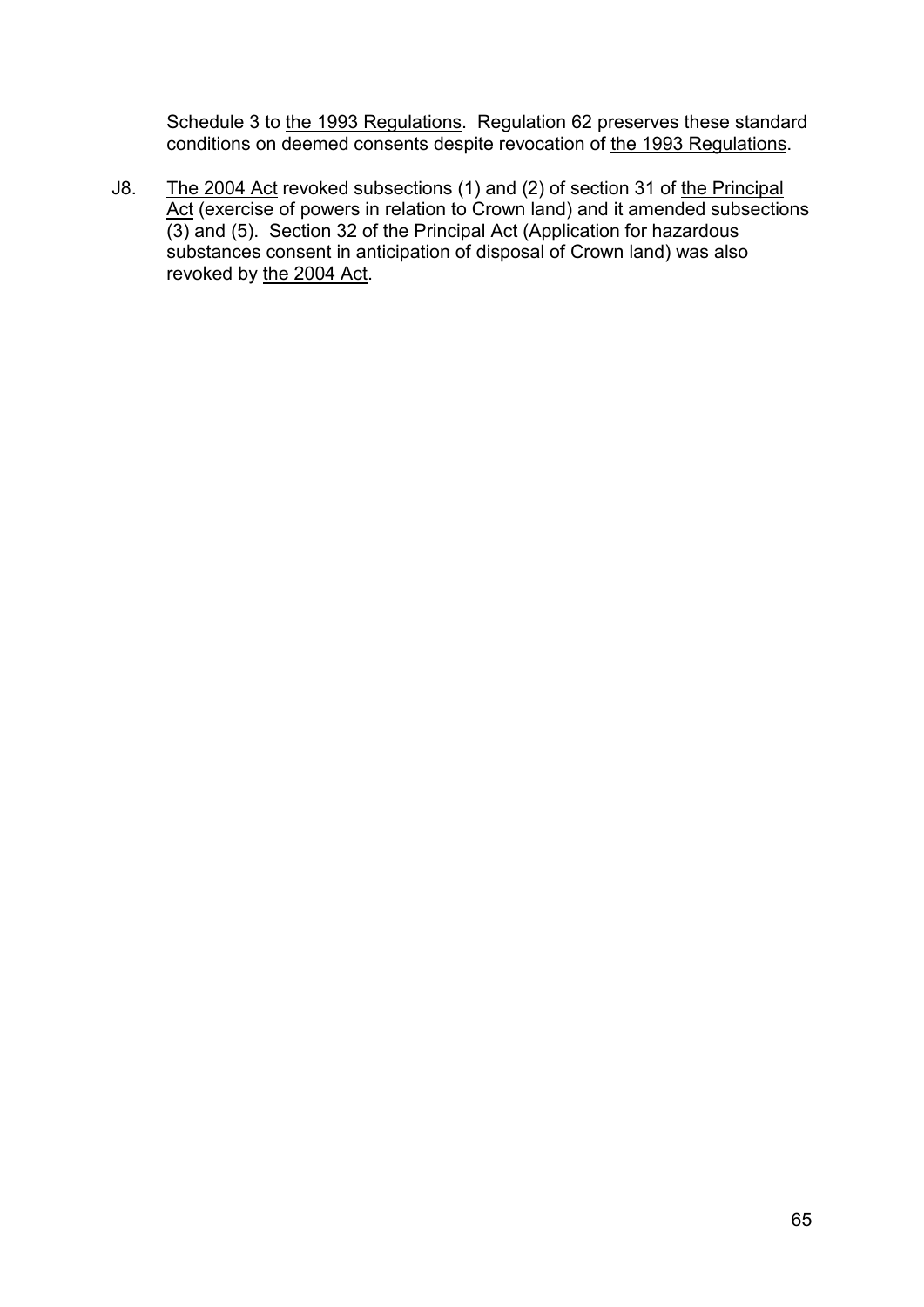Schedule 3 to the 1993 Regulations. Regulation 62 preserves these standard conditions on deemed consents despite revocation of the 1993 Regulations.

J8. The 2004 Act revoked subsections (1) and (2) of section 31 of the Principal Act (exercise of powers in relation to Crown land) and it amended subsections (3) and (5). Section 32 of the Principal Act (Application for hazardous substances consent in anticipation of disposal of Crown land) was also revoked by the 2004 Act.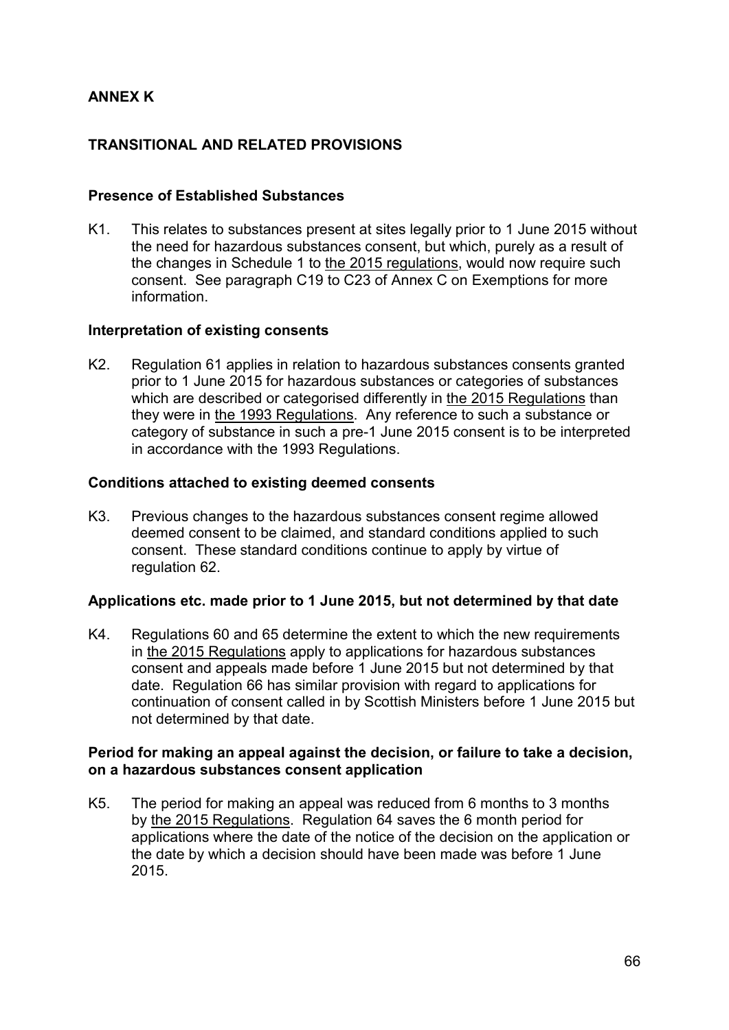## ANNEX K

## TRANSITIONAL AND RELATED PROVISIONS

### Presence of Established Substances

K1. This relates to substances present at sites legally prior to 1 June 2015 without the need for hazardous substances consent, but which, purely as a result of the changes in Schedule 1 to the 2015 regulations, would now require such consent. See paragraph C19 to C23 of Annex C on Exemptions for more information.

### Interpretation of existing consents

K2. Regulation 61 applies in relation to hazardous substances consents granted prior to 1 June 2015 for hazardous substances or categories of substances which are described or categorised differently in the 2015 Regulations than they were in the 1993 Regulations. Any reference to such a substance or category of substance in such a pre-1 June 2015 consent is to be interpreted in accordance with the 1993 Regulations.

### Conditions attached to existing deemed consents

K3. Previous changes to the hazardous substances consent regime allowed deemed consent to be claimed, and standard conditions applied to such consent. These standard conditions continue to apply by virtue of regulation 62.

### Applications etc. made prior to 1 June 2015, but not determined by that date

K4. Regulations 60 and 65 determine the extent to which the new requirements in the 2015 Regulations apply to applications for hazardous substances consent and appeals made before 1 June 2015 but not determined by that date. Regulation 66 has similar provision with regard to applications for continuation of consent called in by Scottish Ministers before 1 June 2015 but not determined by that date.

### Period for making an appeal against the decision, or failure to take a decision, on a hazardous substances consent application

K5. The period for making an appeal was reduced from 6 months to 3 months by the 2015 Regulations. Regulation 64 saves the 6 month period for applications where the date of the notice of the decision on the application or the date by which a decision should have been made was before 1 June 2015.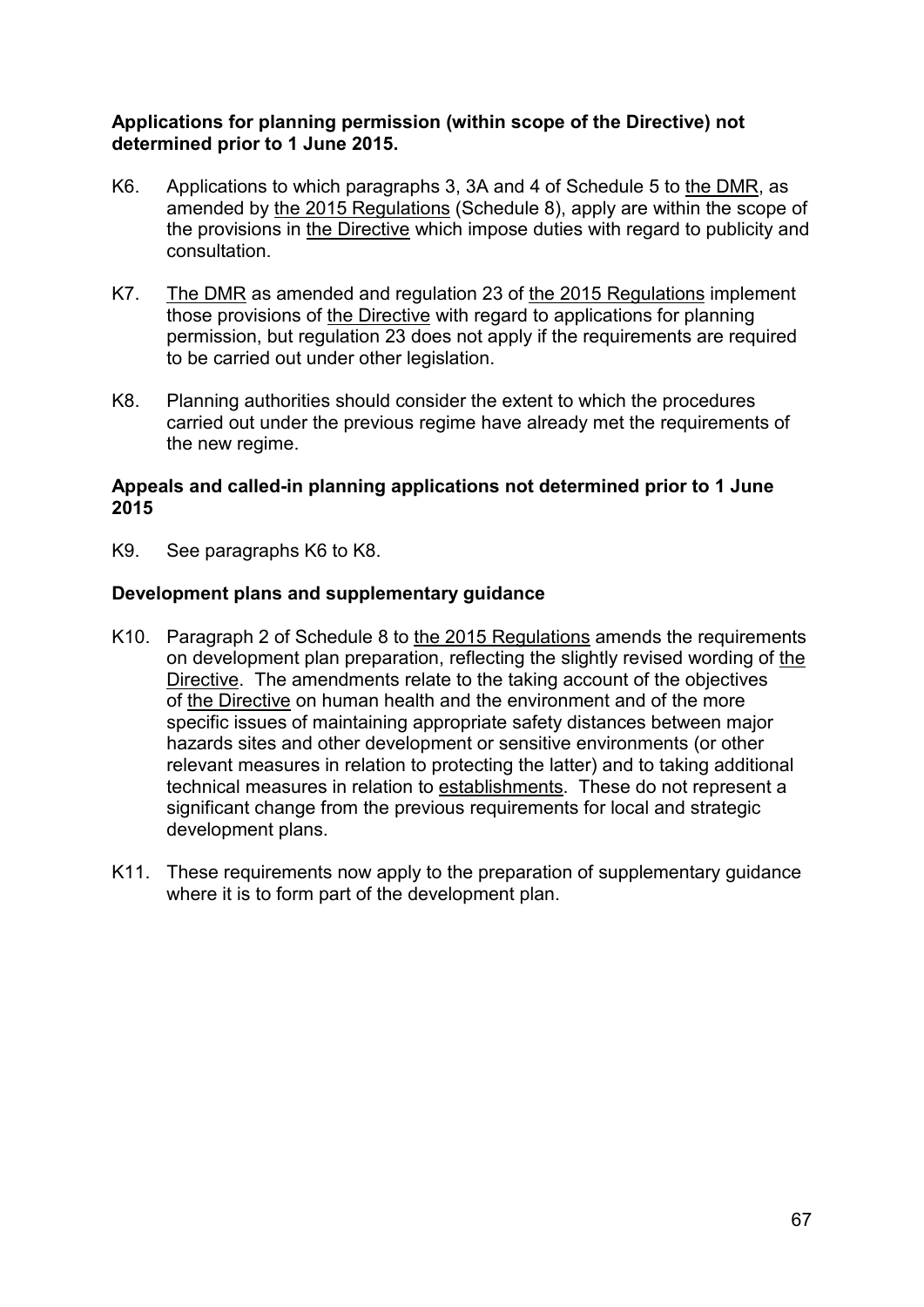**Applications for planning permission (within scope of the Directive) not determined prior to 1 June 2015.**

K6. Applications to which paragraphs 3, 3A and 4 of Schedule 5 to the DMR, as amended by the 2015 Regulations (Schedule 8), apply are within the scope of the provisions in the Directive which impose duties with regard to publicity and consultation.

K7. The DMR as amended and regulation 23 of the 2015 Regulations implement those provisions of the Directive with regard to applications for planning permission, but regulation 23 does not apply if the requirements are required to be carried out under other legislation.

K8. Planning authorities should consider the extent to which the procedures carried out under the previous regime have already met the requirements of the new regime.

**Appeals and called-in planning applications not determined prior to 1 June 2015**

K9. See paragraphs K6 to K8.

**Development plans and supplementary guidance**

K10. Paragraph 2 of Schedule 8 to the 2015 Regulations amends the requirements on development plan preparation, reflecting the slightly revised wording of the Directive. The amendments relate to the taking account of the objectives of the Directive on human health and the environment and of the more specific issues of maintaining appropriate safety distances between major hazards sites and other development or sensitive environments (or other relevant measures in relation to protecting the latter) and to taking additional technical measures in relation to establishments. These do not represent a significant change from the previous requirements for local and strategic development plans.

K11. These requirements now apply to the preparation of supplementary guidance where it is to form part of the development plan.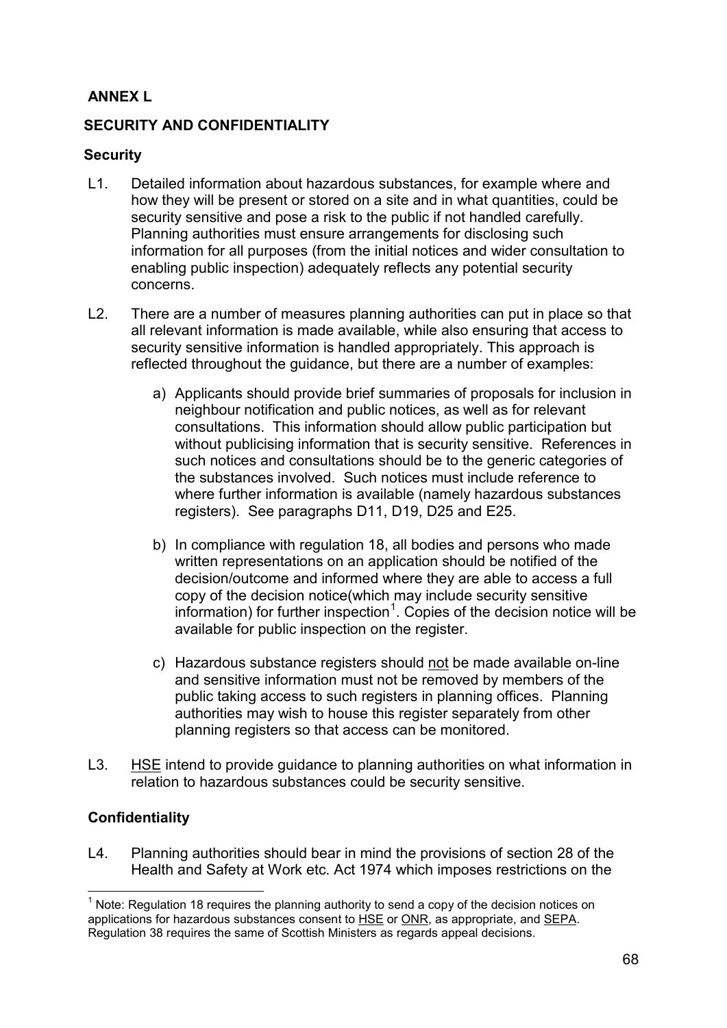## ANNEX L

## SECURITY AND CONFIDENTIALITY

### Security

L1. Detailed information about hazardous substances, for example where and how they will be present or stored on a site and in what quantities, could be security sensitive and pose a risk to the public if not handled carefully. Planning authorities must ensure arrangements for disclosing such information for all purposes (from the initial notices and wider consultation to enabling public inspection) adequately reflects any potential security concerns.

L2. There are a number of measures planning authorities can put in place so that all relevant information is made available, while also ensuring that access to security sensitive information is handled appropriately. This approach is reflected throughout the guidance, but there are a number of examples:

a) Applicants should provide brief summaries of proposals for inclusion in neighbour notification and public notices, as well as for relevant consultations. This information should allow public participation but without publicising information that is security sensitive. References in such notices and consultations should be to the generic categories of the substances involved. Such notices must include reference to where further information is available (namely hazardous substances registers). See paragraphs D11, D19, D25 and E25.

b) In compliance with regulation 18, all bodies and persons who made written representations on an application should be notified of the decision/outcome and informed where they are able to access a full copy of the decision notice(which may include security sensitive information) for further inspection[1]. Copies of the decision notice will be available for public inspection on the register.

c) Hazardous substance registers should <u>not</u> be made available on-line and sensitive information must not be removed by members of the public taking access to such registers in planning offices. Planning authorities may wish to house this register separately from other planning registers so that access can be monitored.

L3. HSE intend to provide guidance to planning authorities on what information in relation to hazardous substances could be security sensitive.

### Confidentiality

L4. Planning authorities should bear in mind the provisions of section 28 of the Health and Safety at Work etc. Act 1974 which imposes restrictions on the

[1] Note: Regulation 18 requires the planning authority to send a copy of the decision notices on applications for hazardous substances consent to HSE or ONR, as appropriate, and SEPA. Regulation 38 requires the same of Scottish Ministers as regards appeal decisions.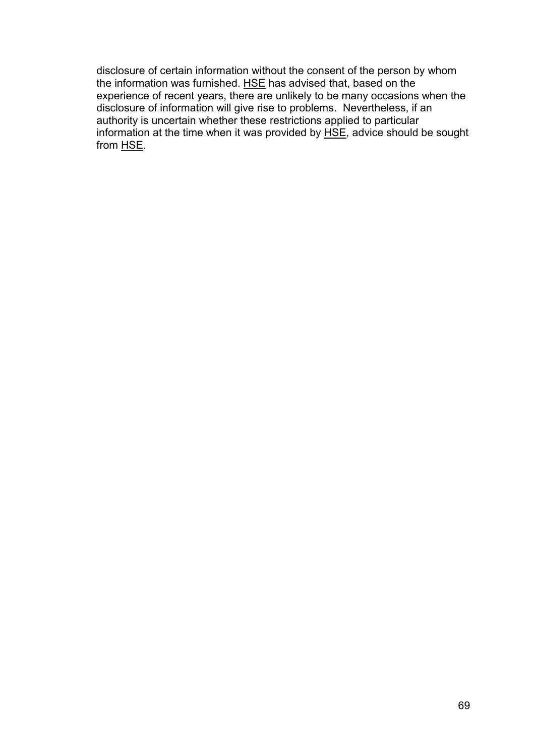disclosure of certain information without the consent of the person by whom the information was furnished. HSE has advised that, based on the experience of recent years, there are unlikely to be many occasions when the disclosure of information will give rise to problems. Nevertheless, if an authority is uncertain whether these restrictions applied to particular information at the time when it was provided by HSE, advice should be sought from HSE.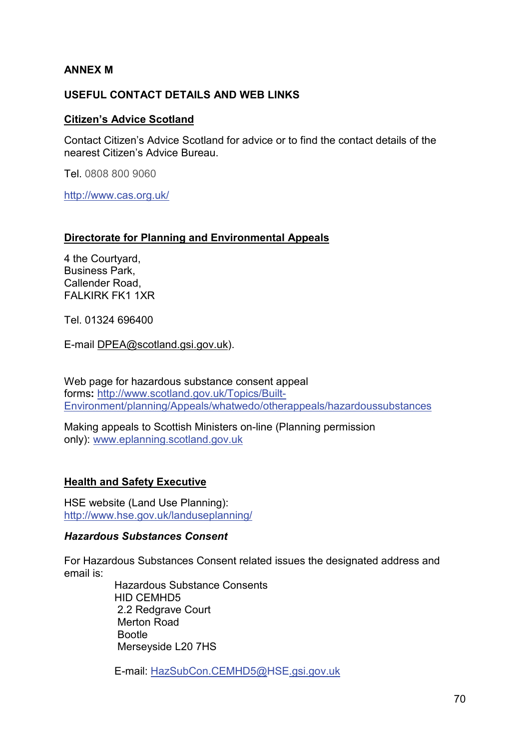## ANNEX M

## USEFUL CONTACT DETAILS AND WEB LINKS

### Citizen's Advice Scotland

Contact Citizen's Advice Scotland for advice or to find the contact details of the nearest Citizen's Advice Bureau.

Tel. 0808 800 9060

http://www.cas.org.uk/

### Directorate for Planning and Environmental Appeals

4 the Courtyard,
Business Park,
Callender Road,
FALKIRK FK1 1XR

Tel. 01324 696400

E-mail DPEA@scotland.gsi.gov.uk).

Web page for hazardous substance consent appeal forms**:** http://www.scotland.gov.uk/Topics/Built-Environment/planning/Appeals/whatwedo/otherappeals/hazardoussubstances

Making appeals to Scottish Ministers on-line (Planning permission only): www.eplanning.scotland.gov.uk

### Health and Safety Executive

HSE website (Land Use Planning): http://www.hse.gov.uk/landuseplanning/

#### *Hazardous Substances Consent*

For Hazardous Substances Consent related issues the designated address and email is:

Hazardous Substance Consents
HID CEMHD5
2.2 Redgrave Court
Merton Road
Bootle
Merseyside L20 7HS

E-mail: HazSubCon.CEMHD5@HSE.gsi.gov.uk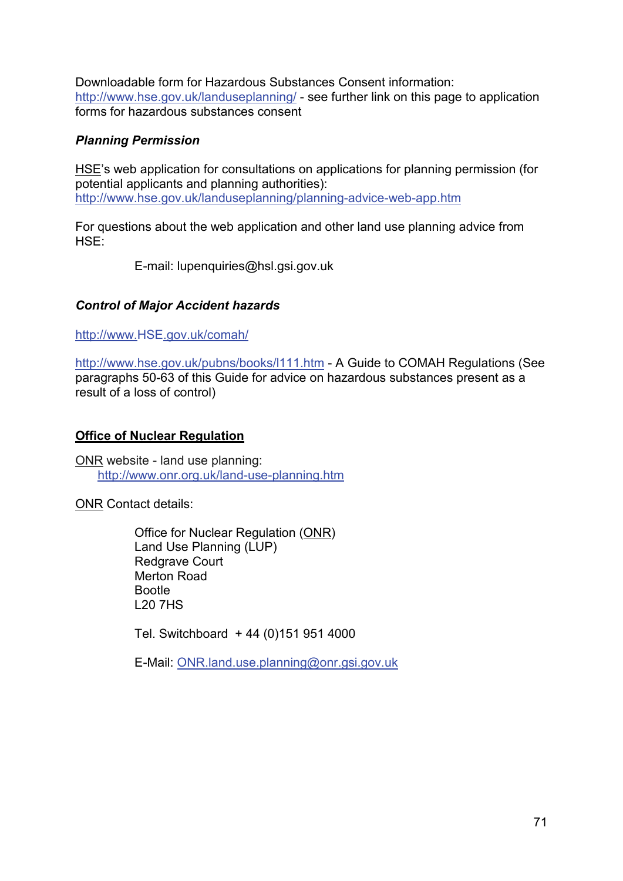Downloadable form for Hazardous Substances Consent information: http://www.hse.gov.uk/landuseplanning/ - see further link on this page to application forms for hazardous substances consent

***Planning Permission***

HSE's web application for consultations on applications for planning permission (for potential applicants and planning authorities): http://www.hse.gov.uk/landuseplanning/planning-advice-web-app.htm

For questions about the web application and other land use planning advice from HSE:

E-mail: lupenquiries@hsl.gsi.gov.uk

***Control of Major Accident hazards***

http://www.HSE.gov.uk/comah/

http://www.hse.gov.uk/pubns/books/l111.htm - A Guide to COMAH Regulations (See paragraphs 50-63 of this Guide for advice on hazardous substances present as a result of a loss of control)

**Office of Nuclear Regulation**

ONR website - land use planning:
http://www.onr.org.uk/land-use-planning.htm

ONR Contact details:

Office for Nuclear Regulation (ONR)
Land Use Planning (LUP)
Redgrave Court
Merton Road
Bootle
L20 7HS

Tel. Switchboard + 44 (0)151 951 4000

E-Mail: ONR.land.use.planning@onr.gsi.gov.uk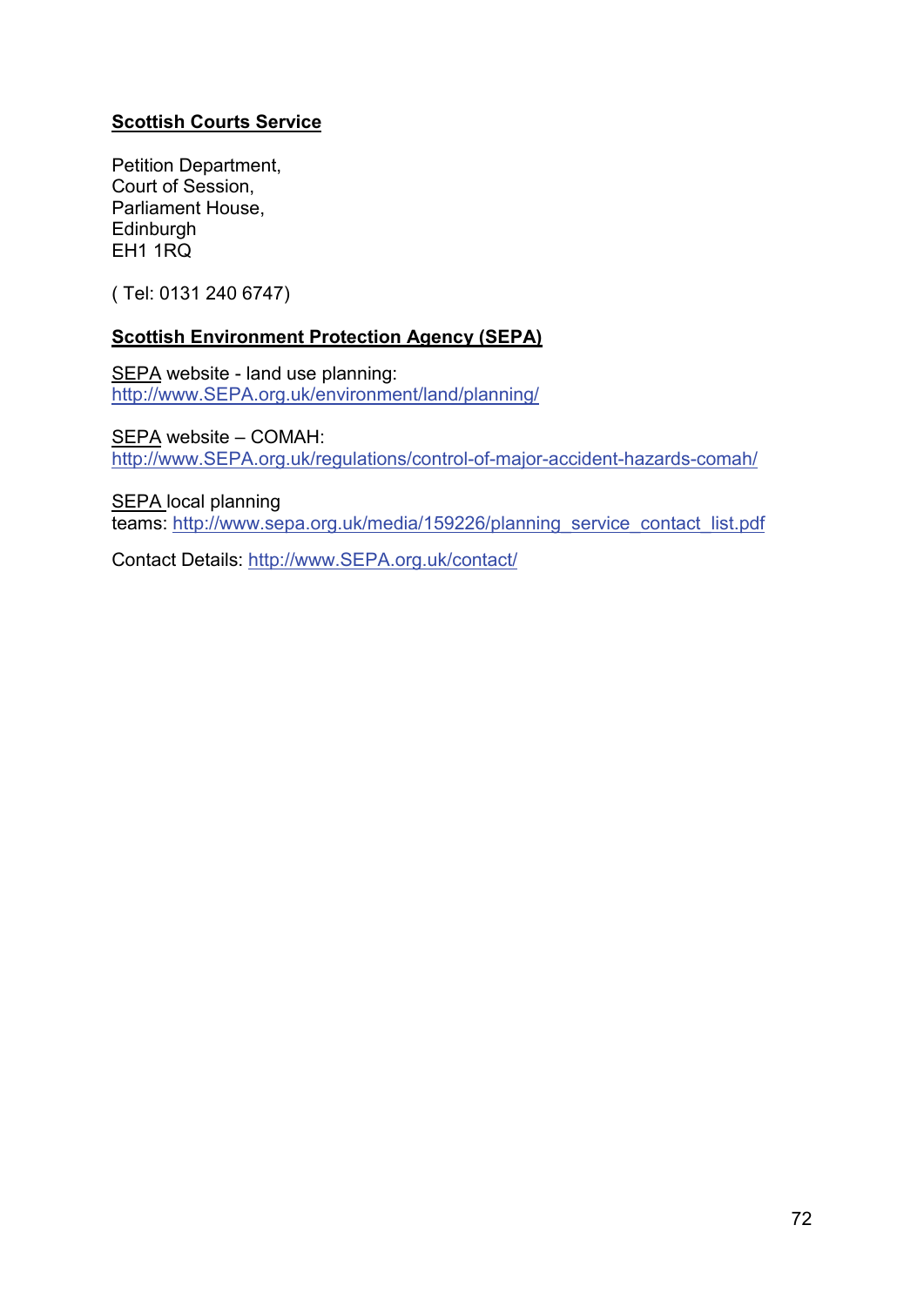**Scottish Courts Service**

Petition Department,  
Court of Session,  
Parliament House,  
Edinburgh  
EH1 1RQ

( Tel: 0131 240 6747)

**Scottish Environment Protection Agency (SEPA)**

SEPA website - land use planning:  
http://www.SEPA.org.uk/environment/land/planning/

SEPA website – COMAH:  
http://www.SEPA.org.uk/regulations/control-of-major-accident-hazards-comah/

SEPA local planning  
teams: http://www.sepa.org.uk/media/159226/planning_service_contact_list.pdf

Contact Details: http://www.SEPA.org.uk/contact/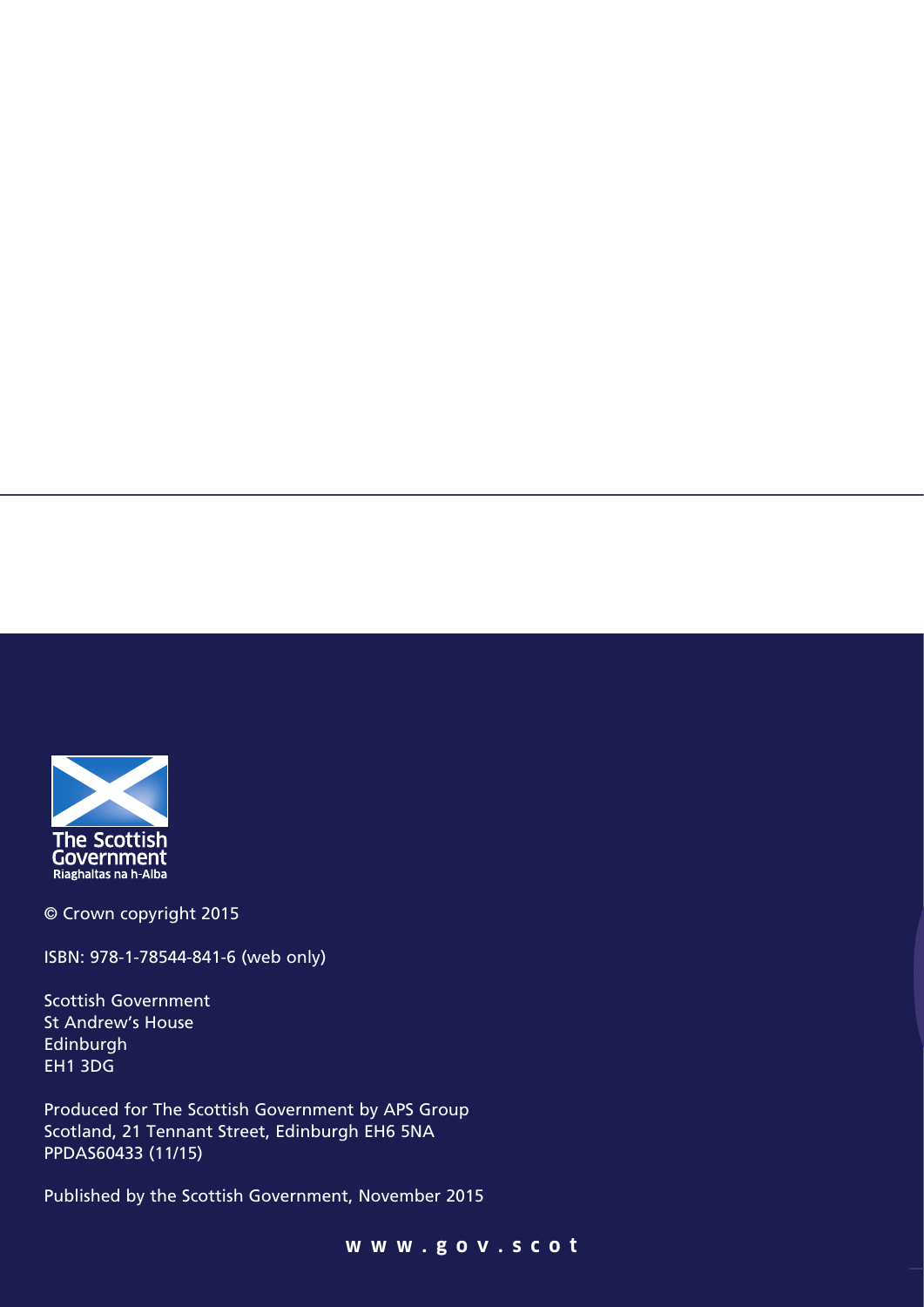The Scottish Government
Riaghaltas na h-Alba

© Crown copyright 2015

ISBN: 978-1-78544-841-6 (web only)

Scottish Government
St Andrew's House
Edinburgh
EH1 3DG

Produced for The Scottish Government by APS Group Scotland, 21 Tennant Street, Edinburgh EH6 5NA
PPDAS60433 (11/15)

Published by the Scottish Government, November 2015

www.gov.scot